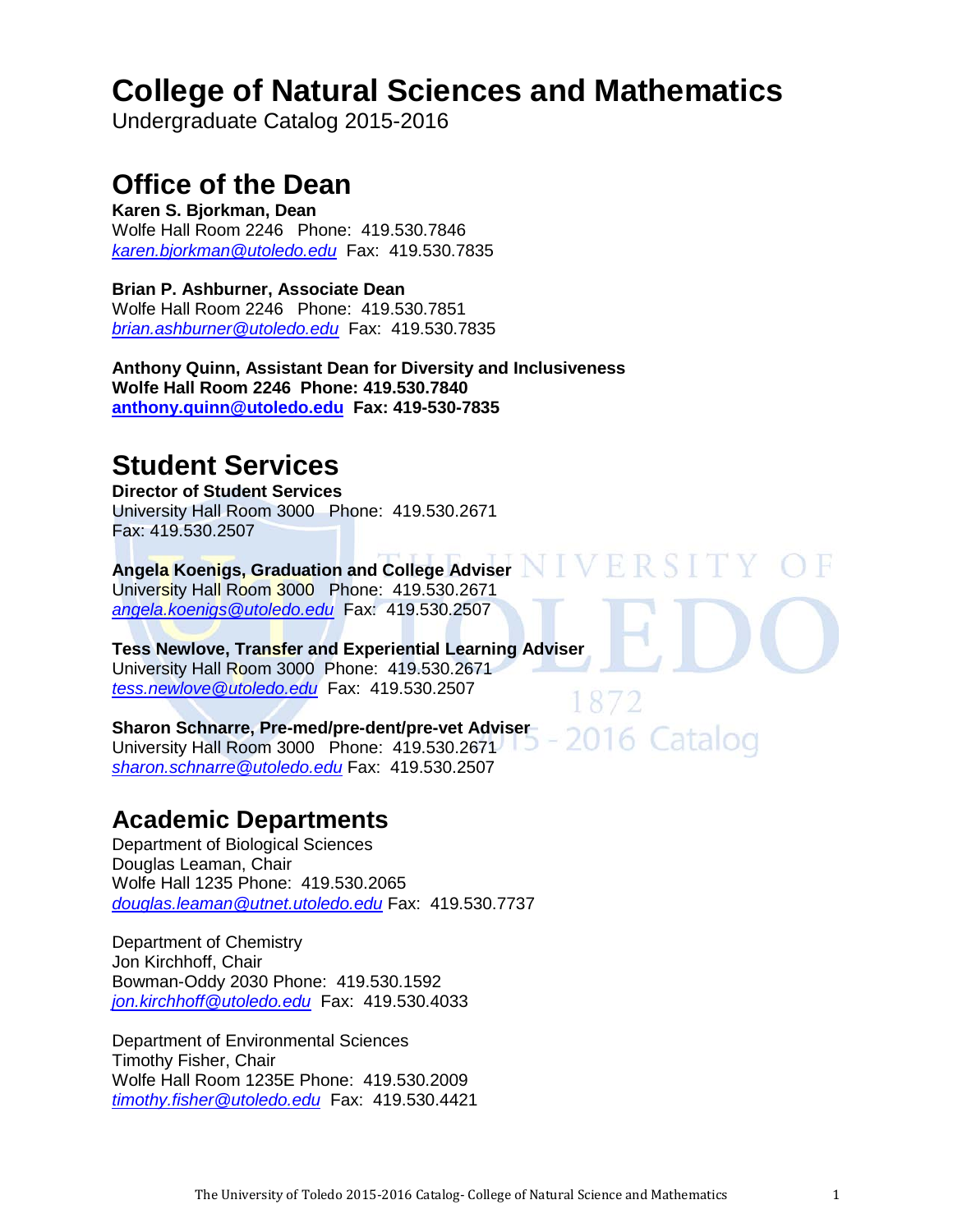# College of Natural Sciences and Mathematics

Undergraduate Catalog 2015-2016

## Office of the Dean

**Karen S. Bjorkman, Dean**
Wolfe Hall Room 2246 Phone: 419.530.7846
*karen.bjorkman@utoledo.edu* Fax: 419.530.7835

**Brian P. Ashburner, Associate Dean**
Wolfe Hall Room 2246 Phone: 419.530.7851
*brian.ashburner@utoledo.edu* Fax: 419.530.7835

**Anthony Quinn, Assistant Dean for Diversity and Inclusiveness**
**Wolfe Hall Room 2246 Phone: 419.530.7840**
**anthony.quinn@utoledo.edu Fax: 419-530-7835**

## Student Services

**Director of Student Services**
University Hall Room 3000 Phone: 419.530.2671
Fax: 419.530.2507

**Angela Koenigs, Graduation and College Adviser**
University Hall Room 3000 Phone: 419.530.2671
*angela.koenigs@utoledo.edu* Fax: 419.530.2507

**Tess Newlove, Transfer and Experiential Learning Adviser**
University Hall Room 3000 Phone: 419.530.2671
*tess.newlove@utoledo.edu* Fax: 419.530.2507

**Sharon Schnarre, Pre-med/pre-dent/pre-vet Adviser**
University Hall Room 3000 Phone: 419.530.2671
*sharon.schnarre@utoledo.edu* Fax: 419.530.2507

## Academic Departments

Department of Biological Sciences
Douglas Leaman, Chair
Wolfe Hall 1235 Phone: 419.530.2065
*douglas.leaman@utnet.utoledo.edu* Fax: 419.530.7737

Department of Chemistry
Jon Kirchhoff, Chair
Bowman-Oddy 2030 Phone: 419.530.1592
*jon.kirchhoff@utoledo.edu* Fax: 419.530.4033

Department of Environmental Sciences
Timothy Fisher, Chair
Wolfe Hall Room 1235E Phone: 419.530.2009
*timothy.fisher@utoledo.edu* Fax: 419.530.4421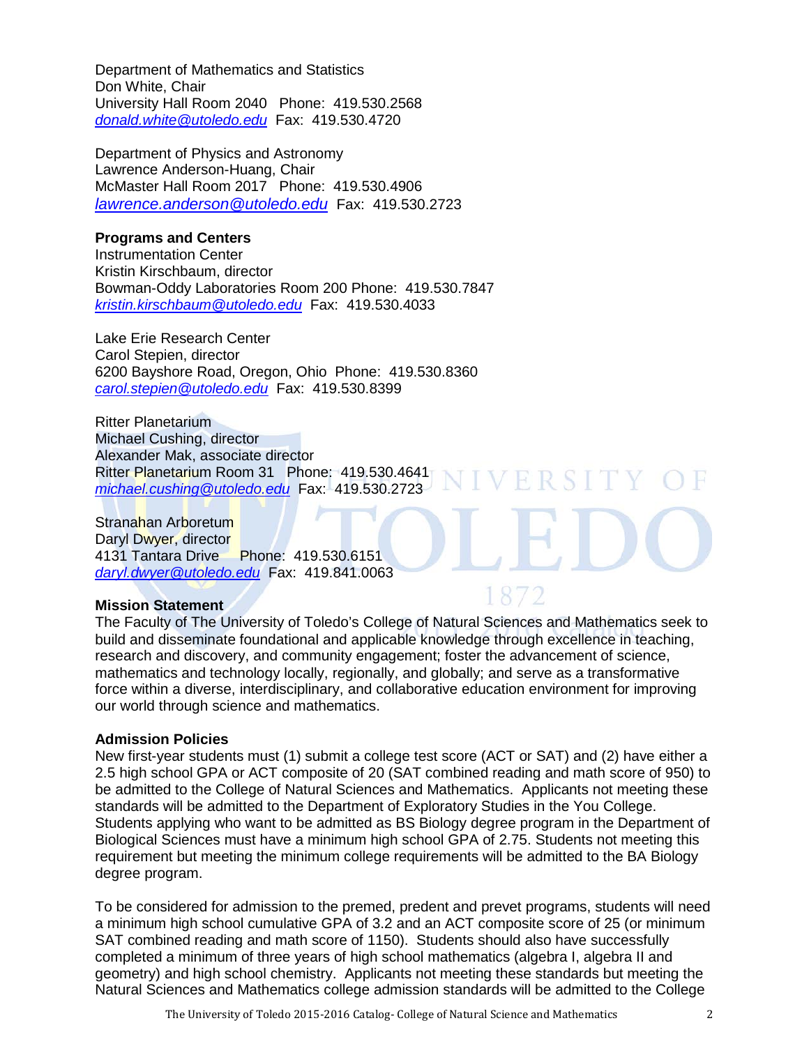Department of Mathematics and Statistics
Don White, Chair
University Hall Room 2040 Phone: 419.530.2568
donald.white@utoledo.edu Fax: 419.530.4720

Department of Physics and Astronomy
Lawrence Anderson-Huang, Chair
McMaster Hall Room 2017 Phone: 419.530.4906
lawrence.anderson@utoledo.edu Fax: 419.530.2723

**Programs and Centers**

Instrumentation Center
Kristin Kirschbaum, director
Bowman-Oddy Laboratories Room 200 Phone: 419.530.7847
kristin.kirschbaum@utoledo.edu Fax: 419.530.4033

Lake Erie Research Center
Carol Stepien, director
6200 Bayshore Road, Oregon, Ohio Phone: 419.530.8360
carol.stepien@utoledo.edu Fax: 419.530.8399

Ritter Planetarium
Michael Cushing, director
Alexander Mak, associate director
Ritter Planetarium Room 31 Phone: 419.530.4641
michael.cushing@utoledo.edu Fax: 419.530.2723

Stranahan Arboretum
Daryl Dwyer, director
4131 Tantara Drive Phone: 419.530.6151
daryl.dwyer@utoledo.edu Fax: 419.841.0063

**Mission Statement**

The Faculty of The University of Toledo's College of Natural Sciences and Mathematics seek to build and disseminate foundational and applicable knowledge through excellence in teaching, research and discovery, and community engagement; foster the advancement of science, mathematics and technology locally, regionally, and globally; and serve as a transformative force within a diverse, interdisciplinary, and collaborative education environment for improving our world through science and mathematics.

**Admission Policies**

New first-year students must (1) submit a college test score (ACT or SAT) and (2) have either a 2.5 high school GPA or ACT composite of 20 (SAT combined reading and math score of 950) to be admitted to the College of Natural Sciences and Mathematics. Applicants not meeting these standards will be admitted to the Department of Exploratory Studies in the You College. Students applying who want to be admitted as BS Biology degree program in the Department of Biological Sciences must have a minimum high school GPA of 2.75. Students not meeting this requirement but meeting the minimum college requirements will be admitted to the BA Biology degree program.

To be considered for admission to the premed, predent and prevet programs, students will need a minimum high school cumulative GPA of 3.2 and an ACT composite score of 25 (or minimum SAT combined reading and math score of 1150). Students should also have successfully completed a minimum of three years of high school mathematics (algebra I, algebra II and geometry) and high school chemistry. Applicants not meeting these standards but meeting the Natural Sciences and Mathematics college admission standards will be admitted to the College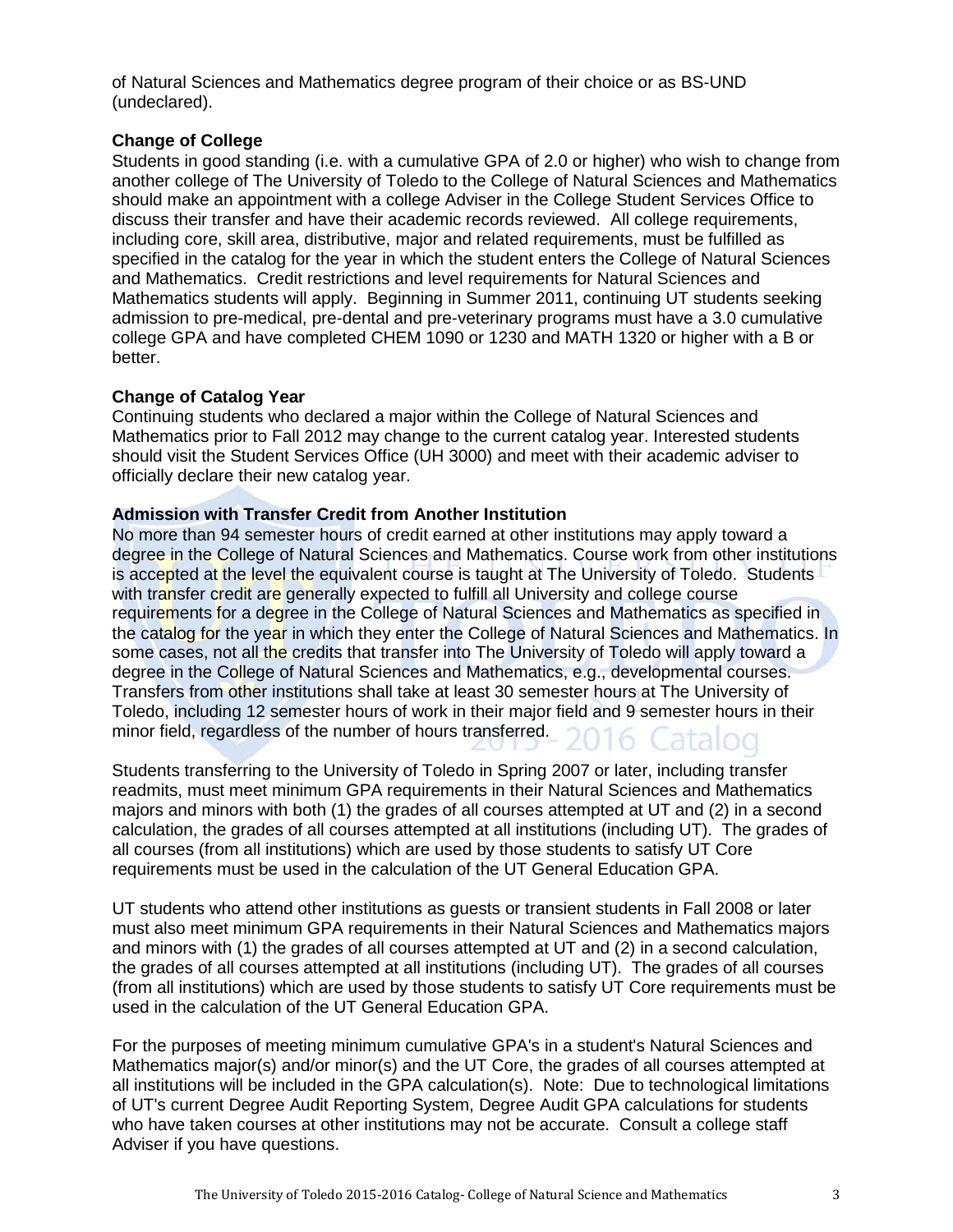of Natural Sciences and Mathematics degree program of their choice or as BS-UND (undeclared).

### Change of College

Students in good standing (i.e. with a cumulative GPA of 2.0 or higher) who wish to change from another college of The University of Toledo to the College of Natural Sciences and Mathematics should make an appointment with a college Adviser in the College Student Services Office to discuss their transfer and have their academic records reviewed. All college requirements, including core, skill area, distributive, major and related requirements, must be fulfilled as specified in the catalog for the year in which the student enters the College of Natural Sciences and Mathematics. Credit restrictions and level requirements for Natural Sciences and Mathematics students will apply. Beginning in Summer 2011, continuing UT students seeking admission to pre-medical, pre-dental and pre-veterinary programs must have a 3.0 cumulative college GPA and have completed CHEM 1090 or 1230 and MATH 1320 or higher with a B or better.

### Change of Catalog Year

Continuing students who declared a major within the College of Natural Sciences and Mathematics prior to Fall 2012 may change to the current catalog year. Interested students should visit the Student Services Office (UH 3000) and meet with their academic adviser to officially declare their new catalog year.

### Admission with Transfer Credit from Another Institution

No more than 94 semester hours of credit earned at other institutions may apply toward a degree in the College of Natural Sciences and Mathematics. Course work from other institutions is accepted at the level the equivalent course is taught at The University of Toledo. Students with transfer credit are generally expected to fulfill all University and college course requirements for a degree in the College of Natural Sciences and Mathematics as specified in the catalog for the year in which they enter the College of Natural Sciences and Mathematics. In some cases, not all the credits that transfer into The University of Toledo will apply toward a degree in the College of Natural Sciences and Mathematics, e.g., developmental courses. Transfers from other institutions shall take at least 30 semester hours at The University of Toledo, including 12 semester hours of work in their major field and 9 semester hours in their minor field, regardless of the number of hours transferred.

Students transferring to the University of Toledo in Spring 2007 or later, including transfer readmits, must meet minimum GPA requirements in their Natural Sciences and Mathematics majors and minors with both (1) the grades of all courses attempted at UT and (2) in a second calculation, the grades of all courses attempted at all institutions (including UT). The grades of all courses (from all institutions) which are used by those students to satisfy UT Core requirements must be used in the calculation of the UT General Education GPA.

UT students who attend other institutions as guests or transient students in Fall 2008 or later must also meet minimum GPA requirements in their Natural Sciences and Mathematics majors and minors with (1) the grades of all courses attempted at UT and (2) in a second calculation, the grades of all courses attempted at all institutions (including UT). The grades of all courses (from all institutions) which are used by those students to satisfy UT Core requirements must be used in the calculation of the UT General Education GPA.

For the purposes of meeting minimum cumulative GPA's in a student's Natural Sciences and Mathematics major(s) and/or minor(s) and the UT Core, the grades of all courses attempted at all institutions will be included in the GPA calculation(s). Note: Due to technological limitations of UT's current Degree Audit Reporting System, Degree Audit GPA calculations for students who have taken courses at other institutions may not be accurate. Consult a college staff Adviser if you have questions.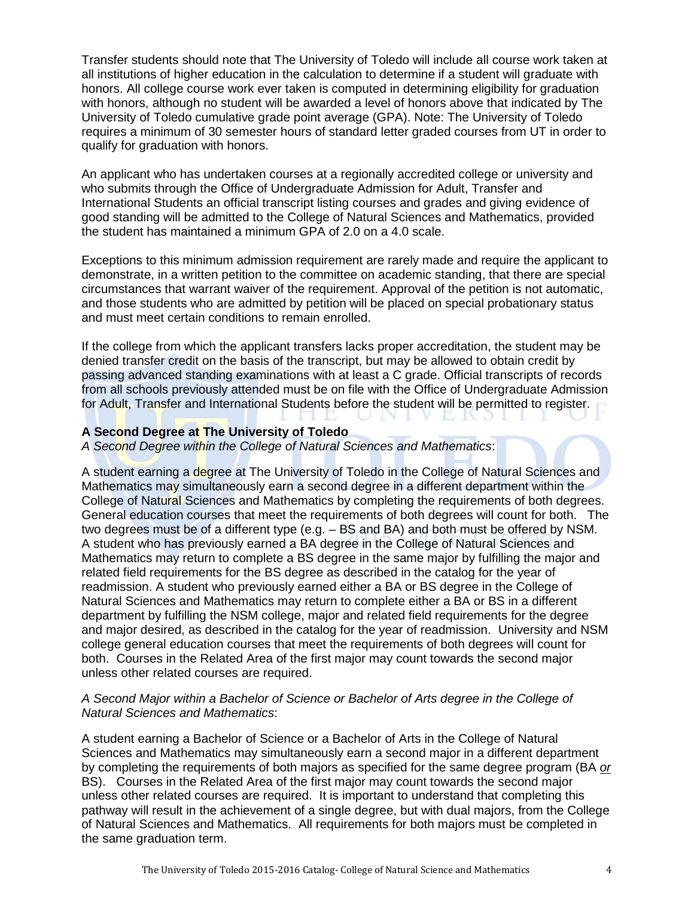Transfer students should note that The University of Toledo will include all course work taken at all institutions of higher education in the calculation to determine if a student will graduate with honors. All college course work ever taken is computed in determining eligibility for graduation with honors, although no student will be awarded a level of honors above that indicated by The University of Toledo cumulative grade point average (GPA). Note: The University of Toledo requires a minimum of 30 semester hours of standard letter graded courses from UT in order to qualify for graduation with honors.

An applicant who has undertaken courses at a regionally accredited college or university and who submits through the Office of Undergraduate Admission for Adult, Transfer and International Students an official transcript listing courses and grades and giving evidence of good standing will be admitted to the College of Natural Sciences and Mathematics, provided the student has maintained a minimum GPA of 2.0 on a 4.0 scale.

Exceptions to this minimum admission requirement are rarely made and require the applicant to demonstrate, in a written petition to the committee on academic standing, that there are special circumstances that warrant waiver of the requirement. Approval of the petition is not automatic, and those students who are admitted by petition will be placed on special probationary status and must meet certain conditions to remain enrolled.

If the college from which the applicant transfers lacks proper accreditation, the student may be denied transfer credit on the basis of the transcript, but may be allowed to obtain credit by passing advanced standing examinations with at least a C grade. Official transcripts of records from all schools previously attended must be on file with the Office of Undergraduate Admission for Adult, Transfer and International Students before the student will be permitted to register.

**A Second Degree at The University of Toledo**

*A Second Degree within the College of Natural Sciences and Mathematics*:

A student earning a degree at The University of Toledo in the College of Natural Sciences and Mathematics may simultaneously earn a second degree in a different department within the College of Natural Sciences and Mathematics by completing the requirements of both degrees. General education courses that meet the requirements of both degrees will count for both. The two degrees must be of a different type (e.g. – BS and BA) and both must be offered by NSM. A student who has previously earned a BA degree in the College of Natural Sciences and Mathematics may return to complete a BS degree in the same major by fulfilling the major and related field requirements for the BS degree as described in the catalog for the year of readmission. A student who previously earned either a BA or BS degree in the College of Natural Sciences and Mathematics may return to complete either a BA or BS in a different department by fulfilling the NSM college, major and related field requirements for the degree and major desired, as described in the catalog for the year of readmission. University and NSM college general education courses that meet the requirements of both degrees will count for both. Courses in the Related Area of the first major may count towards the second major unless other related courses are required.

*A Second Major within a Bachelor of Science or Bachelor of Arts degree in the College of Natural Sciences and Mathematics*:

A student earning a Bachelor of Science or a Bachelor of Arts in the College of Natural Sciences and Mathematics may simultaneously earn a second major in a different department by completing the requirements of both majors as specified for the same degree program (BA *or* BS). Courses in the Related Area of the first major may count towards the second major unless other related courses are required. It is important to understand that completing this pathway will result in the achievement of a single degree, but with dual majors, from the College of Natural Sciences and Mathematics. All requirements for both majors must be completed in the same graduation term.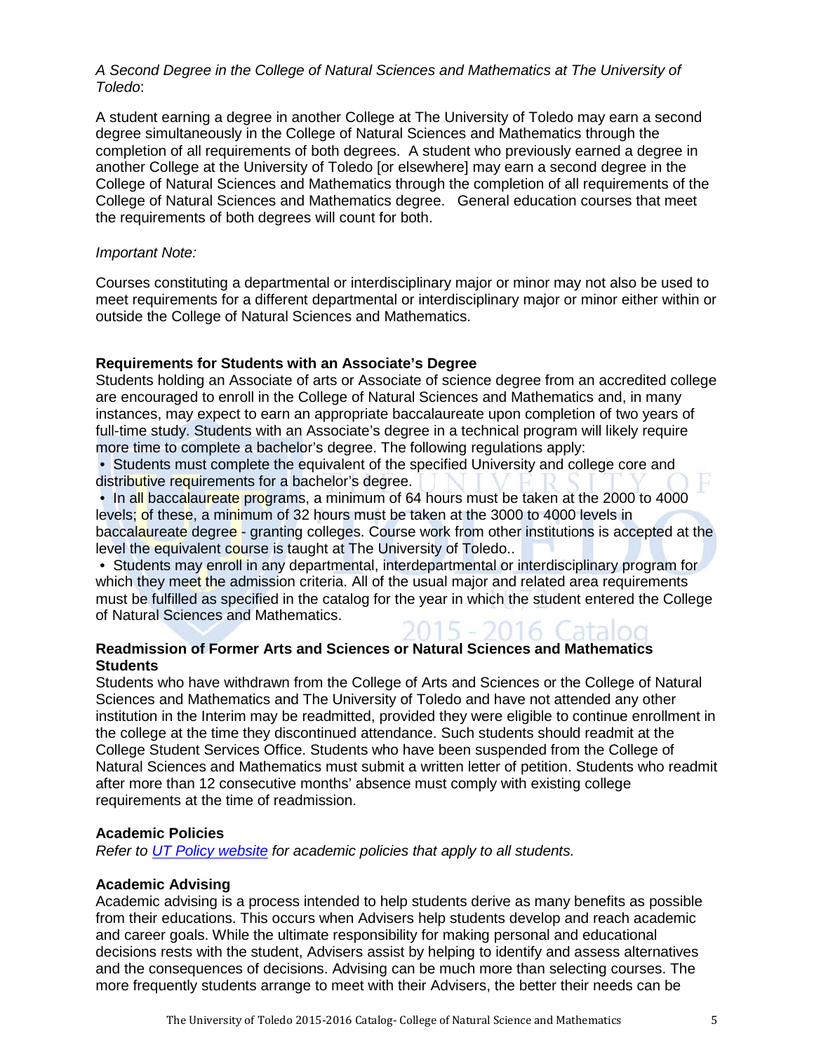*A Second Degree in the College of Natural Sciences and Mathematics at The University of Toledo*:

A student earning a degree in another College at The University of Toledo may earn a second degree simultaneously in the College of Natural Sciences and Mathematics through the completion of all requirements of both degrees. A student who previously earned a degree in another College at the University of Toledo [or elsewhere] may earn a second degree in the College of Natural Sciences and Mathematics through the completion of all requirements of the College of Natural Sciences and Mathematics degree. General education courses that meet the requirements of both degrees will count for both.

*Important Note:*

Courses constituting a departmental or interdisciplinary major or minor may not also be used to meet requirements for a different departmental or interdisciplinary major or minor either within or outside the College of Natural Sciences and Mathematics.

**Requirements for Students with an Associate's Degree**

Students holding an Associate of arts or Associate of science degree from an accredited college are encouraged to enroll in the College of Natural Sciences and Mathematics and, in many instances, may expect to earn an appropriate baccalaureate upon completion of two years of full-time study. Students with an Associate's degree in a technical program will likely require more time to complete a bachelor's degree. The following regulations apply:

- Students must complete the equivalent of the specified University and college core and distributive requirements for a bachelor's degree.
- In all baccalaureate programs, a minimum of 64 hours must be taken at the 2000 to 4000 levels; of these, a minimum of 32 hours must be taken at the 3000 to 4000 levels in baccalaureate degree - granting colleges. Course work from other institutions is accepted at the level the equivalent course is taught at The University of Toledo..
- Students may enroll in any departmental, interdepartmental or interdisciplinary program for which they meet the admission criteria. All of the usual major and related area requirements must be fulfilled as specified in the catalog for the year in which the student entered the College of Natural Sciences and Mathematics.

**Readmission of Former Arts and Sciences or Natural Sciences and Mathematics Students**

Students who have withdrawn from the College of Arts and Sciences or the College of Natural Sciences and Mathematics and The University of Toledo and have not attended any other institution in the Interim may be readmitted, provided they were eligible to continue enrollment in the college at the time they discontinued attendance. Such students should readmit at the College Student Services Office. Students who have been suspended from the College of Natural Sciences and Mathematics must submit a written letter of petition. Students who readmit after more than 12 consecutive months' absence must comply with existing college requirements at the time of readmission.

**Academic Policies**

*Refer to [UT Policy website] for academic policies that apply to all students.*

**Academic Advising**

Academic advising is a process intended to help students derive as many benefits as possible from their educations. This occurs when Advisers help students develop and reach academic and career goals. While the ultimate responsibility for making personal and educational decisions rests with the student, Advisers assist by helping to identify and assess alternatives and the consequences of decisions. Advising can be much more than selecting courses. The more frequently students arrange to meet with their Advisers, the better their needs can be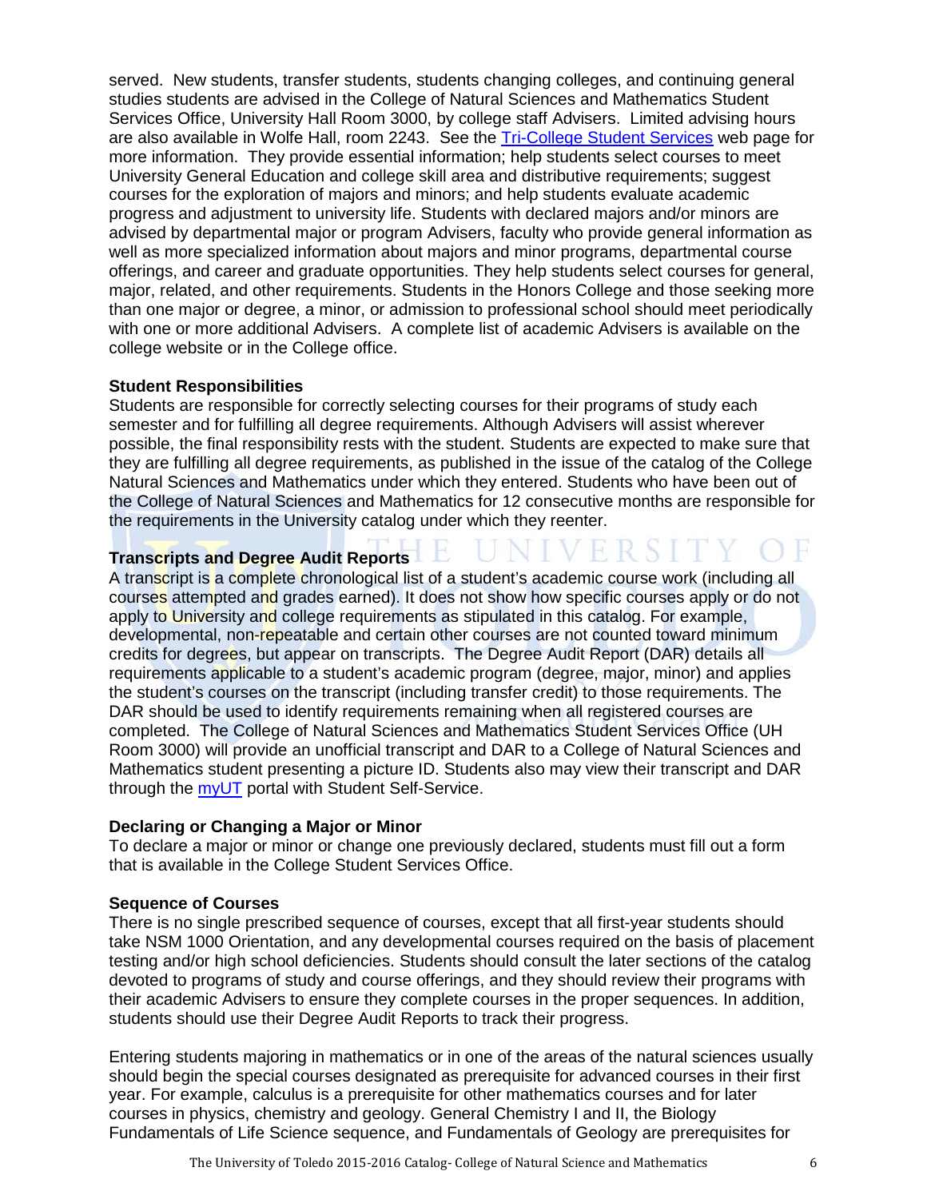served. New students, transfer students, students changing colleges, and continuing general studies students are advised in the College of Natural Sciences and Mathematics Student Services Office, University Hall Room 3000, by college staff Advisers. Limited advising hours are also available in Wolfe Hall, room 2243. See the [Tri-College Student Services]() web page for more information. They provide essential information; help students select courses to meet University General Education and college skill area and distributive requirements; suggest courses for the exploration of majors and minors; and help students evaluate academic progress and adjustment to university life. Students with declared majors and/or minors are advised by departmental major or program Advisers, faculty who provide general information as well as more specialized information about majors and minor programs, departmental course offerings, and career and graduate opportunities. They help students select courses for general, major, related, and other requirements. Students in the Honors College and those seeking more than one major or degree, a minor, or admission to professional school should meet periodically with one or more additional Advisers. A complete list of academic Advisers is available on the college website or in the College office.

**Student Responsibilities**

Students are responsible for correctly selecting courses for their programs of study each semester and for fulfilling all degree requirements. Although Advisers will assist wherever possible, the final responsibility rests with the student. Students are expected to make sure that they are fulfilling all degree requirements, as published in the issue of the catalog of the College Natural Sciences and Mathematics under which they entered. Students who have been out of the College of Natural Sciences and Mathematics for 12 consecutive months are responsible for the requirements in the University catalog under which they reenter.

**Transcripts and Degree Audit Reports**

A transcript is a complete chronological list of a student's academic course work (including all courses attempted and grades earned). It does not show how specific courses apply or do not apply to University and college requirements as stipulated in this catalog. For example, developmental, non-repeatable and certain other courses are not counted toward minimum credits for degrees, but appear on transcripts. The Degree Audit Report (DAR) details all requirements applicable to a student's academic program (degree, major, minor) and applies the student's courses on the transcript (including transfer credit) to those requirements. The DAR should be used to identify requirements remaining when all registered courses are completed. The College of Natural Sciences and Mathematics Student Services Office (UH Room 3000) will provide an unofficial transcript and DAR to a College of Natural Sciences and Mathematics student presenting a picture ID. Students also may view their transcript and DAR through the [myUT]() portal with Student Self-Service.

**Declaring or Changing a Major or Minor**

To declare a major or minor or change one previously declared, students must fill out a form that is available in the College Student Services Office.

**Sequence of Courses**

There is no single prescribed sequence of courses, except that all first-year students should take NSM 1000 Orientation, and any developmental courses required on the basis of placement testing and/or high school deficiencies. Students should consult the later sections of the catalog devoted to programs of study and course offerings, and they should review their programs with their academic Advisers to ensure they complete courses in the proper sequences. In addition, students should use their Degree Audit Reports to track their progress.

Entering students majoring in mathematics or in one of the areas of the natural sciences usually should begin the special courses designated as prerequisite for advanced courses in their first year. For example, calculus is a prerequisite for other mathematics courses and for later courses in physics, chemistry and geology. General Chemistry I and II, the Biology Fundamentals of Life Science sequence, and Fundamentals of Geology are prerequisites for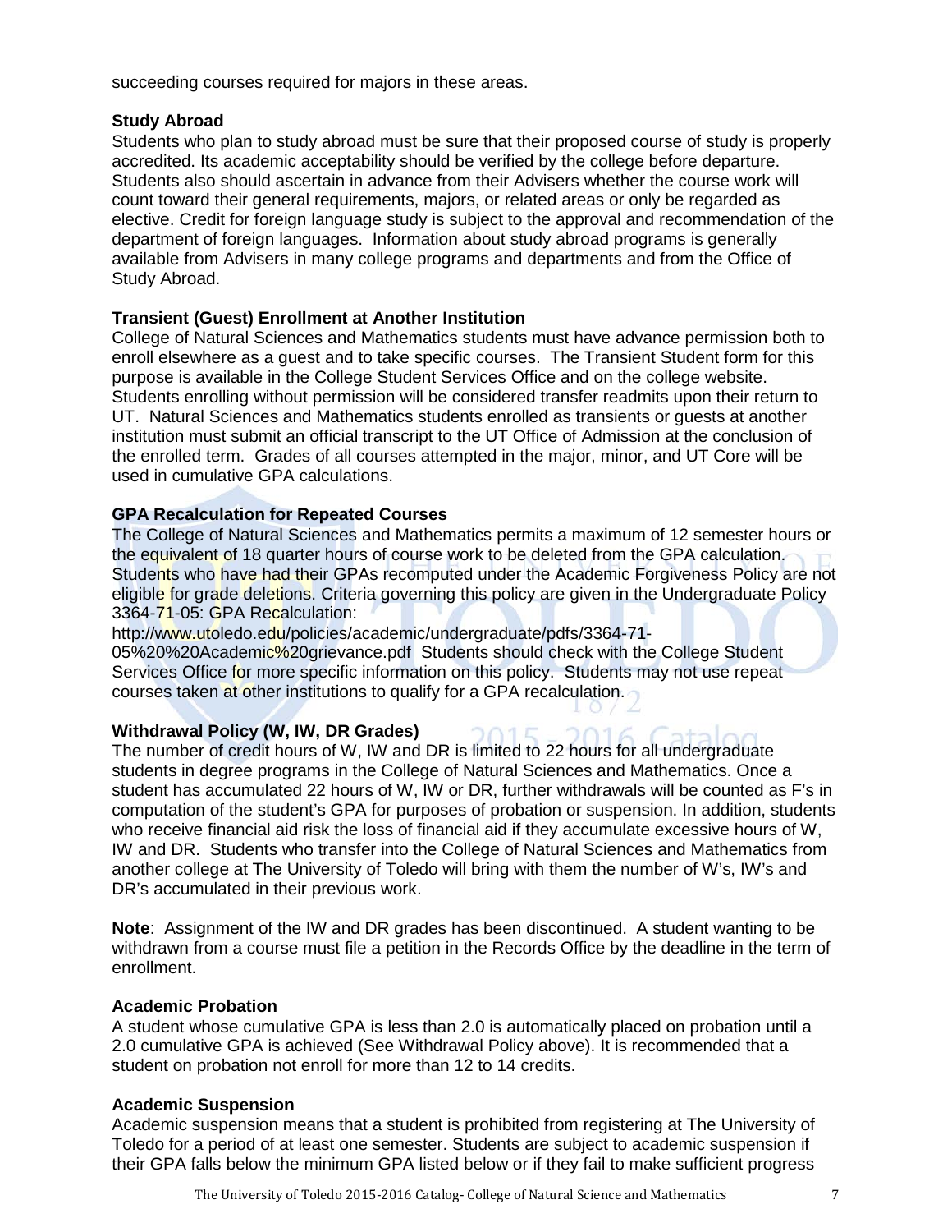succeeding courses required for majors in these areas.

### Study Abroad

Students who plan to study abroad must be sure that their proposed course of study is properly accredited. Its academic acceptability should be verified by the college before departure. Students also should ascertain in advance from their Advisers whether the course work will count toward their general requirements, majors, or related areas or only be regarded as elective. Credit for foreign language study is subject to the approval and recommendation of the department of foreign languages. Information about study abroad programs is generally available from Advisers in many college programs and departments and from the Office of Study Abroad.

### Transient (Guest) Enrollment at Another Institution

College of Natural Sciences and Mathematics students must have advance permission both to enroll elsewhere as a guest and to take specific courses. The Transient Student form for this purpose is available in the College Student Services Office and on the college website. Students enrolling without permission will be considered transfer readmits upon their return to UT. Natural Sciences and Mathematics students enrolled as transients or guests at another institution must submit an official transcript to the UT Office of Admission at the conclusion of the enrolled term. Grades of all courses attempted in the major, minor, and UT Core will be used in cumulative GPA calculations.

### GPA Recalculation for Repeated Courses

The College of Natural Sciences and Mathematics permits a maximum of 12 semester hours or the equivalent of 18 quarter hours of course work to be deleted from the GPA calculation. Students who have had their GPAs recomputed under the Academic Forgiveness Policy are not eligible for grade deletions. Criteria governing this policy are given in the Undergraduate Policy 3364-71-05: GPA Recalculation:
http://www.utoledo.edu/policies/academic/undergraduate/pdfs/3364-71-05%20%20Academic%20grievance.pdf Students should check with the College Student Services Office for more specific information on this policy. Students may not use repeat courses taken at other institutions to qualify for a GPA recalculation.

### Withdrawal Policy (W, IW, DR Grades)

The number of credit hours of W, IW and DR is limited to 22 hours for all undergraduate students in degree programs in the College of Natural Sciences and Mathematics. Once a student has accumulated 22 hours of W, IW or DR, further withdrawals will be counted as F's in computation of the student's GPA for purposes of probation or suspension. In addition, students who receive financial aid risk the loss of financial aid if they accumulate excessive hours of W, IW and DR. Students who transfer into the College of Natural Sciences and Mathematics from another college at The University of Toledo will bring with them the number of W's, IW's and DR's accumulated in their previous work.

**Note**: Assignment of the IW and DR grades has been discontinued. A student wanting to be withdrawn from a course must file a petition in the Records Office by the deadline in the term of enrollment.

### Academic Probation

A student whose cumulative GPA is less than 2.0 is automatically placed on probation until a 2.0 cumulative GPA is achieved (See Withdrawal Policy above). It is recommended that a student on probation not enroll for more than 12 to 14 credits.

### Academic Suspension

Academic suspension means that a student is prohibited from registering at The University of Toledo for a period of at least one semester. Students are subject to academic suspension if their GPA falls below the minimum GPA listed below or if they fail to make sufficient progress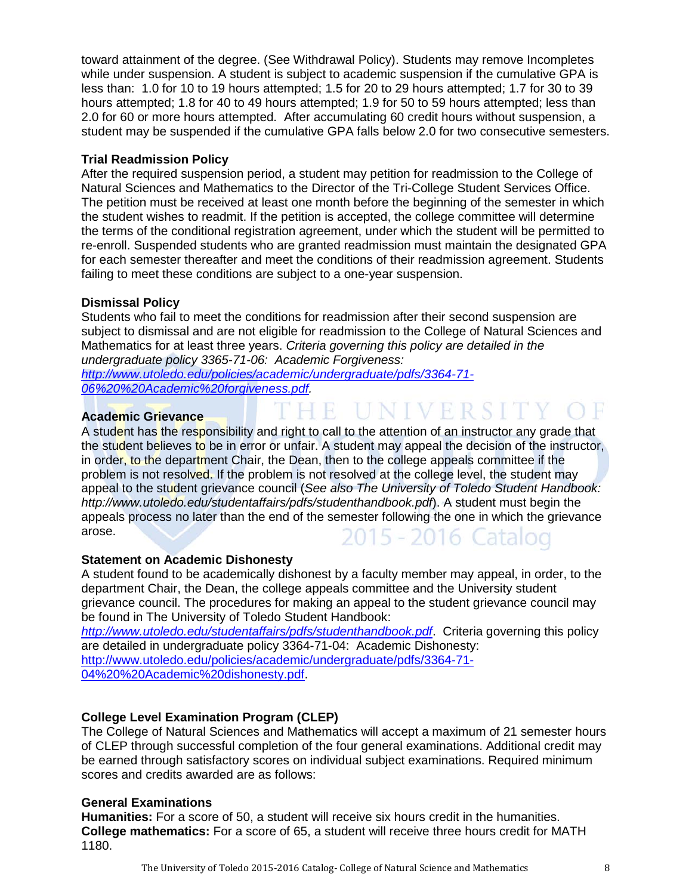toward attainment of the degree. (See Withdrawal Policy). Students may remove Incompletes while under suspension. A student is subject to academic suspension if the cumulative GPA is less than: 1.0 for 10 to 19 hours attempted; 1.5 for 20 to 29 hours attempted; 1.7 for 30 to 39 hours attempted; 1.8 for 40 to 49 hours attempted; 1.9 for 50 to 59 hours attempted; less than 2.0 for 60 or more hours attempted. After accumulating 60 credit hours without suspension, a student may be suspended if the cumulative GPA falls below 2.0 for two consecutive semesters.

**Trial Readmission Policy**

After the required suspension period, a student may petition for readmission to the College of Natural Sciences and Mathematics to the Director of the Tri-College Student Services Office. The petition must be received at least one month before the beginning of the semester in which the student wishes to readmit. If the petition is accepted, the college committee will determine the terms of the conditional registration agreement, under which the student will be permitted to re-enroll. Suspended students who are granted readmission must maintain the designated GPA for each semester thereafter and meet the conditions of their readmission agreement. Students failing to meet these conditions are subject to a one-year suspension.

**Dismissal Policy**

Students who fail to meet the conditions for readmission after their second suspension are subject to dismissal and are not eligible for readmission to the College of Natural Sciences and Mathematics for at least three years. *Criteria governing this policy are detailed in the undergraduate policy 3365-71-06: Academic Forgiveness: http://www.utoledo.edu/policies/academic/undergraduate/pdfs/3364-71-06%20%20Academic%20forgiveness.pdf.*

**Academic Grievance**

A student has the responsibility and right to call to the attention of an instructor any grade that the student believes to be in error or unfair. A student may appeal the decision of the instructor, in order, to the department Chair, the Dean, then to the college appeals committee if the problem is not resolved. If the problem is not resolved at the college level, the student may appeal to the student grievance council (*See also The University of Toledo Student Handbook: http://www.utoledo.edu/studentaffairs/pdfs/studenthandbook.pdf*). A student must begin the appeals process no later than the end of the semester following the one in which the grievance arose.

**Statement on Academic Dishonesty**

A student found to be academically dishonest by a faculty member may appeal, in order, to the department Chair, the Dean, the college appeals committee and the University student grievance council. The procedures for making an appeal to the student grievance council may be found in The University of Toledo Student Handbook: *http://www.utoledo.edu/studentaffairs/pdfs/studenthandbook.pdf*. Criteria governing this policy are detailed in undergraduate policy 3364-71-04: Academic Dishonesty: http://www.utoledo.edu/policies/academic/undergraduate/pdfs/3364-71-04%20%20Academic%20dishonesty.pdf.

**College Level Examination Program (CLEP)**

The College of Natural Sciences and Mathematics will accept a maximum of 21 semester hours of CLEP through successful completion of the four general examinations. Additional credit may be earned through satisfactory scores on individual subject examinations. Required minimum scores and credits awarded are as follows:

**General Examinations**

**Humanities:** For a score of 50, a student will receive six hours credit in the humanities.
**College mathematics:** For a score of 65, a student will receive three hours credit for MATH 1180.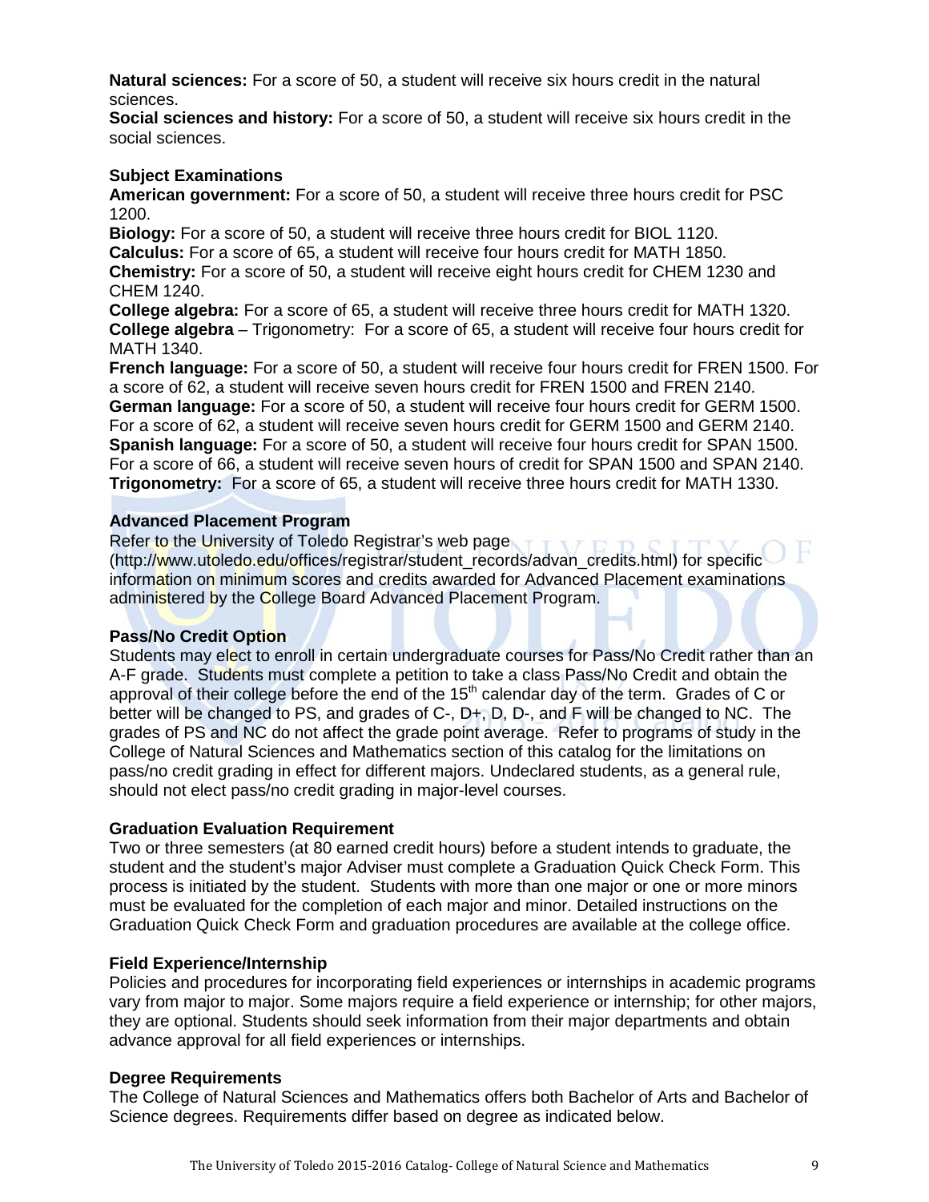**Natural sciences:** For a score of 50, a student will receive six hours credit in the natural sciences.
**Social sciences and history:** For a score of 50, a student will receive six hours credit in the social sciences.

### Subject Examinations

**American government:** For a score of 50, a student will receive three hours credit for PSC 1200.
**Biology:** For a score of 50, a student will receive three hours credit for BIOL 1120.
**Calculus:** For a score of 65, a student will receive four hours credit for MATH 1850.
**Chemistry:** For a score of 50, a student will receive eight hours credit for CHEM 1230 and CHEM 1240.
**College algebra:** For a score of 65, a student will receive three hours credit for MATH 1320.
**College algebra** – Trigonometry: For a score of 65, a student will receive four hours credit for MATH 1340.
**French language:** For a score of 50, a student will receive four hours credit for FREN 1500. For a score of 62, a student will receive seven hours credit for FREN 1500 and FREN 2140.
**German language:** For a score of 50, a student will receive four hours credit for GERM 1500. For a score of 62, a student will receive seven hours credit for GERM 1500 and GERM 2140.
**Spanish language:** For a score of 50, a student will receive four hours credit for SPAN 1500. For a score of 66, a student will receive seven hours of credit for SPAN 1500 and SPAN 2140.
**Trigonometry:** For a score of 65, a student will receive three hours credit for MATH 1330.

### Advanced Placement Program

Refer to the University of Toledo Registrar's web page (http://www.utoledo.edu/offices/registrar/student_records/advan_credits.html) for specific information on minimum scores and credits awarded for Advanced Placement examinations administered by the College Board Advanced Placement Program.

### Pass/No Credit Option

Students may elect to enroll in certain undergraduate courses for Pass/No Credit rather than an A-F grade. Students must complete a petition to take a class Pass/No Credit and obtain the approval of their college before the end of the 15th calendar day of the term. Grades of C or better will be changed to PS, and grades of C-, D+, D, D-, and F will be changed to NC. The grades of PS and NC do not affect the grade point average. Refer to programs of study in the College of Natural Sciences and Mathematics section of this catalog for the limitations on pass/no credit grading in effect for different majors. Undeclared students, as a general rule, should not elect pass/no credit grading in major-level courses.

### Graduation Evaluation Requirement

Two or three semesters (at 80 earned credit hours) before a student intends to graduate, the student and the student's major Adviser must complete a Graduation Quick Check Form. This process is initiated by the student. Students with more than one major or one or more minors must be evaluated for the completion of each major and minor. Detailed instructions on the Graduation Quick Check Form and graduation procedures are available at the college office.

### Field Experience/Internship

Policies and procedures for incorporating field experiences or internships in academic programs vary from major to major. Some majors require a field experience or internship; for other majors, they are optional. Students should seek information from their major departments and obtain advance approval for all field experiences or internships.

### Degree Requirements

The College of Natural Sciences and Mathematics offers both Bachelor of Arts and Bachelor of Science degrees. Requirements differ based on degree as indicated below.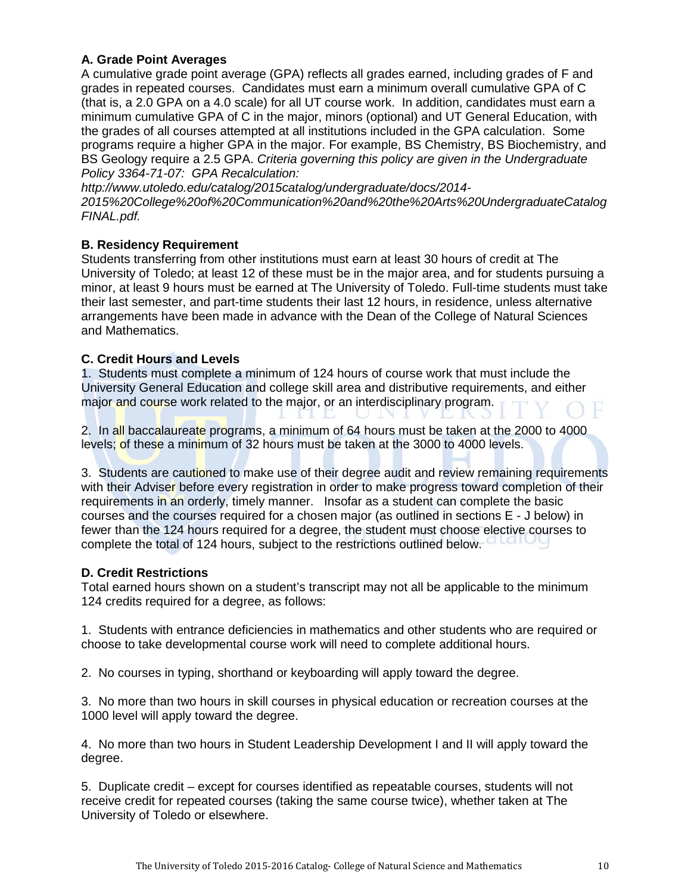### A. Grade Point Averages

A cumulative grade point average (GPA) reflects all grades earned, including grades of F and grades in repeated courses. Candidates must earn a minimum overall cumulative GPA of C (that is, a 2.0 GPA on a 4.0 scale) for all UT course work. In addition, candidates must earn a minimum cumulative GPA of C in the major, minors (optional) and UT General Education, with the grades of all courses attempted at all institutions included in the GPA calculation. Some programs require a higher GPA in the major. For example, BS Chemistry, BS Biochemistry, and BS Geology require a 2.5 GPA. *Criteria governing this policy are given in the Undergraduate Policy 3364-71-07: GPA Recalculation: http://www.utoledo.edu/catalog/undergraduate/docs/2014-2015%20College%20of%20Communication%20and%20the%20Arts%20UndergraduateCatalogFINAL.pdf.*

### B. Residency Requirement

Students transferring from other institutions must earn at least 30 hours of credit at The University of Toledo; at least 12 of these must be in the major area, and for students pursuing a minor, at least 9 hours must be earned at The University of Toledo. Full-time students must take their last semester, and part-time students their last 12 hours, in residence, unless alternative arrangements have been made in advance with the Dean of the College of Natural Sciences and Mathematics.

### C. Credit Hours and Levels

1. Students must complete a minimum of 124 hours of course work that must include the University General Education and college skill area and distributive requirements, and either major and course work related to the major, or an interdisciplinary program.

2. In all baccalaureate programs, a minimum of 64 hours must be taken at the 2000 to 4000 levels; of these a minimum of 32 hours must be taken at the 3000 to 4000 levels.

3. Students are cautioned to make use of their degree audit and review remaining requirements with their Adviser before every registration in order to make progress toward completion of their requirements in an orderly, timely manner. Insofar as a student can complete the basic courses and the courses required for a chosen major (as outlined in sections E - J below) in fewer than the 124 hours required for a degree, the student must choose elective courses to complete the total of 124 hours, subject to the restrictions outlined below.

### D. Credit Restrictions

Total earned hours shown on a student's transcript may not all be applicable to the minimum 124 credits required for a degree, as follows:

1. Students with entrance deficiencies in mathematics and other students who are required or choose to take developmental course work will need to complete additional hours.

2. No courses in typing, shorthand or keyboarding will apply toward the degree.

3. No more than two hours in skill courses in physical education or recreation courses at the 1000 level will apply toward the degree.

4. No more than two hours in Student Leadership Development I and II will apply toward the degree.

5. Duplicate credit – except for courses identified as repeatable courses, students will not receive credit for repeated courses (taking the same course twice), whether taken at The University of Toledo or elsewhere.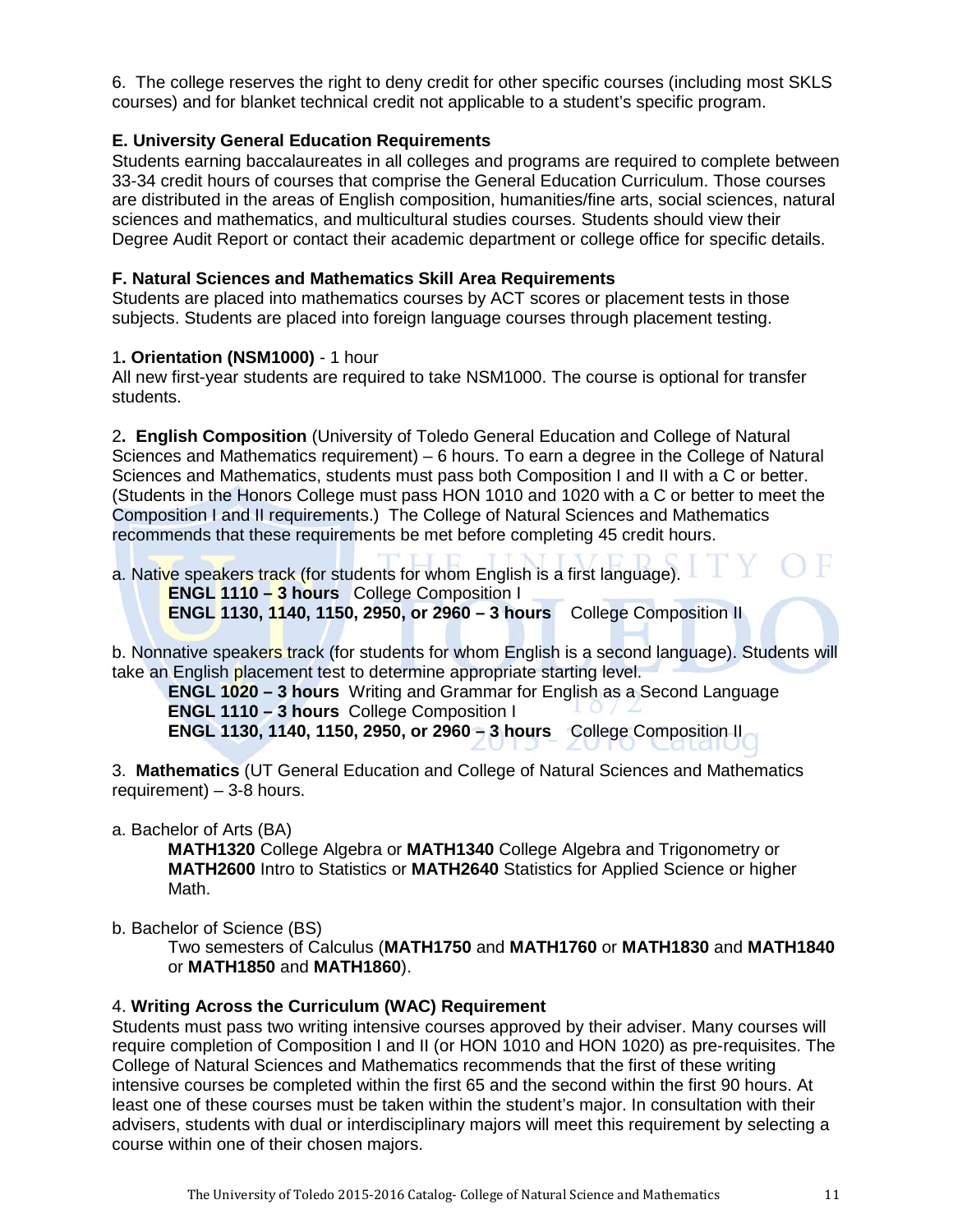6. The college reserves the right to deny credit for other specific courses (including most SKLS courses) and for blanket technical credit not applicable to a student's specific program.

### E. University General Education Requirements

Students earning baccalaureates in all colleges and programs are required to complete between 33-34 credit hours of courses that comprise the General Education Curriculum. Those courses are distributed in the areas of English composition, humanities/fine arts, social sciences, natural sciences and mathematics, and multicultural studies courses. Students should view their Degree Audit Report or contact their academic department or college office for specific details.

### F. Natural Sciences and Mathematics Skill Area Requirements

Students are placed into mathematics courses by ACT scores or placement tests in those subjects. Students are placed into foreign language courses through placement testing.

1**. Orientation (NSM1000)** - 1 hour

All new first-year students are required to take NSM1000. The course is optional for transfer students.

2**. English Composition** (University of Toledo General Education and College of Natural Sciences and Mathematics requirement) – 6 hours. To earn a degree in the College of Natural Sciences and Mathematics, students must pass both Composition I and II with a C or better. (Students in the Honors College must pass HON 1010 and 1020 with a C or better to meet the Composition I and II requirements.) The College of Natural Sciences and Mathematics recommends that these requirements be met before completing 45 credit hours.

a. Native speakers track (for students for whom English is a first language).

**ENGL 1110 – 3 hours** College Composition I
**ENGL 1130, 1140, 1150, 2950, or 2960 – 3 hours** College Composition II

b. Nonnative speakers track (for students for whom English is a second language). Students will take an English placement test to determine appropriate starting level.

**ENGL 1020 – 3 hours** Writing and Grammar for English as a Second Language
**ENGL 1110 – 3 hours** College Composition I
**ENGL 1130, 1140, 1150, 2950, or 2960 – 3 hours** College Composition II

3. **Mathematics** (UT General Education and College of Natural Sciences and Mathematics requirement) – 3-8 hours.

a. Bachelor of Arts (BA)

**MATH1320** College Algebra or **MATH1340** College Algebra and Trigonometry or **MATH2600** Intro to Statistics or **MATH2640** Statistics for Applied Science or higher Math.

b. Bachelor of Science (BS)

Two semesters of Calculus (**MATH1750** and **MATH1760** or **MATH1830** and **MATH1840** or **MATH1850** and **MATH1860**).

4. **Writing Across the Curriculum (WAC) Requirement**

Students must pass two writing intensive courses approved by their adviser. Many courses will require completion of Composition I and II (or HON 1010 and HON 1020) as pre-requisites. The College of Natural Sciences and Mathematics recommends that the first of these writing intensive courses be completed within the first 65 and the second within the first 90 hours. At least one of these courses must be taken within the student's major. In consultation with their advisers, students with dual or interdisciplinary majors will meet this requirement by selecting a course within one of their chosen majors.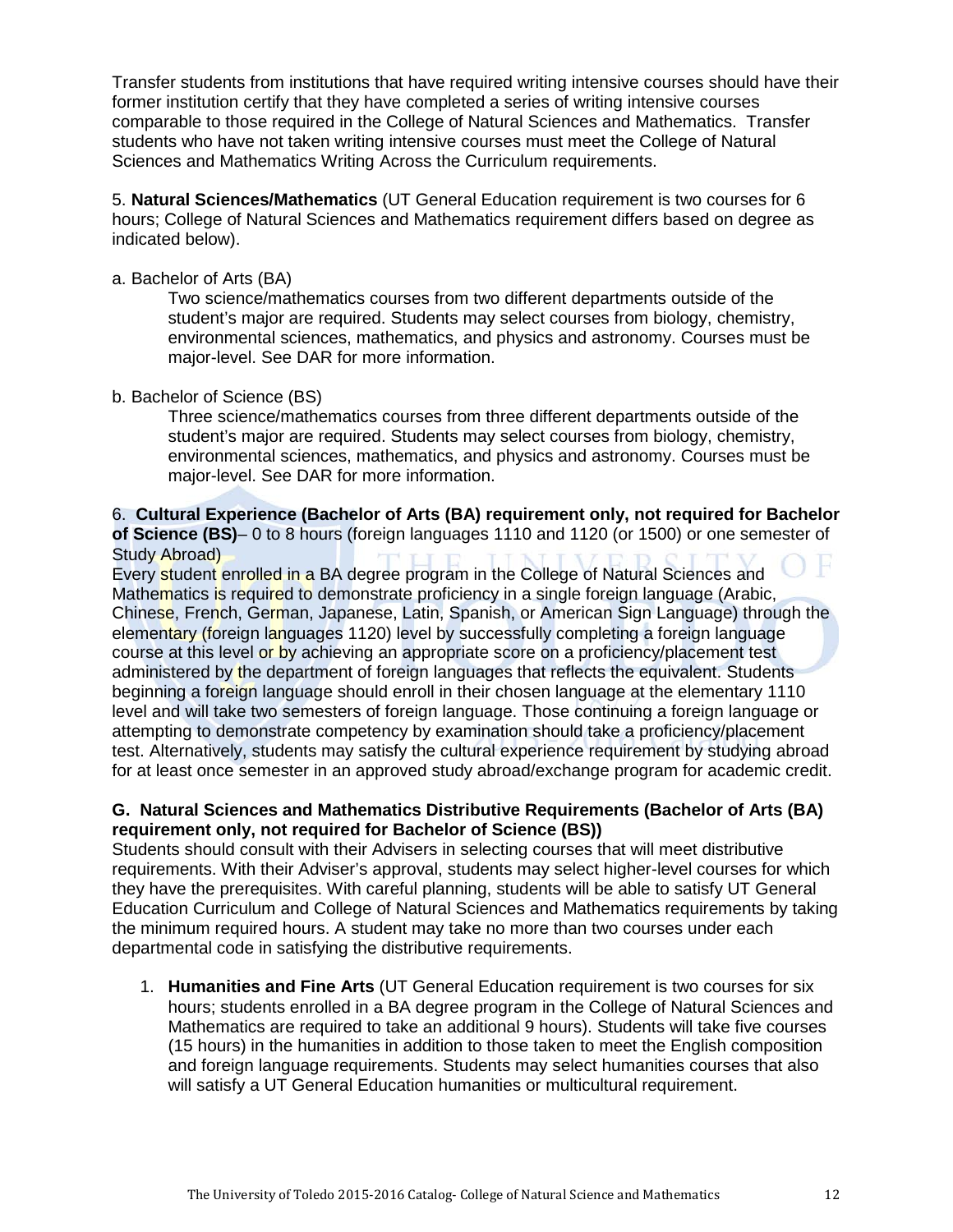Transfer students from institutions that have required writing intensive courses should have their former institution certify that they have completed a series of writing intensive courses comparable to those required in the College of Natural Sciences and Mathematics. Transfer students who have not taken writing intensive courses must meet the College of Natural Sciences and Mathematics Writing Across the Curriculum requirements.

5. **Natural Sciences/Mathematics** (UT General Education requirement is two courses for 6 hours; College of Natural Sciences and Mathematics requirement differs based on degree as indicated below).

a. Bachelor of Arts (BA)

Two science/mathematics courses from two different departments outside of the student's major are required. Students may select courses from biology, chemistry, environmental sciences, mathematics, and physics and astronomy. Courses must be major-level. See DAR for more information.

b. Bachelor of Science (BS)

Three science/mathematics courses from three different departments outside of the student's major are required. Students may select courses from biology, chemistry, environmental sciences, mathematics, and physics and astronomy. Courses must be major-level. See DAR for more information.

6. **Cultural Experience (Bachelor of Arts (BA) requirement only, not required for Bachelor of Science (BS)**– 0 to 8 hours (foreign languages 1110 and 1120 (or 1500) or one semester of Study Abroad)

Every student enrolled in a BA degree program in the College of Natural Sciences and Mathematics is required to demonstrate proficiency in a single foreign language (Arabic, Chinese, French, German, Japanese, Latin, Spanish, or American Sign Language) through the elementary (foreign languages 1120) level by successfully completing a foreign language course at this level or by achieving an appropriate score on a proficiency/placement test administered by the department of foreign languages that reflects the equivalent. Students beginning a foreign language should enroll in their chosen language at the elementary 1110 level and will take two semesters of foreign language. Those continuing a foreign language or attempting to demonstrate competency by examination should take a proficiency/placement test. Alternatively, students may satisfy the cultural experience requirement by studying abroad for at least once semester in an approved study abroad/exchange program for academic credit.

### G. Natural Sciences and Mathematics Distributive Requirements (Bachelor of Arts (BA) requirement only, not required for Bachelor of Science (BS))

Students should consult with their Advisers in selecting courses that will meet distributive requirements. With their Adviser's approval, students may select higher-level courses for which they have the prerequisites. With careful planning, students will be able to satisfy UT General Education Curriculum and College of Natural Sciences and Mathematics requirements by taking the minimum required hours. A student may take no more than two courses under each departmental code in satisfying the distributive requirements.

1. **Humanities and Fine Arts** (UT General Education requirement is two courses for six hours; students enrolled in a BA degree program in the College of Natural Sciences and Mathematics are required to take an additional 9 hours). Students will take five courses (15 hours) in the humanities in addition to those taken to meet the English composition and foreign language requirements. Students may select humanities courses that also will satisfy a UT General Education humanities or multicultural requirement.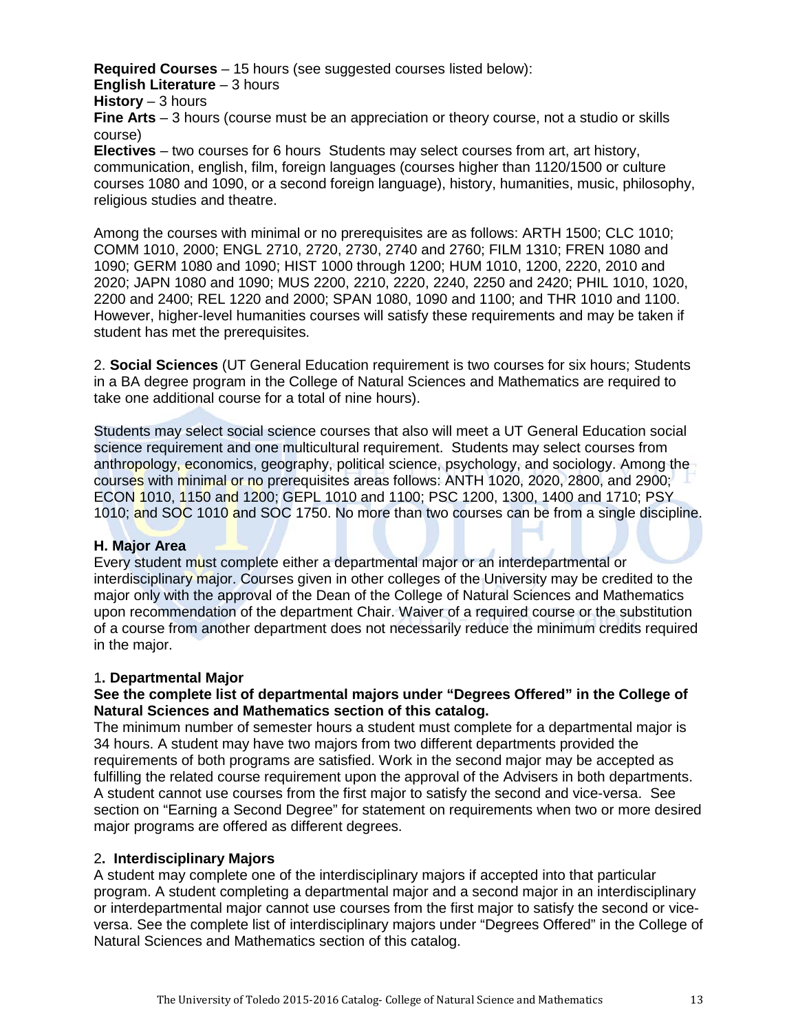**Required Courses** – 15 hours (see suggested courses listed below):
**English Literature** – 3 hours
**History** – 3 hours
**Fine Arts** – 3 hours (course must be an appreciation or theory course, not a studio or skills course)
**Electives** – two courses for 6 hours  Students may select courses from art, art history, communication, english, film, foreign languages (courses higher than 1120/1500 or culture courses 1080 and 1090, or a second foreign language), history, humanities, music, philosophy, religious studies and theatre.

Among the courses with minimal or no prerequisites are as follows: ARTH 1500; CLC 1010; COMM 1010, 2000; ENGL 2710, 2720, 2730, 2740 and 2760; FILM 1310; FREN 1080 and 1090; GERM 1080 and 1090; HIST 1000 through 1200; HUM 1010, 1200, 2220, 2010 and 2020; JAPN 1080 and 1090; MUS 2200, 2210, 2220, 2240, 2250 and 2420; PHIL 1010, 1020, 2200 and 2400; REL 1220 and 2000; SPAN 1080, 1090 and 1100; and THR 1010 and 1100. However, higher-level humanities courses will satisfy these requirements and may be taken if student has met the prerequisites.

2. **Social Sciences** (UT General Education requirement is two courses for six hours; Students in a BA degree program in the College of Natural Sciences and Mathematics are required to take one additional course for a total of nine hours).

Students may select social science courses that also will meet a UT General Education social science requirement and one multicultural requirement. Students may select courses from anthropology, economics, geography, political science, psychology, and sociology. Among the courses with minimal or no prerequisites areas follows: ANTH 1020, 2020, 2800, and 2900; ECON 1010, 1150 and 1200; GEPL 1010 and 1100; PSC 1200, 1300, 1400 and 1710; PSY 1010; and SOC 1010 and SOC 1750. No more than two courses can be from a single discipline.

### H. Major Area

Every student must complete either a departmental major or an interdepartmental or interdisciplinary major. Courses given in other colleges of the University may be credited to the major only with the approval of the Dean of the College of Natural Sciences and Mathematics upon recommendation of the department Chair. Waiver of a required course or the substitution of a course from another department does not necessarily reduce the minimum credits required in the major.

#### 1. Departmental Major

**See the complete list of departmental majors under "Degrees Offered" in the College of Natural Sciences and Mathematics section of this catalog.**

The minimum number of semester hours a student must complete for a departmental major is 34 hours. A student may have two majors from two different departments provided the requirements of both programs are satisfied. Work in the second major may be accepted as fulfilling the related course requirement upon the approval of the Advisers in both departments. A student cannot use courses from the first major to satisfy the second and vice-versa. See section on "Earning a Second Degree" for statement on requirements when two or more desired major programs are offered as different degrees.

#### 2. Interdisciplinary Majors

A student may complete one of the interdisciplinary majors if accepted into that particular program. A student completing a departmental major and a second major in an interdisciplinary or interdepartmental major cannot use courses from the first major to satisfy the second or vice-versa. See the complete list of interdisciplinary majors under "Degrees Offered" in the College of Natural Sciences and Mathematics section of this catalog.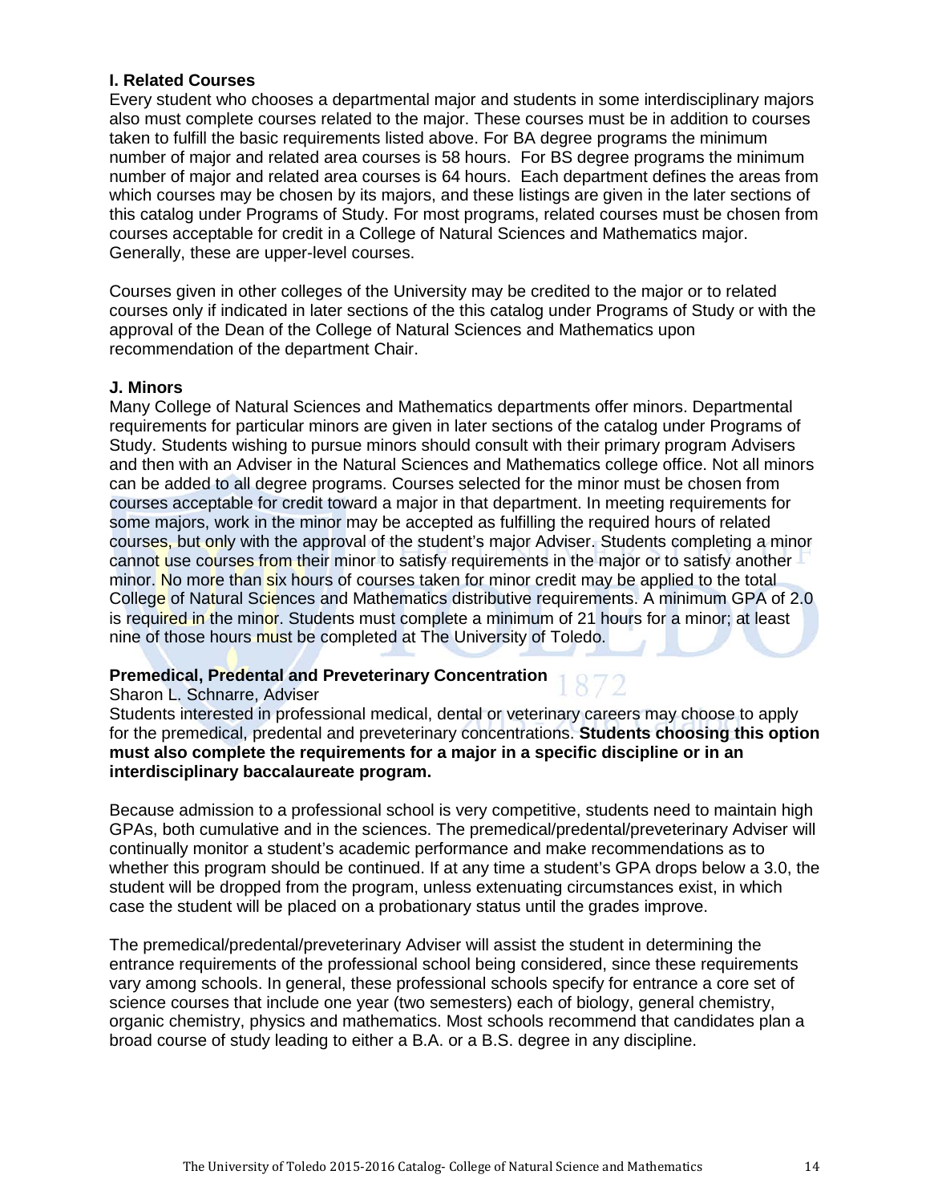### I. Related Courses

Every student who chooses a departmental major and students in some interdisciplinary majors also must complete courses related to the major. These courses must be in addition to courses taken to fulfill the basic requirements listed above. For BA degree programs the minimum number of major and related area courses is 58 hours. For BS degree programs the minimum number of major and related area courses is 64 hours. Each department defines the areas from which courses may be chosen by its majors, and these listings are given in the later sections of this catalog under Programs of Study. For most programs, related courses must be chosen from courses acceptable for credit in a College of Natural Sciences and Mathematics major. Generally, these are upper-level courses.

Courses given in other colleges of the University may be credited to the major or to related courses only if indicated in later sections of the this catalog under Programs of Study or with the approval of the Dean of the College of Natural Sciences and Mathematics upon recommendation of the department Chair.

### J. Minors

Many College of Natural Sciences and Mathematics departments offer minors. Departmental requirements for particular minors are given in later sections of the catalog under Programs of Study. Students wishing to pursue minors should consult with their primary program Advisers and then with an Adviser in the Natural Sciences and Mathematics college office. Not all minors can be added to all degree programs. Courses selected for the minor must be chosen from courses acceptable for credit toward a major in that department. In meeting requirements for some majors, work in the minor may be accepted as fulfilling the required hours of related courses, but only with the approval of the student's major Adviser. Students completing a minor cannot use courses from their minor to satisfy requirements in the major or to satisfy another minor. No more than six hours of courses taken for minor credit may be applied to the total College of Natural Sciences and Mathematics distributive requirements. A minimum GPA of 2.0 is required in the minor. Students must complete a minimum of 21 hours for a minor; at least nine of those hours must be completed at The University of Toledo.

### Premedical, Predental and Preveterinary Concentration

Sharon L. Schnarre, Adviser

Students interested in professional medical, dental or veterinary careers may choose to apply for the premedical, predental and preveterinary concentrations. **Students choosing this option must also complete the requirements for a major in a specific discipline or in an interdisciplinary baccalaureate program.**

Because admission to a professional school is very competitive, students need to maintain high GPAs, both cumulative and in the sciences. The premedical/predental/preveterinary Adviser will continually monitor a student's academic performance and make recommendations as to whether this program should be continued. If at any time a student's GPA drops below a 3.0, the student will be dropped from the program, unless extenuating circumstances exist, in which case the student will be placed on a probationary status until the grades improve.

The premedical/predental/preveterinary Adviser will assist the student in determining the entrance requirements of the professional school being considered, since these requirements vary among schools. In general, these professional schools specify for entrance a core set of science courses that include one year (two semesters) each of biology, general chemistry, organic chemistry, physics and mathematics. Most schools recommend that candidates plan a broad course of study leading to either a B.A. or a B.S. degree in any discipline.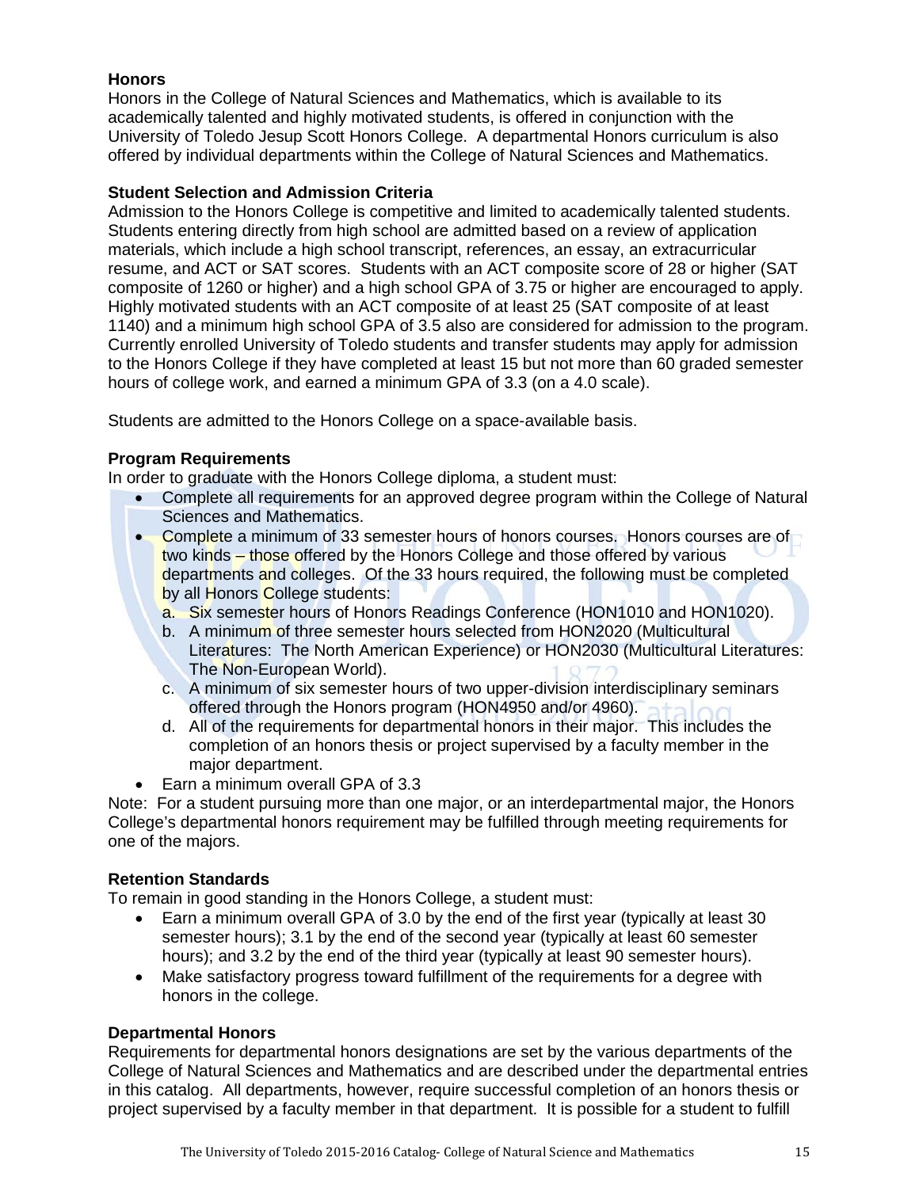### Honors

Honors in the College of Natural Sciences and Mathematics, which is available to its academically talented and highly motivated students, is offered in conjunction with the University of Toledo Jesup Scott Honors College. A departmental Honors curriculum is also offered by individual departments within the College of Natural Sciences and Mathematics.

### Student Selection and Admission Criteria

Admission to the Honors College is competitive and limited to academically talented students. Students entering directly from high school are admitted based on a review of application materials, which include a high school transcript, references, an essay, an extracurricular resume, and ACT or SAT scores. Students with an ACT composite score of 28 or higher (SAT composite of 1260 or higher) and a high school GPA of 3.75 or higher are encouraged to apply. Highly motivated students with an ACT composite of at least 25 (SAT composite of at least 1140) and a minimum high school GPA of 3.5 also are considered for admission to the program. Currently enrolled University of Toledo students and transfer students may apply for admission to the Honors College if they have completed at least 15 but not more than 60 graded semester hours of college work, and earned a minimum GPA of 3.3 (on a 4.0 scale).

Students are admitted to the Honors College on a space-available basis.

### Program Requirements

In order to graduate with the Honors College diploma, a student must:

- Complete all requirements for an approved degree program within the College of Natural Sciences and Mathematics.
- Complete a minimum of 33 semester hours of honors courses. Honors courses are of two kinds – those offered by the Honors College and those offered by various departments and colleges. Of the 33 hours required, the following must be completed by all Honors College students:
  a. Six semester hours of Honors Readings Conference (HON1010 and HON1020).
  b. A minimum of three semester hours selected from HON2020 (Multicultural Literatures: The North American Experience) or HON2030 (Multicultural Literatures: The Non-European World).
  c. A minimum of six semester hours of two upper-division interdisciplinary seminars offered through the Honors program (HON4950 and/or 4960).
  d. All of the requirements for departmental honors in their major. This includes the completion of an honors thesis or project supervised by a faculty member in the major department.
- Earn a minimum overall GPA of 3.3

Note: For a student pursuing more than one major, or an interdepartmental major, the Honors College's departmental honors requirement may be fulfilled through meeting requirements for one of the majors.

### Retention Standards

To remain in good standing in the Honors College, a student must:

- Earn a minimum overall GPA of 3.0 by the end of the first year (typically at least 30 semester hours); 3.1 by the end of the second year (typically at least 60 semester hours); and 3.2 by the end of the third year (typically at least 90 semester hours).
- Make satisfactory progress toward fulfillment of the requirements for a degree with honors in the college.

### Departmental Honors

Requirements for departmental honors designations are set by the various departments of the College of Natural Sciences and Mathematics and are described under the departmental entries in this catalog. All departments, however, require successful completion of an honors thesis or project supervised by a faculty member in that department. It is possible for a student to fulfill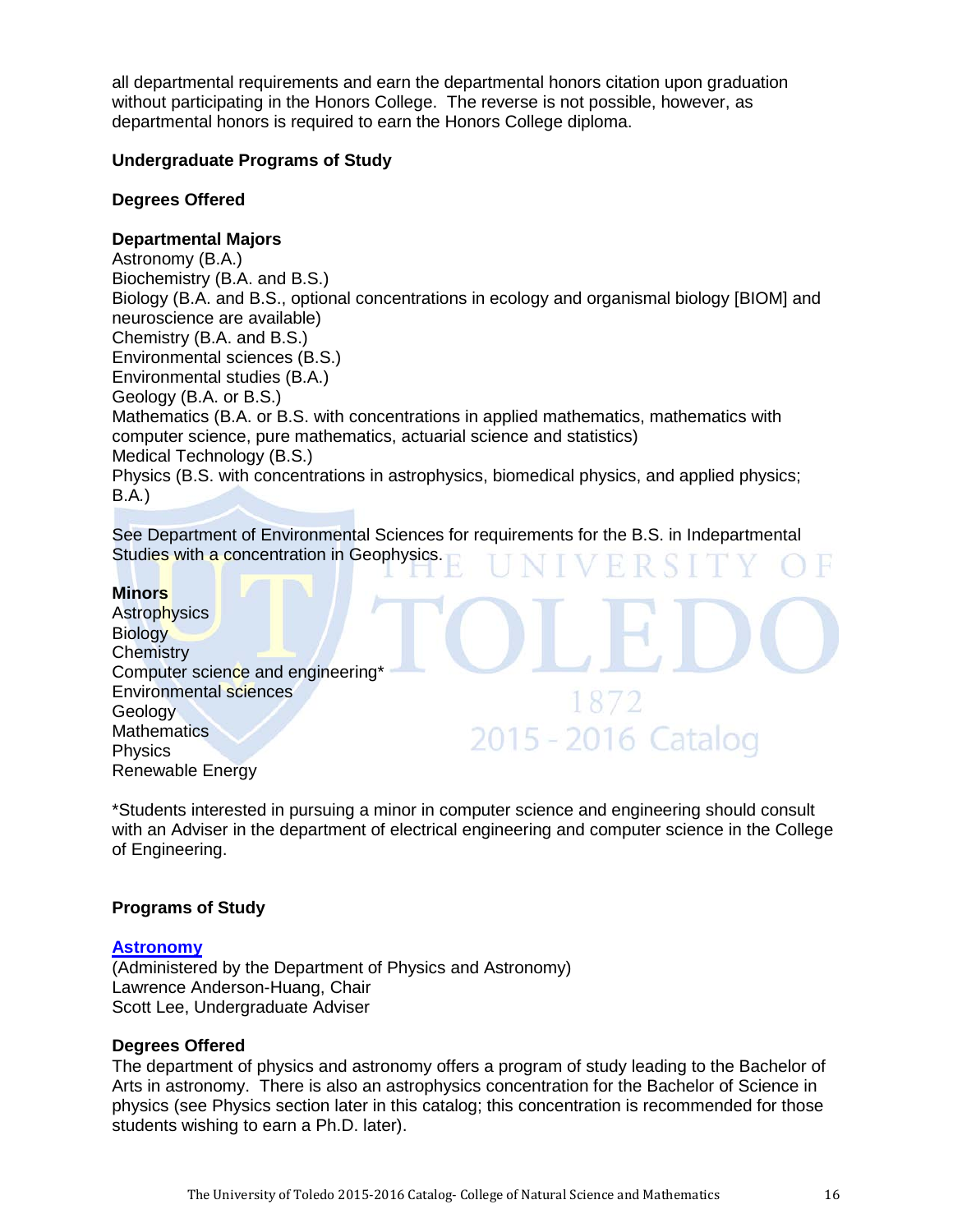all departmental requirements and earn the departmental honors citation upon graduation without participating in the Honors College. The reverse is not possible, however, as departmental honors is required to earn the Honors College diploma.

### Undergraduate Programs of Study

#### Degrees Offered

**Departmental Majors**

Astronomy (B.A.)
Biochemistry (B.A. and B.S.)
Biology (B.A. and B.S., optional concentrations in ecology and organismal biology [BIOM] and neuroscience are available)
Chemistry (B.A. and B.S.)
Environmental sciences (B.S.)
Environmental studies (B.A.)
Geology (B.A. or B.S.)
Mathematics (B.A. or B.S. with concentrations in applied mathematics, mathematics with computer science, pure mathematics, actuarial science and statistics)
Medical Technology (B.S.)
Physics (B.S. with concentrations in astrophysics, biomedical physics, and applied physics; B.A.)

See Department of Environmental Sciences for requirements for the B.S. in Indepartmental Studies with a concentration in Geophysics.

**Minors**

Astrophysics
Biology
Chemistry
Computer science and engineering*
Environmental sciences
Geology
Mathematics
Physics
Renewable Energy

*Students interested in pursuing a minor in computer science and engineering should consult with an Adviser in the department of electrical engineering and computer science in the College of Engineering.

### Programs of Study

#### Astronomy

(Administered by the Department of Physics and Astronomy)
Lawrence Anderson-Huang, Chair
Scott Lee, Undergraduate Adviser

**Degrees Offered**

The department of physics and astronomy offers a program of study leading to the Bachelor of Arts in astronomy. There is also an astrophysics concentration for the Bachelor of Science in physics (see Physics section later in this catalog; this concentration is recommended for those students wishing to earn a Ph.D. later).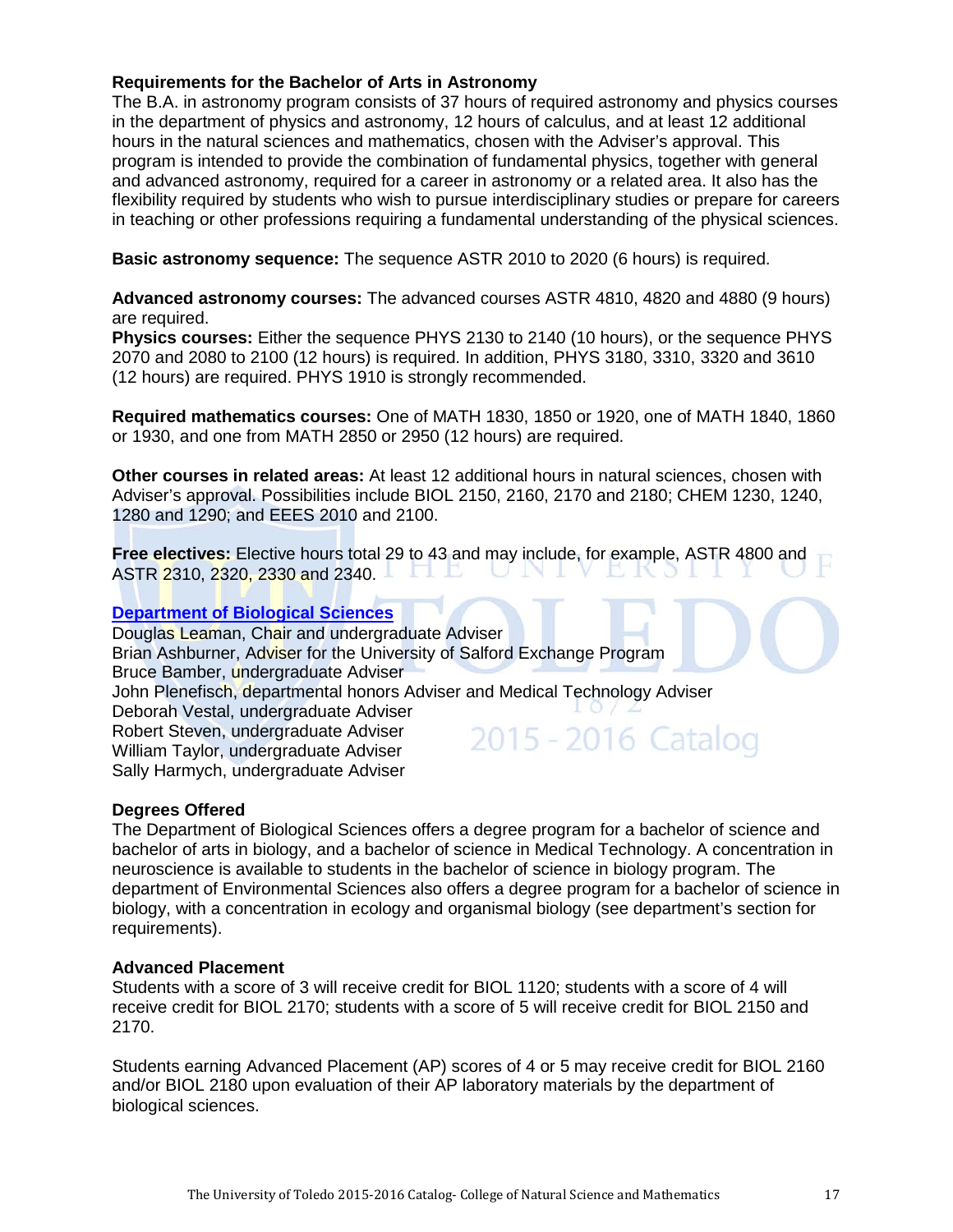### Requirements for the Bachelor of Arts in Astronomy

The B.A. in astronomy program consists of 37 hours of required astronomy and physics courses in the department of physics and astronomy, 12 hours of calculus, and at least 12 additional hours in the natural sciences and mathematics, chosen with the Adviser's approval. This program is intended to provide the combination of fundamental physics, together with general and advanced astronomy, required for a career in astronomy or a related area. It also has the flexibility required by students who wish to pursue interdisciplinary studies or prepare for careers in teaching or other professions requiring a fundamental understanding of the physical sciences.

**Basic astronomy sequence:** The sequence ASTR 2010 to 2020 (6 hours) is required.

**Advanced astronomy courses:** The advanced courses ASTR 4810, 4820 and 4880 (9 hours) are required.

**Physics courses:** Either the sequence PHYS 2130 to 2140 (10 hours), or the sequence PHYS 2070 and 2080 to 2100 (12 hours) is required. In addition, PHYS 3180, 3310, 3320 and 3610 (12 hours) are required. PHYS 1910 is strongly recommended.

**Required mathematics courses:** One of MATH 1830, 1850 or 1920, one of MATH 1840, 1860 or 1930, and one from MATH 2850 or 2950 (12 hours) are required.

**Other courses in related areas:** At least 12 additional hours in natural sciences, chosen with Adviser's approval. Possibilities include BIOL 2150, 2160, 2170 and 2180; CHEM 1230, 1240, 1280 and 1290; and EEES 2010 and 2100.

**Free electives:** Elective hours total 29 to 43 and may include, for example, ASTR 4800 and ASTR 2310, 2320, 2330 and 2340.

### Department of Biological Sciences

Douglas Leaman, Chair and undergraduate Adviser
Brian Ashburner, Adviser for the University of Salford Exchange Program
Bruce Bamber, undergraduate Adviser
John Plenefisch, departmental honors Adviser and Medical Technology Adviser
Deborah Vestal, undergraduate Adviser
Robert Steven, undergraduate Adviser
William Taylor, undergraduate Adviser
Sally Harmych, undergraduate Adviser

### Degrees Offered

The Department of Biological Sciences offers a degree program for a bachelor of science and bachelor of arts in biology, and a bachelor of science in Medical Technology. A concentration in neuroscience is available to students in the bachelor of science in biology program. The department of Environmental Sciences also offers a degree program for a bachelor of science in biology, with a concentration in ecology and organismal biology (see department's section for requirements).

### Advanced Placement

Students with a score of 3 will receive credit for BIOL 1120; students with a score of 4 will receive credit for BIOL 2170; students with a score of 5 will receive credit for BIOL 2150 and 2170.

Students earning Advanced Placement (AP) scores of 4 or 5 may receive credit for BIOL 2160 and/or BIOL 2180 upon evaluation of their AP laboratory materials by the department of biological sciences.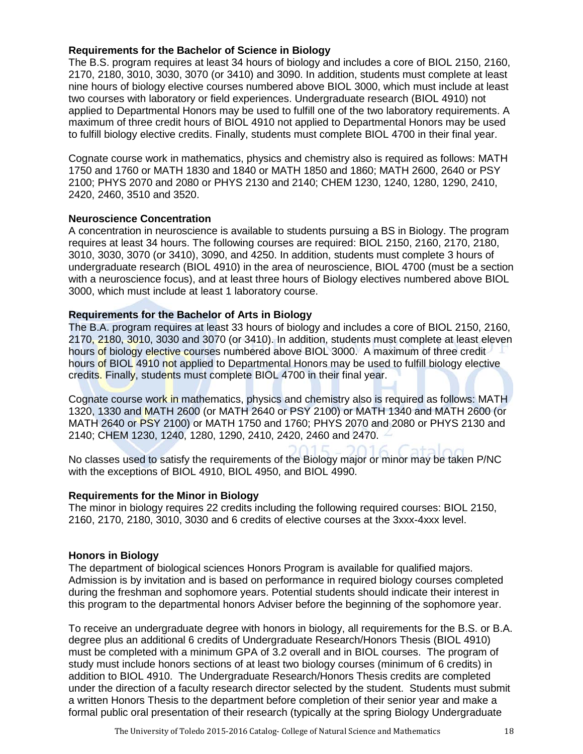### Requirements for the Bachelor of Science in Biology

The B.S. program requires at least 34 hours of biology and includes a core of BIOL 2150, 2160, 2170, 2180, 3010, 3030, 3070 (or 3410) and 3090. In addition, students must complete at least nine hours of biology elective courses numbered above BIOL 3000, which must include at least two courses with laboratory or field experiences. Undergraduate research (BIOL 4910) not applied to Departmental Honors may be used to fulfill one of the two laboratory requirements. A maximum of three credit hours of BIOL 4910 not applied to Departmental Honors may be used to fulfill biology elective credits. Finally, students must complete BIOL 4700 in their final year.

Cognate course work in mathematics, physics and chemistry also is required as follows: MATH 1750 and 1760 or MATH 1830 and 1840 or MATH 1850 and 1860; MATH 2600, 2640 or PSY 2100; PHYS 2070 and 2080 or PHYS 2130 and 2140; CHEM 1230, 1240, 1280, 1290, 2410, 2420, 2460, 3510 and 3520.

### Neuroscience Concentration

A concentration in neuroscience is available to students pursuing a BS in Biology. The program requires at least 34 hours. The following courses are required: BIOL 2150, 2160, 2170, 2180, 3010, 3030, 3070 (or 3410), 3090, and 4250. In addition, students must complete 3 hours of undergraduate research (BIOL 4910) in the area of neuroscience, BIOL 4700 (must be a section with a neuroscience focus), and at least three hours of Biology electives numbered above BIOL 3000, which must include at least 1 laboratory course.

### Requirements for the Bachelor of Arts in Biology

The B.A. program requires at least 33 hours of biology and includes a core of BIOL 2150, 2160, 2170, 2180, 3010, 3030 and 3070 (or 3410). In addition, students must complete at least eleven hours of biology elective courses numbered above BIOL 3000. A maximum of three credit hours of BIOL 4910 not applied to Departmental Honors may be used to fulfill biology elective credits. Finally, students must complete BIOL 4700 in their final year.

Cognate course work in mathematics, physics and chemistry also is required as follows: MATH 1320, 1330 and MATH 2600 (or MATH 2640 or PSY 2100) or MATH 1340 and MATH 2600 (or MATH 2640 or PSY 2100) or MATH 1750 and 1760; PHYS 2070 and 2080 or PHYS 2130 and 2140; CHEM 1230, 1240, 1280, 1290, 2410, 2420, 2460 and 2470.

No classes used to satisfy the requirements of the Biology major or minor may be taken P/NC with the exceptions of BIOL 4910, BIOL 4950, and BIOL 4990.

### Requirements for the Minor in Biology

The minor in biology requires 22 credits including the following required courses: BIOL 2150, 2160, 2170, 2180, 3010, 3030 and 6 credits of elective courses at the 3xxx-4xxx level.

### Honors in Biology

The department of biological sciences Honors Program is available for qualified majors. Admission is by invitation and is based on performance in required biology courses completed during the freshman and sophomore years. Potential students should indicate their interest in this program to the departmental honors Adviser before the beginning of the sophomore year.

To receive an undergraduate degree with honors in biology, all requirements for the B.S. or B.A. degree plus an additional 6 credits of Undergraduate Research/Honors Thesis (BIOL 4910) must be completed with a minimum GPA of 3.2 overall and in BIOL courses. The program of study must include honors sections of at least two biology courses (minimum of 6 credits) in addition to BIOL 4910. The Undergraduate Research/Honors Thesis credits are completed under the direction of a faculty research director selected by the student. Students must submit a written Honors Thesis to the department before completion of their senior year and make a formal public oral presentation of their research (typically at the spring Biology Undergraduate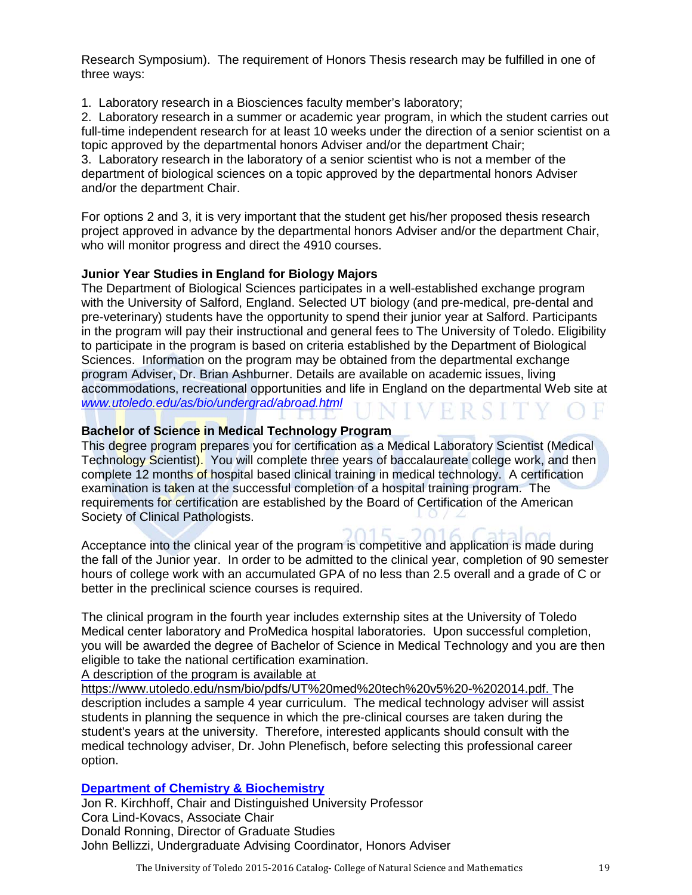Research Symposium). The requirement of Honors Thesis research may be fulfilled in one of three ways:

1. Laboratory research in a Biosciences faculty member's laboratory;
2. Laboratory research in a summer or academic year program, in which the student carries out full-time independent research for at least 10 weeks under the direction of a senior scientist on a topic approved by the departmental honors Adviser and/or the department Chair;
3. Laboratory research in the laboratory of a senior scientist who is not a member of the department of biological sciences on a topic approved by the departmental honors Adviser and/or the department Chair.

For options 2 and 3, it is very important that the student get his/her proposed thesis research project approved in advance by the departmental honors Adviser and/or the department Chair, who will monitor progress and direct the 4910 courses.

**Junior Year Studies in England for Biology Majors**

The Department of Biological Sciences participates in a well-established exchange program with the University of Salford, England. Selected UT biology (and pre-medical, pre-dental and pre-veterinary) students have the opportunity to spend their junior year at Salford. Participants in the program will pay their instructional and general fees to The University of Toledo. Eligibility to participate in the program is based on criteria established by the Department of Biological Sciences. Information on the program may be obtained from the departmental exchange program Adviser, Dr. Brian Ashburner. Details are available on academic issues, living accommodations, recreational opportunities and life in England on the departmental Web site at *www.utoledo.edu/as/bio/undergrad/abroad.html*

**Bachelor of Science in Medical Technology Program**

This degree program prepares you for certification as a Medical Laboratory Scientist (Medical Technology Scientist). You will complete three years of baccalaureate college work, and then complete 12 months of hospital based clinical training in medical technology. A certification examination is taken at the successful completion of a hospital training program. The requirements for certification are established by the Board of Certification of the American Society of Clinical Pathologists.

Acceptance into the clinical year of the program is competitive and application is made during the fall of the Junior year. In order to be admitted to the clinical year, completion of 90 semester hours of college work with an accumulated GPA of no less than 2.5 overall and a grade of C or better in the preclinical science courses is required.

The clinical program in the fourth year includes externship sites at the University of Toledo Medical center laboratory and ProMedica hospital laboratories. Upon successful completion, you will be awarded the degree of Bachelor of Science in Medical Technology and you are then eligible to take the national certification examination.
A description of the program is available at https://www.utoledo.edu/nsm/bio/pdfs/UT%20med%20tech%20v5%20-%202014.pdf. The description includes a sample 4 year curriculum. The medical technology adviser will assist students in planning the sequence in which the pre-clinical courses are taken during the student's years at the university. Therefore, interested applicants should consult with the medical technology adviser, Dr. John Plenefisch, before selecting this professional career option.

**Department of Chemistry & Biochemistry**

Jon R. Kirchhoff, Chair and Distinguished University Professor
Cora Lind-Kovacs, Associate Chair
Donald Ronning, Director of Graduate Studies
John Bellizzi, Undergraduate Advising Coordinator, Honors Adviser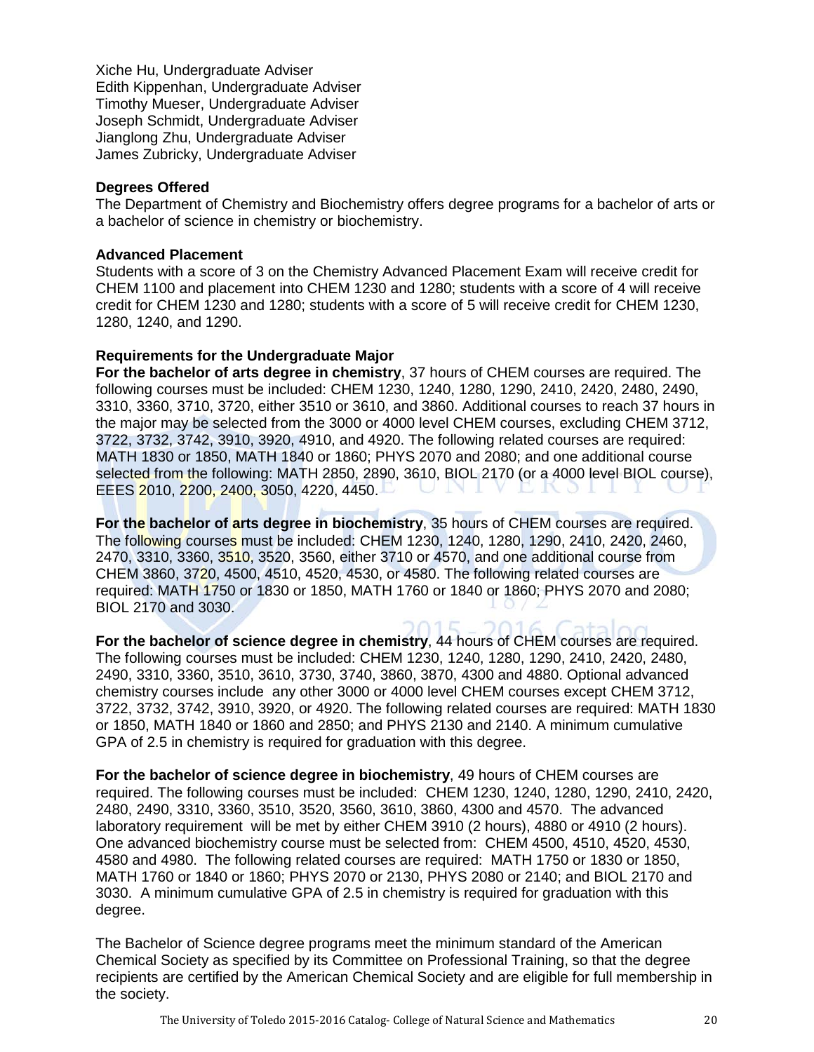Xiche Hu, Undergraduate Adviser
Edith Kippenhan, Undergraduate Adviser
Timothy Mueser, Undergraduate Adviser
Joseph Schmidt, Undergraduate Adviser
Jianglong Zhu, Undergraduate Adviser
James Zubricky, Undergraduate Adviser

**Degrees Offered**
The Department of Chemistry and Biochemistry offers degree programs for a bachelor of arts or a bachelor of science in chemistry or biochemistry.

**Advanced Placement**
Students with a score of 3 on the Chemistry Advanced Placement Exam will receive credit for CHEM 1100 and placement into CHEM 1230 and 1280; students with a score of 4 will receive credit for CHEM 1230 and 1280; students with a score of 5 will receive credit for CHEM 1230, 1280, 1240, and 1290.

**Requirements for the Undergraduate Major**
**For the bachelor of arts degree in chemistry**, 37 hours of CHEM courses are required. The following courses must be included: CHEM 1230, 1240, 1280, 1290, 2410, 2420, 2480, 2490, 3310, 3360, 3710, 3720, either 3510 or 3610, and 3860. Additional courses to reach 37 hours in the major may be selected from the 3000 or 4000 level CHEM courses, excluding CHEM 3712, 3722, 3732, 3742, 3910, 3920, 4910, and 4920. The following related courses are required: MATH 1830 or 1850, MATH 1840 or 1860; PHYS 2070 and 2080; and one additional course selected from the following: MATH 2850, 2890, 3610, BIOL 2170 (or a 4000 level BIOL course), EEES 2010, 2200, 2400, 3050, 4220, 4450.

**For the bachelor of arts degree in biochemistry**, 35 hours of CHEM courses are required. The following courses must be included: CHEM 1230, 1240, 1280, 1290, 2410, 2420, 2460, 2470, 3310, 3360, 3510, 3520, 3560, either 3710 or 4570, and one additional course from CHEM 3860, 3720, 4500, 4510, 4520, 4530, or 4580. The following related courses are required: MATH 1750 or 1830 or 1850, MATH 1760 or 1840 or 1860; PHYS 2070 and 2080; BIOL 2170 and 3030.

**For the bachelor of science degree in chemistry**, 44 hours of CHEM courses are required. The following courses must be included: CHEM 1230, 1240, 1280, 1290, 2410, 2420, 2480, 2490, 3310, 3360, 3510, 3610, 3730, 3740, 3860, 3870, 4300 and 4880. Optional advanced chemistry courses include any other 3000 or 4000 level CHEM courses except CHEM 3712, 3722, 3732, 3742, 3910, 3920, or 4920. The following related courses are required: MATH 1830 or 1850, MATH 1840 or 1860 and 2850; and PHYS 2130 and 2140. A minimum cumulative GPA of 2.5 in chemistry is required for graduation with this degree.

**For the bachelor of science degree in biochemistry**, 49 hours of CHEM courses are required. The following courses must be included: CHEM 1230, 1240, 1280, 1290, 2410, 2420, 2480, 2490, 3310, 3360, 3510, 3520, 3560, 3610, 3860, 4300 and 4570. The advanced laboratory requirement will be met by either CHEM 3910 (2 hours), 4880 or 4910 (2 hours). One advanced biochemistry course must be selected from: CHEM 4500, 4510, 4520, 4530, 4580 and 4980. The following related courses are required: MATH 1750 or 1830 or 1850, MATH 1760 or 1840 or 1860; PHYS 2070 or 2130, PHYS 2080 or 2140; and BIOL 2170 and 3030. A minimum cumulative GPA of 2.5 in chemistry is required for graduation with this degree.

The Bachelor of Science degree programs meet the minimum standard of the American Chemical Society as specified by its Committee on Professional Training, so that the degree recipients are certified by the American Chemical Society and are eligible for full membership in the society.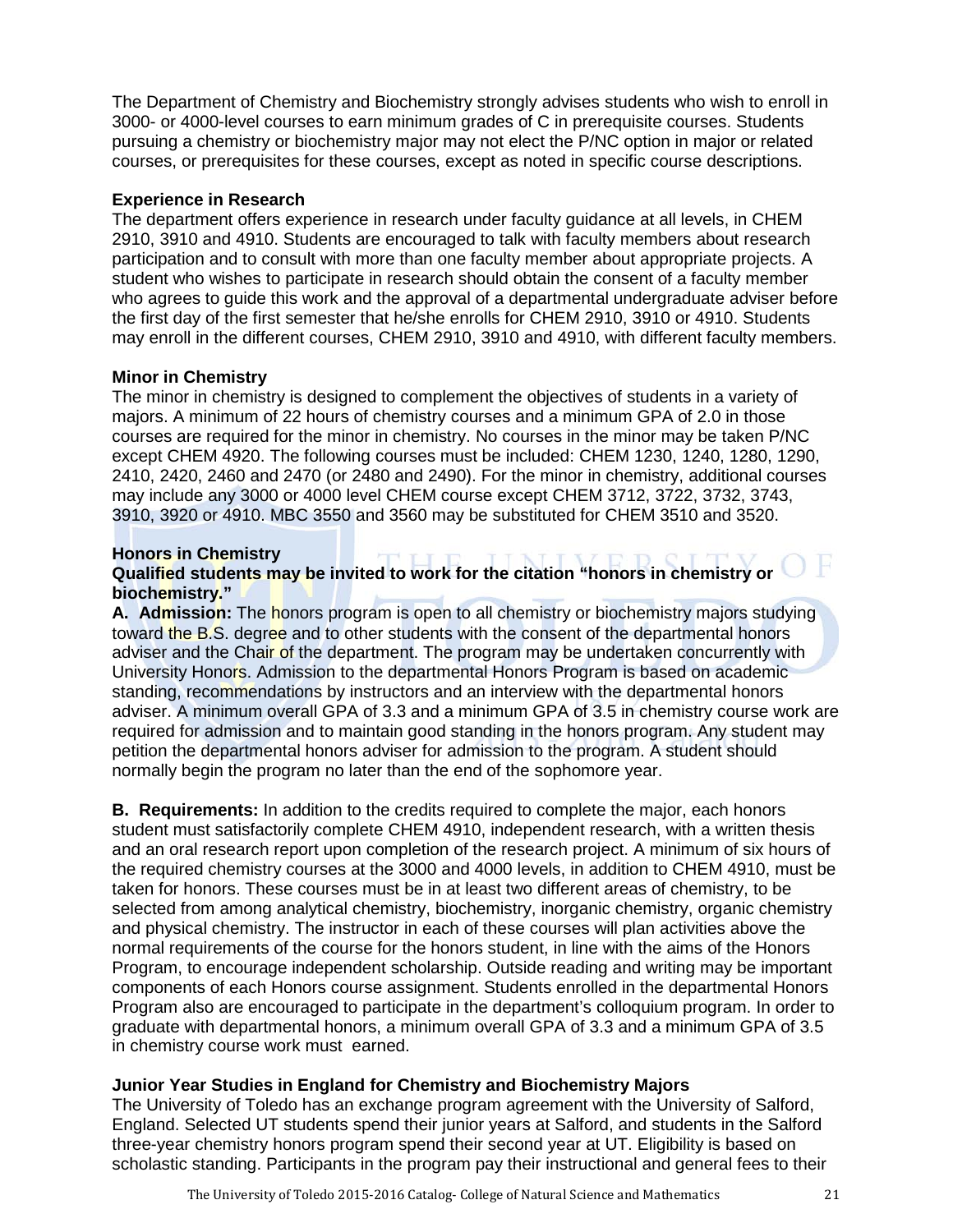The Department of Chemistry and Biochemistry strongly advises students who wish to enroll in 3000- or 4000-level courses to earn minimum grades of C in prerequisite courses. Students pursuing a chemistry or biochemistry major may not elect the P/NC option in major or related courses, or prerequisites for these courses, except as noted in specific course descriptions.

**Experience in Research**

The department offers experience in research under faculty guidance at all levels, in CHEM 2910, 3910 and 4910. Students are encouraged to talk with faculty members about research participation and to consult with more than one faculty member about appropriate projects. A student who wishes to participate in research should obtain the consent of a faculty member who agrees to guide this work and the approval of a departmental undergraduate adviser before the first day of the first semester that he/she enrolls for CHEM 2910, 3910 or 4910. Students may enroll in the different courses, CHEM 2910, 3910 and 4910, with different faculty members.

**Minor in Chemistry**

The minor in chemistry is designed to complement the objectives of students in a variety of majors. A minimum of 22 hours of chemistry courses and a minimum GPA of 2.0 in those courses are required for the minor in chemistry. No courses in the minor may be taken P/NC except CHEM 4920. The following courses must be included: CHEM 1230, 1240, 1280, 1290, 2410, 2420, 2460 and 2470 (or 2480 and 2490). For the minor in chemistry, additional courses may include any 3000 or 4000 level CHEM course except CHEM 3712, 3722, 3732, 3743, 3910, 3920 or 4910. MBC 3550 and 3560 may be substituted for CHEM 3510 and 3520.

**Honors in Chemistry**

**Qualified students may be invited to work for the citation "honors in chemistry or biochemistry."**

**A. Admission:** The honors program is open to all chemistry or biochemistry majors studying toward the B.S. degree and to other students with the consent of the departmental honors adviser and the Chair of the department. The program may be undertaken concurrently with University Honors. Admission to the departmental Honors Program is based on academic standing, recommendations by instructors and an interview with the departmental honors adviser. A minimum overall GPA of 3.3 and a minimum GPA of 3.5 in chemistry course work are required for admission and to maintain good standing in the honors program. Any student may petition the departmental honors adviser for admission to the program. A student should normally begin the program no later than the end of the sophomore year.

**B. Requirements:** In addition to the credits required to complete the major, each honors student must satisfactorily complete CHEM 4910, independent research, with a written thesis and an oral research report upon completion of the research project. A minimum of six hours of the required chemistry courses at the 3000 and 4000 levels, in addition to CHEM 4910, must be taken for honors. These courses must be in at least two different areas of chemistry, to be selected from among analytical chemistry, biochemistry, inorganic chemistry, organic chemistry and physical chemistry. The instructor in each of these courses will plan activities above the normal requirements of the course for the honors student, in line with the aims of the Honors Program, to encourage independent scholarship. Outside reading and writing may be important components of each Honors course assignment. Students enrolled in the departmental Honors Program also are encouraged to participate in the department's colloquium program. In order to graduate with departmental honors, a minimum overall GPA of 3.3 and a minimum GPA of 3.5 in chemistry course work must earned.

**Junior Year Studies in England for Chemistry and Biochemistry Majors**

The University of Toledo has an exchange program agreement with the University of Salford, England. Selected UT students spend their junior years at Salford, and students in the Salford three-year chemistry honors program spend their second year at UT. Eligibility is based on scholastic standing. Participants in the program pay their instructional and general fees to their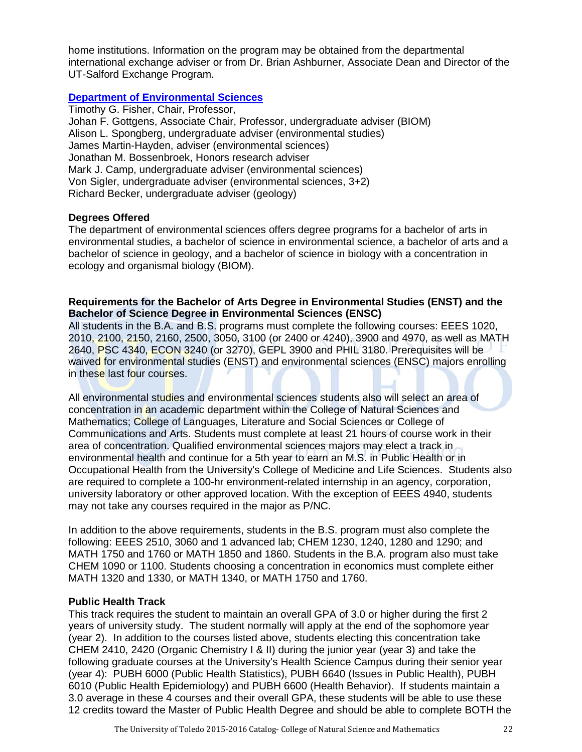home institutions. Information on the program may be obtained from the departmental international exchange adviser or from Dr. Brian Ashburner, Associate Dean and Director of the UT-Salford Exchange Program.

## Department of Environmental Sciences

Timothy G. Fisher, Chair, Professor,
Johan F. Gottgens, Associate Chair, Professor, undergraduate adviser (BIOM)
Alison L. Spongberg, undergraduate adviser (environmental studies)
James Martin-Hayden, adviser (environmental sciences)
Jonathan M. Bossenbroek, Honors research adviser
Mark J. Camp, undergraduate adviser (environmental sciences)
Von Sigler, undergraduate adviser (environmental sciences, 3+2)
Richard Becker, undergraduate adviser (geology)

### Degrees Offered

The department of environmental sciences offers degree programs for a bachelor of arts in environmental studies, a bachelor of science in environmental science, a bachelor of arts and a bachelor of science in geology, and a bachelor of science in biology with a concentration in ecology and organismal biology (BIOM).

### Requirements for the Bachelor of Arts Degree in Environmental Studies (ENST) and the Bachelor of Science Degree in Environmental Sciences (ENSC)

All students in the B.A. and B.S. programs must complete the following courses: EEES 1020, 2010, 2100, 2150, 2160, 2500, 3050, 3100 (or 2400 or 4240), 3900 and 4970, as well as MATH 2640, PSC 4340, ECON 3240 (or 3270), GEPL 3900 and PHIL 3180. Prerequisites will be waived for environmental studies (ENST) and environmental sciences (ENSC) majors enrolling in these last four courses.

All environmental studies and environmental sciences students also will select an area of concentration in an academic department within the College of Natural Sciences and Mathematics; College of Languages, Literature and Social Sciences or College of Communications and Arts. Students must complete at least 21 hours of course work in their area of concentration. Qualified environmental sciences majors may elect a track in environmental health and continue for a 5th year to earn an M.S. in Public Health or in Occupational Health from the University's College of Medicine and Life Sciences. Students also are required to complete a 100-hr environment-related internship in an agency, corporation, university laboratory or other approved location. With the exception of EEES 4940, students may not take any courses required in the major as P/NC.

In addition to the above requirements, students in the B.S. program must also complete the following: EEES 2510, 3060 and 1 advanced lab; CHEM 1230, 1240, 1280 and 1290; and MATH 1750 and 1760 or MATH 1850 and 1860. Students in the B.A. program also must take CHEM 1090 or 1100. Students choosing a concentration in economics must complete either MATH 1320 and 1330, or MATH 1340, or MATH 1750 and 1760.

### Public Health Track

This track requires the student to maintain an overall GPA of 3.0 or higher during the first 2 years of university study. The student normally will apply at the end of the sophomore year (year 2). In addition to the courses listed above, students electing this concentration take CHEM 2410, 2420 (Organic Chemistry I & II) during the junior year (year 3) and take the following graduate courses at the University's Health Science Campus during their senior year (year 4): PUBH 6000 (Public Health Statistics), PUBH 6640 (Issues in Public Health), PUBH 6010 (Public Health Epidemiology) and PUBH 6600 (Health Behavior). If students maintain a 3.0 average in these 4 courses and their overall GPA, these students will be able to use these 12 credits toward the Master of Public Health Degree and should be able to complete BOTH the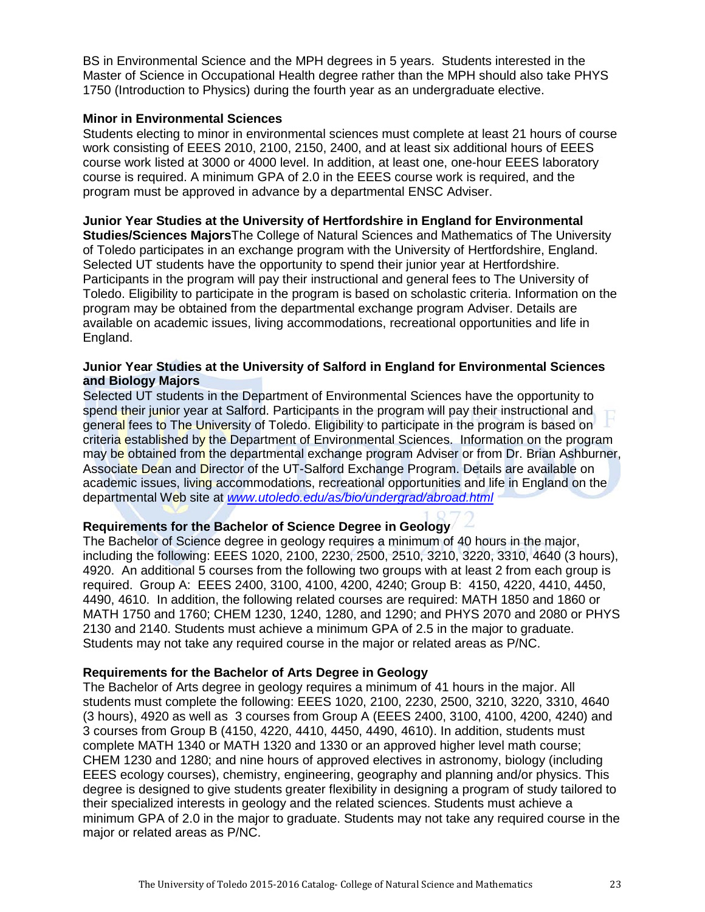BS in Environmental Science and the MPH degrees in 5 years. Students interested in the Master of Science in Occupational Health degree rather than the MPH should also take PHYS 1750 (Introduction to Physics) during the fourth year as an undergraduate elective.

**Minor in Environmental Sciences**

Students electing to minor in environmental sciences must complete at least 21 hours of course work consisting of EEES 2010, 2100, 2150, 2400, and at least six additional hours of EEES course work listed at 3000 or 4000 level. In addition, at least one, one-hour EEES laboratory course is required. A minimum GPA of 2.0 in the EEES course work is required, and the program must be approved in advance by a departmental ENSC Adviser.

**Junior Year Studies at the University of Hertfordshire in England for Environmental Studies/Sciences Majors**The College of Natural Sciences and Mathematics of The University of Toledo participates in an exchange program with the University of Hertfordshire, England. Selected UT students have the opportunity to spend their junior year at Hertfordshire. Participants in the program will pay their instructional and general fees to The University of Toledo. Eligibility to participate in the program is based on scholastic criteria. Information on the program may be obtained from the departmental exchange program Adviser. Details are available on academic issues, living accommodations, recreational opportunities and life in England.

**Junior Year Studies at the University of Salford in England for Environmental Sciences and Biology Majors**

Selected UT students in the Department of Environmental Sciences have the opportunity to spend their junior year at Salford. Participants in the program will pay their instructional and general fees to The University of Toledo. Eligibility to participate in the program is based on criteria established by the Department of Environmental Sciences. Information on the program may be obtained from the departmental exchange program Adviser or from Dr. Brian Ashburner, Associate Dean and Director of the UT-Salford Exchange Program. Details are available on academic issues, living accommodations, recreational opportunities and life in England on the departmental Web site at *www.utoledo.edu/as/bio/undergrad/abroad.html*

**Requirements for the Bachelor of Science Degree in Geology**

The Bachelor of Science degree in geology requires a minimum of 40 hours in the major, including the following: EEES 1020, 2100, 2230, 2500, 2510, 3210, 3220, 3310, 4640 (3 hours), 4920. An additional 5 courses from the following two groups with at least 2 from each group is required. Group A: EEES 2400, 3100, 4100, 4200, 4240; Group B: 4150, 4220, 4410, 4450, 4490, 4610. In addition, the following related courses are required: MATH 1850 and 1860 or MATH 1750 and 1760; CHEM 1230, 1240, 1280, and 1290; and PHYS 2070 and 2080 or PHYS 2130 and 2140. Students must achieve a minimum GPA of 2.5 in the major to graduate. Students may not take any required course in the major or related areas as P/NC.

**Requirements for the Bachelor of Arts Degree in Geology**

The Bachelor of Arts degree in geology requires a minimum of 41 hours in the major. All students must complete the following: EEES 1020, 2100, 2230, 2500, 3210, 3220, 3310, 4640 (3 hours), 4920 as well as 3 courses from Group A (EEES 2400, 3100, 4100, 4200, 4240) and 3 courses from Group B (4150, 4220, 4410, 4450, 4490, 4610). In addition, students must complete MATH 1340 or MATH 1320 and 1330 or an approved higher level math course; CHEM 1230 and 1280; and nine hours of approved electives in astronomy, biology (including EEES ecology courses), chemistry, engineering, geography and planning and/or physics. This degree is designed to give students greater flexibility in designing a program of study tailored to their specialized interests in geology and the related sciences. Students must achieve a minimum GPA of 2.0 in the major to graduate. Students may not take any required course in the major or related areas as P/NC.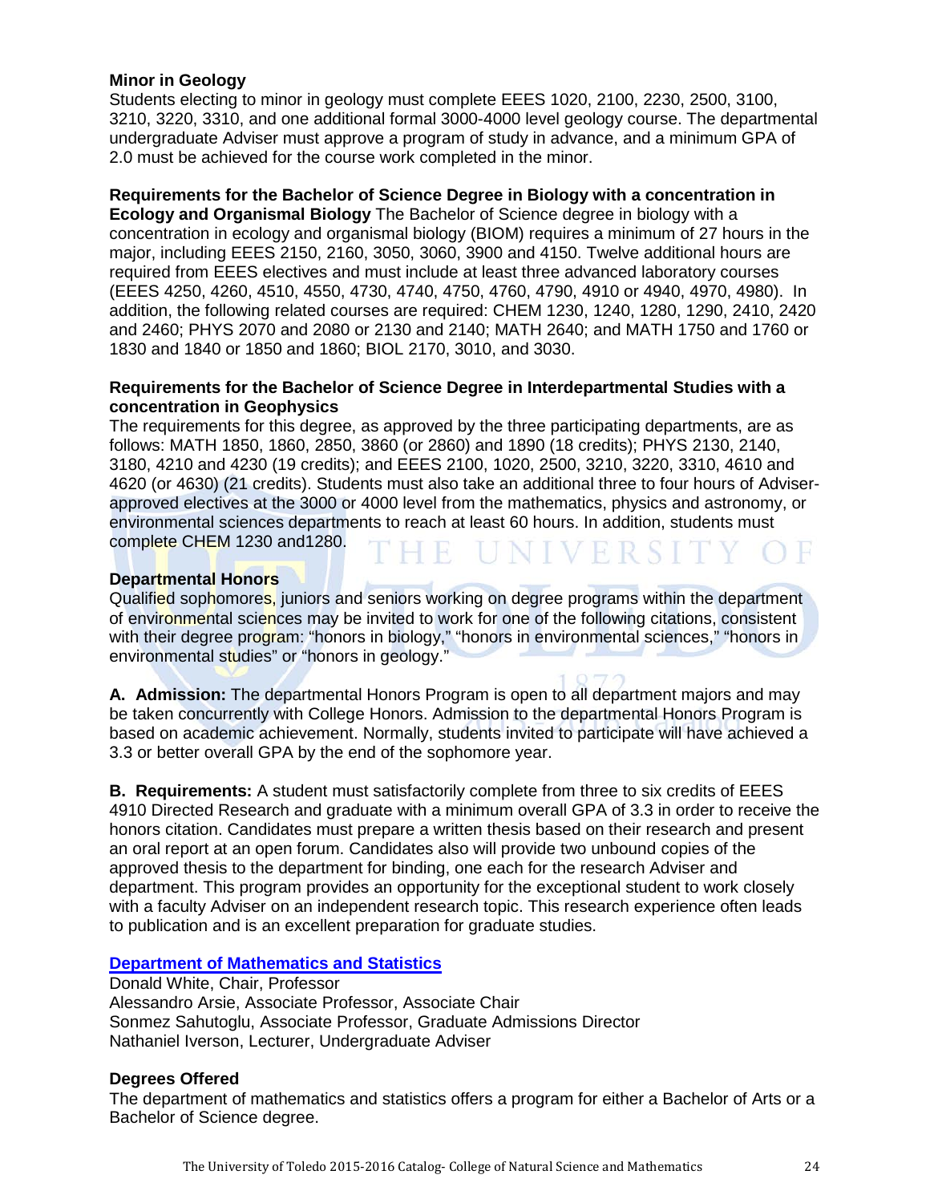### Minor in Geology

Students electing to minor in geology must complete EEES 1020, 2100, 2230, 2500, 3100, 3210, 3220, 3310, and one additional formal 3000-4000 level geology course. The departmental undergraduate Adviser must approve a program of study in advance, and a minimum GPA of 2.0 must be achieved for the course work completed in the minor.

**Requirements for the Bachelor of Science Degree in Biology with a concentration in Ecology and Organismal Biology** The Bachelor of Science degree in biology with a concentration in ecology and organismal biology (BIOM) requires a minimum of 27 hours in the major, including EEES 2150, 2160, 3050, 3060, 3900 and 4150. Twelve additional hours are required from EEES electives and must include at least three advanced laboratory courses (EEES 4250, 4260, 4510, 4550, 4730, 4740, 4750, 4760, 4790, 4910 or 4940, 4970, 4980). In addition, the following related courses are required: CHEM 1230, 1240, 1280, 1290, 2410, 2420 and 2460; PHYS 2070 and 2080 or 2130 and 2140; MATH 2640; and MATH 1750 and 1760 or 1830 and 1840 or 1850 and 1860; BIOL 2170, 3010, and 3030.

### Requirements for the Bachelor of Science Degree in Interdepartmental Studies with a concentration in Geophysics

The requirements for this degree, as approved by the three participating departments, are as follows: MATH 1850, 1860, 2850, 3860 (or 2860) and 1890 (18 credits); PHYS 2130, 2140, 3180, 4210 and 4230 (19 credits); and EEES 2100, 1020, 2500, 3210, 3220, 3310, 4610 and 4620 (or 4630) (21 credits). Students must also take an additional three to four hours of Adviser-approved electives at the 3000 or 4000 level from the mathematics, physics and astronomy, or environmental sciences departments to reach at least 60 hours. In addition, students must complete CHEM 1230 and1280.

### Departmental Honors

Qualified sophomores, juniors and seniors working on degree programs within the department of environmental sciences may be invited to work for one of the following citations, consistent with their degree program: "honors in biology," "honors in environmental sciences," "honors in environmental studies" or "honors in geology."

**A. Admission:** The departmental Honors Program is open to all department majors and may be taken concurrently with College Honors. Admission to the departmental Honors Program is based on academic achievement. Normally, students invited to participate will have achieved a 3.3 or better overall GPA by the end of the sophomore year.

**B. Requirements:** A student must satisfactorily complete from three to six credits of EEES 4910 Directed Research and graduate with a minimum overall GPA of 3.3 in order to receive the honors citation. Candidates must prepare a written thesis based on their research and present an oral report at an open forum. Candidates also will provide two unbound copies of the approved thesis to the department for binding, one each for the research Adviser and department. This program provides an opportunity for the exceptional student to work closely with a faculty Adviser on an independent research topic. This research experience often leads to publication and is an excellent preparation for graduate studies.

## Department of Mathematics and Statistics

Donald White, Chair, Professor
Alessandro Arsie, Associate Professor, Associate Chair
Sonmez Sahutoglu, Associate Professor, Graduate Admissions Director
Nathaniel Iverson, Lecturer, Undergraduate Adviser

### Degrees Offered

The department of mathematics and statistics offers a program for either a Bachelor of Arts or a Bachelor of Science degree.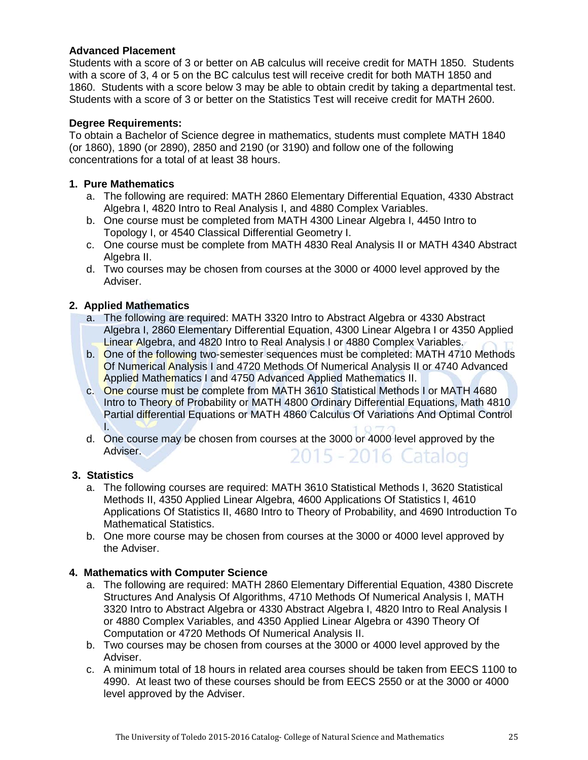**Advanced Placement**

Students with a score of 3 or better on AB calculus will receive credit for MATH 1850. Students with a score of 3, 4 or 5 on the BC calculus test will receive credit for both MATH 1850 and 1860. Students with a score below 3 may be able to obtain credit by taking a departmental test. Students with a score of 3 or better on the Statistics Test will receive credit for MATH 2600.

**Degree Requirements:**

To obtain a Bachelor of Science degree in mathematics, students must complete MATH 1840 (or 1860), 1890 (or 2890), 2850 and 2190 (or 3190) and follow one of the following concentrations for a total of at least 38 hours.

**1. Pure Mathematics**

a. The following are required: MATH 2860 Elementary Differential Equation, 4330 Abstract Algebra I, 4820 Intro to Real Analysis I, and 4880 Complex Variables.

b. One course must be completed from MATH 4300 Linear Algebra I, 4450 Intro to Topology I, or 4540 Classical Differential Geometry I.

c. One course must be complete from MATH 4830 Real Analysis II or MATH 4340 Abstract Algebra II.

d. Two courses may be chosen from courses at the 3000 or 4000 level approved by the Adviser.

**2. Applied Mathematics**

a. The following are required: MATH 3320 Intro to Abstract Algebra or 4330 Abstract Algebra I, 2860 Elementary Differential Equation, 4300 Linear Algebra I or 4350 Applied Linear Algebra, and 4820 Intro to Real Analysis I or 4880 Complex Variables.

b. One of the following two-semester sequences must be completed: MATH 4710 Methods Of Numerical Analysis I and 4720 Methods Of Numerical Analysis II or 4740 Advanced Applied Mathematics I and 4750 Advanced Applied Mathematics II.

c. One course must be complete from MATH 3610 Statistical Methods I or MATH 4680 Intro to Theory of Probability or MATH 4800 Ordinary Differential Equations, Math 4810 Partial differential Equations or MATH 4860 Calculus Of Variations And Optimal Control I.

d. One course may be chosen from courses at the 3000 or 4000 level approved by the Adviser.

**3. Statistics**

a. The following courses are required: MATH 3610 Statistical Methods I, 3620 Statistical Methods II, 4350 Applied Linear Algebra, 4600 Applications Of Statistics I, 4610 Applications Of Statistics II, 4680 Intro to Theory of Probability, and 4690 Introduction To Mathematical Statistics.

b. One more course may be chosen from courses at the 3000 or 4000 level approved by the Adviser.

**4. Mathematics with Computer Science**

a. The following are required: MATH 2860 Elementary Differential Equation, 4380 Discrete Structures And Analysis Of Algorithms, 4710 Methods Of Numerical Analysis I, MATH 3320 Intro to Abstract Algebra or 4330 Abstract Algebra I, 4820 Intro to Real Analysis I or 4880 Complex Variables, and 4350 Applied Linear Algebra or 4390 Theory Of Computation or 4720 Methods Of Numerical Analysis II.

b. Two courses may be chosen from courses at the 3000 or 4000 level approved by the Adviser.

c. A minimum total of 18 hours in related area courses should be taken from EECS 1100 to 4990. At least two of these courses should be from EECS 2550 or at the 3000 or 4000 level approved by the Adviser.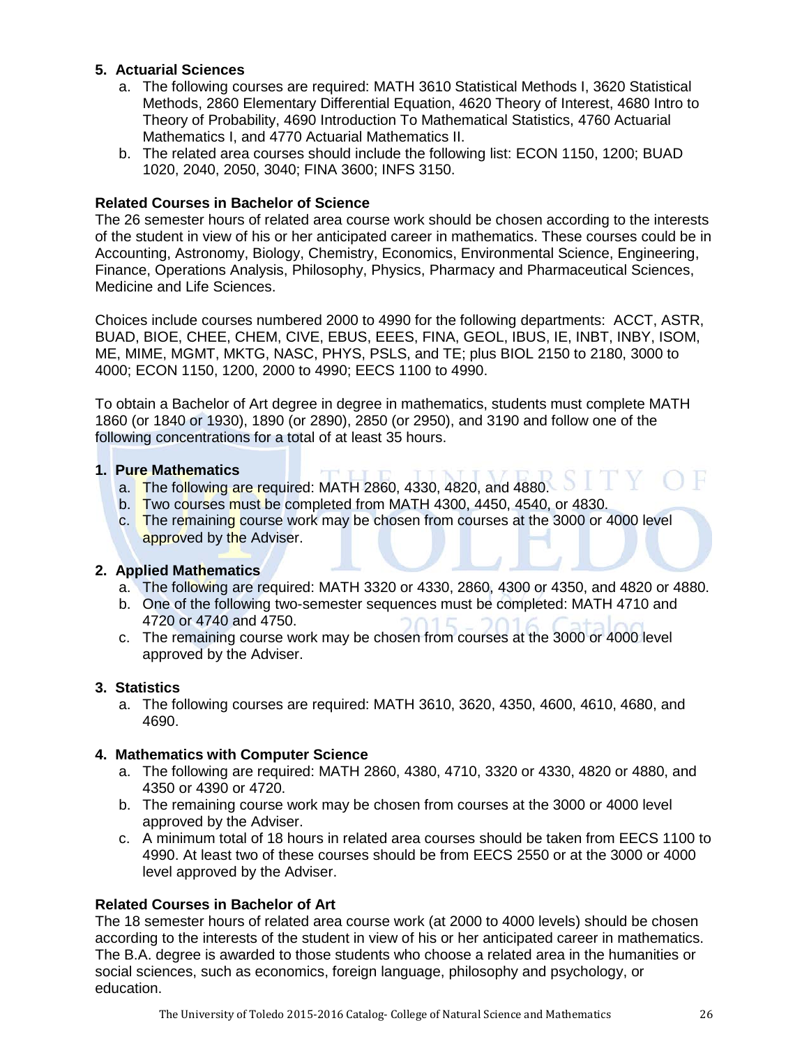**5. Actuarial Sciences**

a. The following courses are required: MATH 3610 Statistical Methods I, 3620 Statistical Methods, 2860 Elementary Differential Equation, 4620 Theory of Interest, 4680 Intro to Theory of Probability, 4690 Introduction To Mathematical Statistics, 4760 Actuarial Mathematics I, and 4770 Actuarial Mathematics II.

b. The related area courses should include the following list: ECON 1150, 1200; BUAD 1020, 2040, 2050, 3040; FINA 3600; INFS 3150.

**Related Courses in Bachelor of Science**

The 26 semester hours of related area course work should be chosen according to the interests of the student in view of his or her anticipated career in mathematics. These courses could be in Accounting, Astronomy, Biology, Chemistry, Economics, Environmental Science, Engineering, Finance, Operations Analysis, Philosophy, Physics, Pharmacy and Pharmaceutical Sciences, Medicine and Life Sciences.

Choices include courses numbered 2000 to 4990 for the following departments: ACCT, ASTR, BUAD, BIOE, CHEE, CHEM, CIVE, EBUS, EEES, FINA, GEOL, IBUS, IE, INBT, INBY, ISOM, ME, MIME, MGMT, MKTG, NASC, PHYS, PSLS, and TE; plus BIOL 2150 to 2180, 3000 to 4000; ECON 1150, 1200, 2000 to 4990; EECS 1100 to 4990.

To obtain a Bachelor of Art degree in degree in mathematics, students must complete MATH 1860 (or 1840 or 1930), 1890 (or 2890), 2850 (or 2950), and 3190 and follow one of the following concentrations for a total of at least 35 hours.

**1. Pure Mathematics**

a. The following are required: MATH 2860, 4330, 4820, and 4880.

b. Two courses must be completed from MATH 4300, 4450, 4540, or 4830.

c. The remaining course work may be chosen from courses at the 3000 or 4000 level approved by the Adviser.

**2. Applied Mathematics**

a. The following are required: MATH 3320 or 4330, 2860, 4300 or 4350, and 4820 or 4880.

b. One of the following two-semester sequences must be completed: MATH 4710 and 4720 or 4740 and 4750.

c. The remaining course work may be chosen from courses at the 3000 or 4000 level approved by the Adviser.

**3. Statistics**

a. The following courses are required: MATH 3610, 3620, 4350, 4600, 4610, 4680, and 4690.

**4. Mathematics with Computer Science**

a. The following are required: MATH 2860, 4380, 4710, 3320 or 4330, 4820 or 4880, and 4350 or 4390 or 4720.

b. The remaining course work may be chosen from courses at the 3000 or 4000 level approved by the Adviser.

c. A minimum total of 18 hours in related area courses should be taken from EECS 1100 to 4990. At least two of these courses should be from EECS 2550 or at the 3000 or 4000 level approved by the Adviser.

**Related Courses in Bachelor of Art**

The 18 semester hours of related area course work (at 2000 to 4000 levels) should be chosen according to the interests of the student in view of his or her anticipated career in mathematics. The B.A. degree is awarded to those students who choose a related area in the humanities or social sciences, such as economics, foreign language, philosophy and psychology, or education.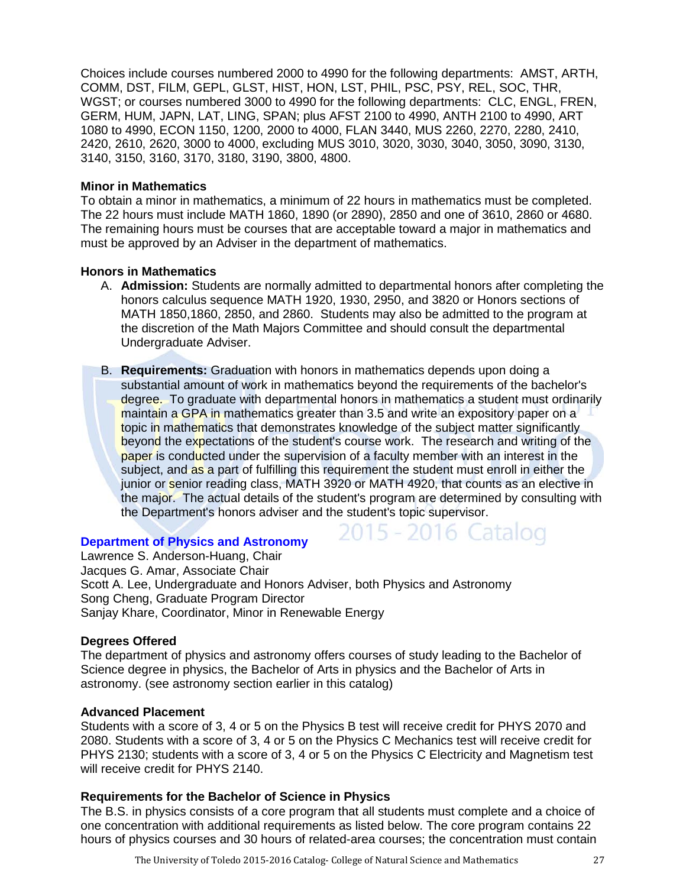Choices include courses numbered 2000 to 4990 for the following departments: AMST, ARTH, COMM, DST, FILM, GEPL, GLST, HIST, HON, LST, PHIL, PSC, PSY, REL, SOC, THR, WGST; or courses numbered 3000 to 4990 for the following departments: CLC, ENGL, FREN, GERM, HUM, JAPN, LAT, LING, SPAN; plus AFST 2100 to 4990, ANTH 2100 to 4990, ART 1080 to 4990, ECON 1150, 1200, 2000 to 4000, FLAN 3440, MUS 2260, 2270, 2280, 2410, 2420, 2610, 2620, 3000 to 4000, excluding MUS 3010, 3020, 3030, 3040, 3050, 3090, 3130, 3140, 3150, 3160, 3170, 3180, 3190, 3800, 4800.

**Minor in Mathematics**

To obtain a minor in mathematics, a minimum of 22 hours in mathematics must be completed. The 22 hours must include MATH 1860, 1890 (or 2890), 2850 and one of 3610, 2860 or 4680. The remaining hours must be courses that are acceptable toward a major in mathematics and must be approved by an Adviser in the department of mathematics.

**Honors in Mathematics**

A. **Admission:** Students are normally admitted to departmental honors after completing the honors calculus sequence MATH 1920, 1930, 2950, and 3820 or Honors sections of MATH 1850,1860, 2850, and 2860. Students may also be admitted to the program at the discretion of the Math Majors Committee and should consult the departmental Undergraduate Adviser.

B. **Requirements:** Graduation with honors in mathematics depends upon doing a substantial amount of work in mathematics beyond the requirements of the bachelor's degree. To graduate with departmental honors in mathematics a student must ordinarily maintain a GPA in mathematics greater than 3.5 and write an expository paper on a topic in mathematics that demonstrates knowledge of the subject matter significantly beyond the expectations of the student's course work. The research and writing of the paper is conducted under the supervision of a faculty member with an interest in the subject, and as a part of fulfilling this requirement the student must enroll in either the junior or senior reading class, MATH 3920 or MATH 4920, that counts as an elective in the major. The actual details of the student's program are determined by consulting with the Department's honors adviser and the student's topic supervisor.

## Department of Physics and Astronomy

Lawrence S. Anderson-Huang, Chair
Jacques G. Amar, Associate Chair
Scott A. Lee, Undergraduate and Honors Adviser, both Physics and Astronomy
Song Cheng, Graduate Program Director
Sanjay Khare, Coordinator, Minor in Renewable Energy

**Degrees Offered**

The department of physics and astronomy offers courses of study leading to the Bachelor of Science degree in physics, the Bachelor of Arts in physics and the Bachelor of Arts in astronomy. (see astronomy section earlier in this catalog)

**Advanced Placement**

Students with a score of 3, 4 or 5 on the Physics B test will receive credit for PHYS 2070 and 2080. Students with a score of 3, 4 or 5 on the Physics C Mechanics test will receive credit for PHYS 2130; students with a score of 3, 4 or 5 on the Physics C Electricity and Magnetism test will receive credit for PHYS 2140.

**Requirements for the Bachelor of Science in Physics**

The B.S. in physics consists of a core program that all students must complete and a choice of one concentration with additional requirements as listed below. The core program contains 22 hours of physics courses and 30 hours of related-area courses; the concentration must contain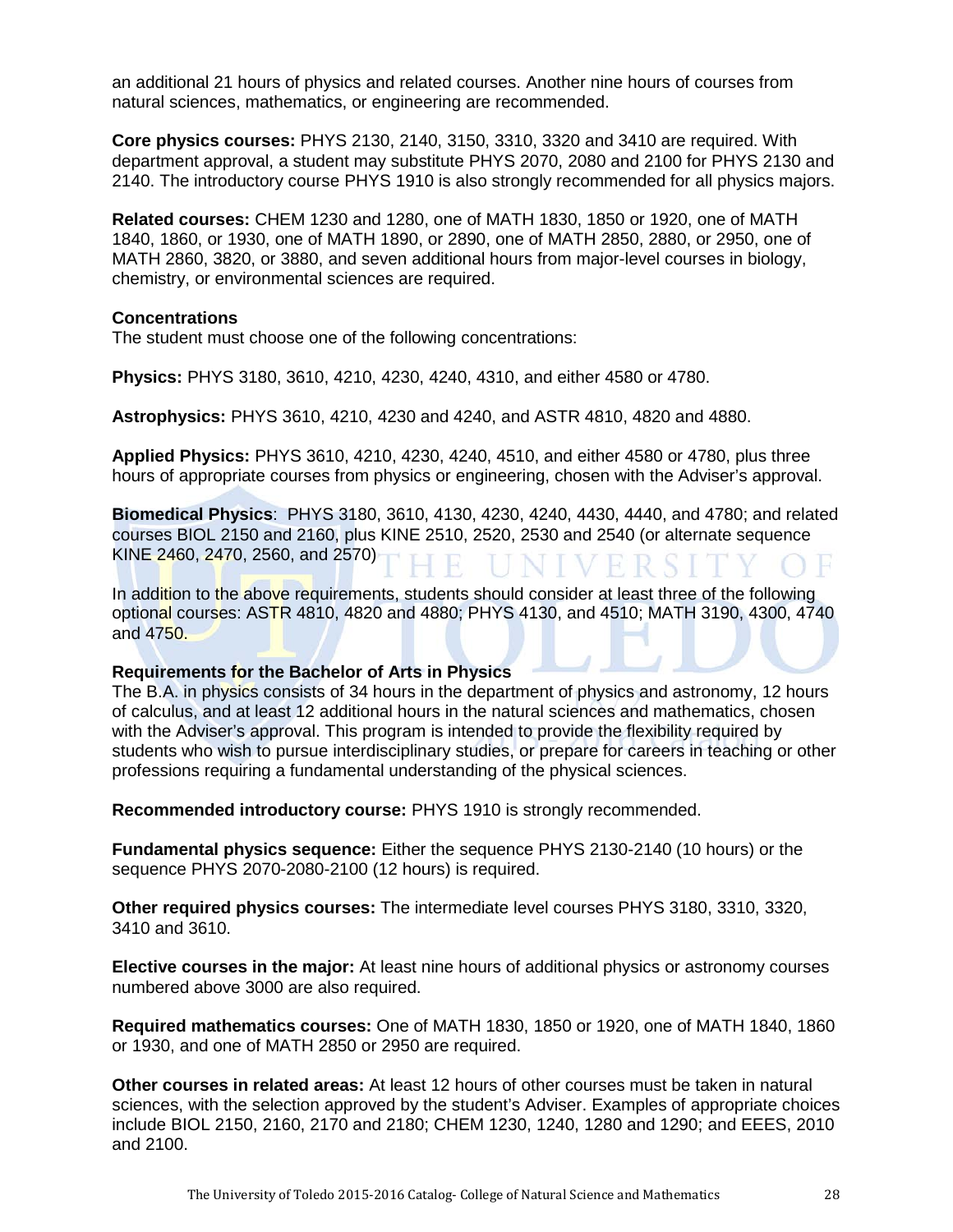an additional 21 hours of physics and related courses. Another nine hours of courses from natural sciences, mathematics, or engineering are recommended.

**Core physics courses:** PHYS 2130, 2140, 3150, 3310, 3320 and 3410 are required. With department approval, a student may substitute PHYS 2070, 2080 and 2100 for PHYS 2130 and 2140. The introductory course PHYS 1910 is also strongly recommended for all physics majors.

**Related courses:** CHEM 1230 and 1280, one of MATH 1830, 1850 or 1920, one of MATH 1840, 1860, or 1930, one of MATH 1890, or 2890, one of MATH 2850, 2880, or 2950, one of MATH 2860, 3820, or 3880, and seven additional hours from major-level courses in biology, chemistry, or environmental sciences are required.

**Concentrations**

The student must choose one of the following concentrations:

**Physics:** PHYS 3180, 3610, 4210, 4230, 4240, 4310, and either 4580 or 4780.

**Astrophysics:** PHYS 3610, 4210, 4230 and 4240, and ASTR 4810, 4820 and 4880.

**Applied Physics:** PHYS 3610, 4210, 4230, 4240, 4510, and either 4580 or 4780, plus three hours of appropriate courses from physics or engineering, chosen with the Adviser's approval.

**Biomedical Physics**: PHYS 3180, 3610, 4130, 4230, 4240, 4430, 4440, and 4780; and related courses BIOL 2150 and 2160, plus KINE 2510, 2520, 2530 and 2540 (or alternate sequence KINE 2460, 2470, 2560, and 2570)

In addition to the above requirements, students should consider at least three of the following optional courses: ASTR 4810, 4820 and 4880; PHYS 4130, and 4510; MATH 3190, 4300, 4740 and 4750.

**Requirements for the Bachelor of Arts in Physics**

The B.A. in physics consists of 34 hours in the department of physics and astronomy, 12 hours of calculus, and at least 12 additional hours in the natural sciences and mathematics, chosen with the Adviser's approval. This program is intended to provide the flexibility required by students who wish to pursue interdisciplinary studies, or prepare for careers in teaching or other professions requiring a fundamental understanding of the physical sciences.

**Recommended introductory course:** PHYS 1910 is strongly recommended.

**Fundamental physics sequence:** Either the sequence PHYS 2130-2140 (10 hours) or the sequence PHYS 2070-2080-2100 (12 hours) is required.

**Other required physics courses:** The intermediate level courses PHYS 3180, 3310, 3320, 3410 and 3610.

**Elective courses in the major:** At least nine hours of additional physics or astronomy courses numbered above 3000 are also required.

**Required mathematics courses:** One of MATH 1830, 1850 or 1920, one of MATH 1840, 1860 or 1930, and one of MATH 2850 or 2950 are required.

**Other courses in related areas:** At least 12 hours of other courses must be taken in natural sciences, with the selection approved by the student's Adviser. Examples of appropriate choices include BIOL 2150, 2160, 2170 and 2180; CHEM 1230, 1240, 1280 and 1290; and EEES, 2010 and 2100.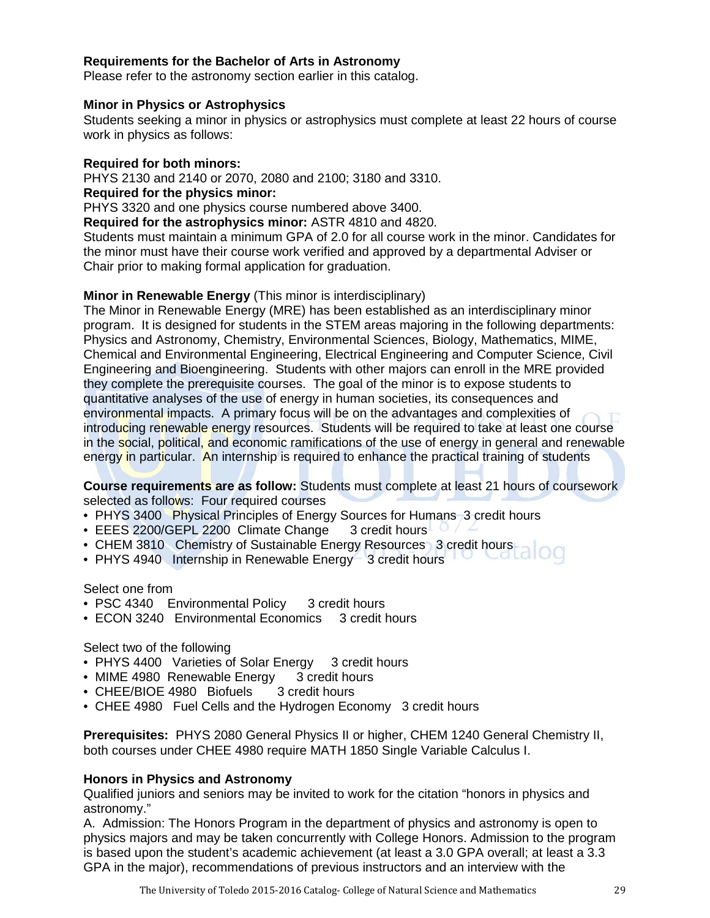**Requirements for the Bachelor of Arts in Astronomy**
Please refer to the astronomy section earlier in this catalog.

**Minor in Physics or Astrophysics**
Students seeking a minor in physics or astrophysics must complete at least 22 hours of course work in physics as follows:

**Required for both minors:**
PHYS 2130 and 2140 or 2070, 2080 and 2100; 3180 and 3310.
**Required for the physics minor:**
PHYS 3320 and one physics course numbered above 3400.
**Required for the astrophysics minor:** ASTR 4810 and 4820.
Students must maintain a minimum GPA of 2.0 for all course work in the minor. Candidates for the minor must have their course work verified and approved by a departmental Adviser or Chair prior to making formal application for graduation.

**Minor in Renewable Energy** (This minor is interdisciplinary)
The Minor in Renewable Energy (MRE) has been established as an interdisciplinary minor program. It is designed for students in the STEM areas majoring in the following departments: Physics and Astronomy, Chemistry, Environmental Sciences, Biology, Mathematics, MIME, Chemical and Environmental Engineering, Electrical Engineering and Computer Science, Civil Engineering and Bioengineering. Students with other majors can enroll in the MRE provided they complete the prerequisite courses. The goal of the minor is to expose students to quantitative analyses of the use of energy in human societies, its consequences and environmental impacts. A primary focus will be on the advantages and complexities of introducing renewable energy resources. Students will be required to take at least one course in the social, political, and economic ramifications of the use of energy in general and renewable energy in particular. An internship is required to enhance the practical training of students

**Course requirements are as follow:** Students must complete at least 21 hours of coursework selected as follows: Four required courses

- PHYS 3400 Physical Principles of Energy Sources for Humans 3 credit hours
- EEES 2200/GEPL 2200 Climate Change 3 credit hours
- CHEM 3810 Chemistry of Sustainable Energy Resources 3 credit hours
- PHYS 4940 Internship in Renewable Energy 3 credit hours

Select one from

- PSC 4340 Environmental Policy 3 credit hours
- ECON 3240 Environmental Economics 3 credit hours

Select two of the following

- PHYS 4400 Varieties of Solar Energy 3 credit hours
- MIME 4980 Renewable Energy 3 credit hours
- CHEE/BIOE 4980 Biofuels 3 credit hours
- CHEE 4980 Fuel Cells and the Hydrogen Economy 3 credit hours

**Prerequisites:** PHYS 2080 General Physics II or higher, CHEM 1240 General Chemistry II, both courses under CHEE 4980 require MATH 1850 Single Variable Calculus I.

**Honors in Physics and Astronomy**
Qualified juniors and seniors may be invited to work for the citation "honors in physics and astronomy."
A. Admission: The Honors Program in the department of physics and astronomy is open to physics majors and may be taken concurrently with College Honors. Admission to the program is based upon the student's academic achievement (at least a 3.0 GPA overall; at least a 3.3 GPA in the major), recommendations of previous instructors and an interview with the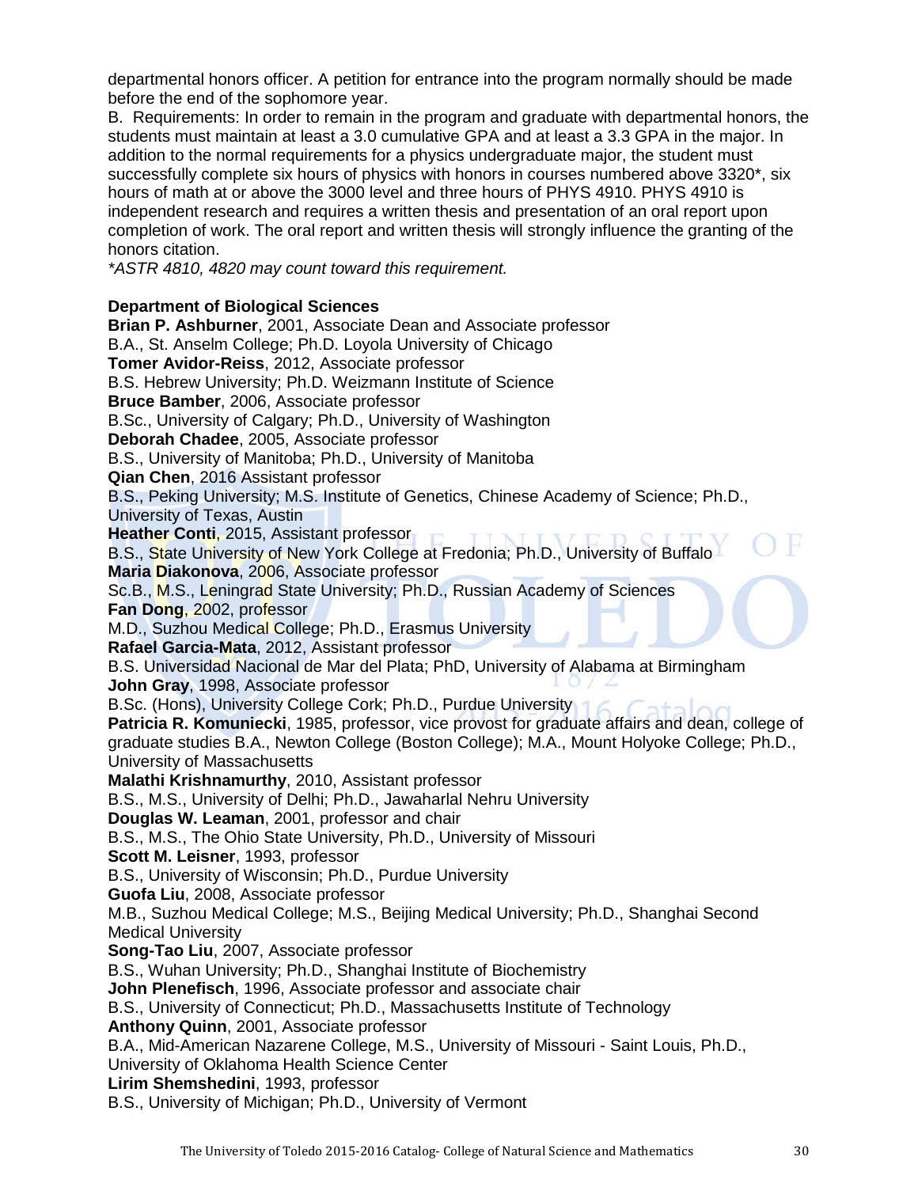departmental honors officer. A petition for entrance into the program normally should be made before the end of the sophomore year.

B. Requirements: In order to remain in the program and graduate with departmental honors, the students must maintain at least a 3.0 cumulative GPA and at least a 3.3 GPA in the major. In addition to the normal requirements for a physics undergraduate major, the student must successfully complete six hours of physics with honors in courses numbered above 3320*, six hours of math at or above the 3000 level and three hours of PHYS 4910. PHYS 4910 is independent research and requires a written thesis and presentation of an oral report upon completion of work. The oral report and written thesis will strongly influence the granting of the honors citation.

*\*ASTR 4810, 4820 may count toward this requirement.*

**Department of Biological Sciences**

**Brian P. Ashburner**, 2001, Associate Dean and Associate professor
B.A., St. Anselm College; Ph.D. Loyola University of Chicago

**Tomer Avidor-Reiss**, 2012, Associate professor
B.S. Hebrew University; Ph.D. Weizmann Institute of Science

**Bruce Bamber**, 2006, Associate professor
B.Sc., University of Calgary; Ph.D., University of Washington

**Deborah Chadee**, 2005, Associate professor
B.S., University of Manitoba; Ph.D., University of Manitoba

**Qian Chen**, 2016 Assistant professor
B.S., Peking University; M.S. Institute of Genetics, Chinese Academy of Science; Ph.D., University of Texas, Austin

**Heather Conti**, 2015, Assistant professor
B.S., State University of New York College at Fredonia; Ph.D., University of Buffalo

**Maria Diakonova**, 2006, Associate professor
Sc.B., M.S., Leningrad State University; Ph.D., Russian Academy of Sciences

**Fan Dong**, 2002, professor
M.D., Suzhou Medical College; Ph.D., Erasmus University

**Rafael Garcia-Mata**, 2012, Assistant professor
B.S. Universidad Nacional de Mar del Plata; PhD, University of Alabama at Birmingham

**John Gray**, 1998, Associate professor
B.Sc. (Hons), University College Cork; Ph.D., Purdue University

**Patricia R. Komuniecki**, 1985, professor, vice provost for graduate affairs and dean, college of graduate studies B.A., Newton College (Boston College); M.A., Mount Holyoke College; Ph.D., University of Massachusetts

**Malathi Krishnamurthy**, 2010, Assistant professor
B.S., M.S., University of Delhi; Ph.D., Jawaharlal Nehru University

**Douglas W. Leaman**, 2001, professor and chair
B.S., M.S., The Ohio State University, Ph.D., University of Missouri

**Scott M. Leisner**, 1993, professor
B.S., University of Wisconsin; Ph.D., Purdue University

**Guofa Liu**, 2008, Associate professor
M.B., Suzhou Medical College; M.S., Beijing Medical University; Ph.D., Shanghai Second Medical University

**Song-Tao Liu**, 2007, Associate professor
B.S., Wuhan University; Ph.D., Shanghai Institute of Biochemistry

**John Plenefisch**, 1996, Associate professor and associate chair
B.S., University of Connecticut; Ph.D., Massachusetts Institute of Technology

**Anthony Quinn**, 2001, Associate professor
B.A., Mid-American Nazarene College, M.S., University of Missouri - Saint Louis, Ph.D., University of Oklahoma Health Science Center

**Lirim Shemshedini**, 1993, professor
B.S., University of Michigan; Ph.D., University of Vermont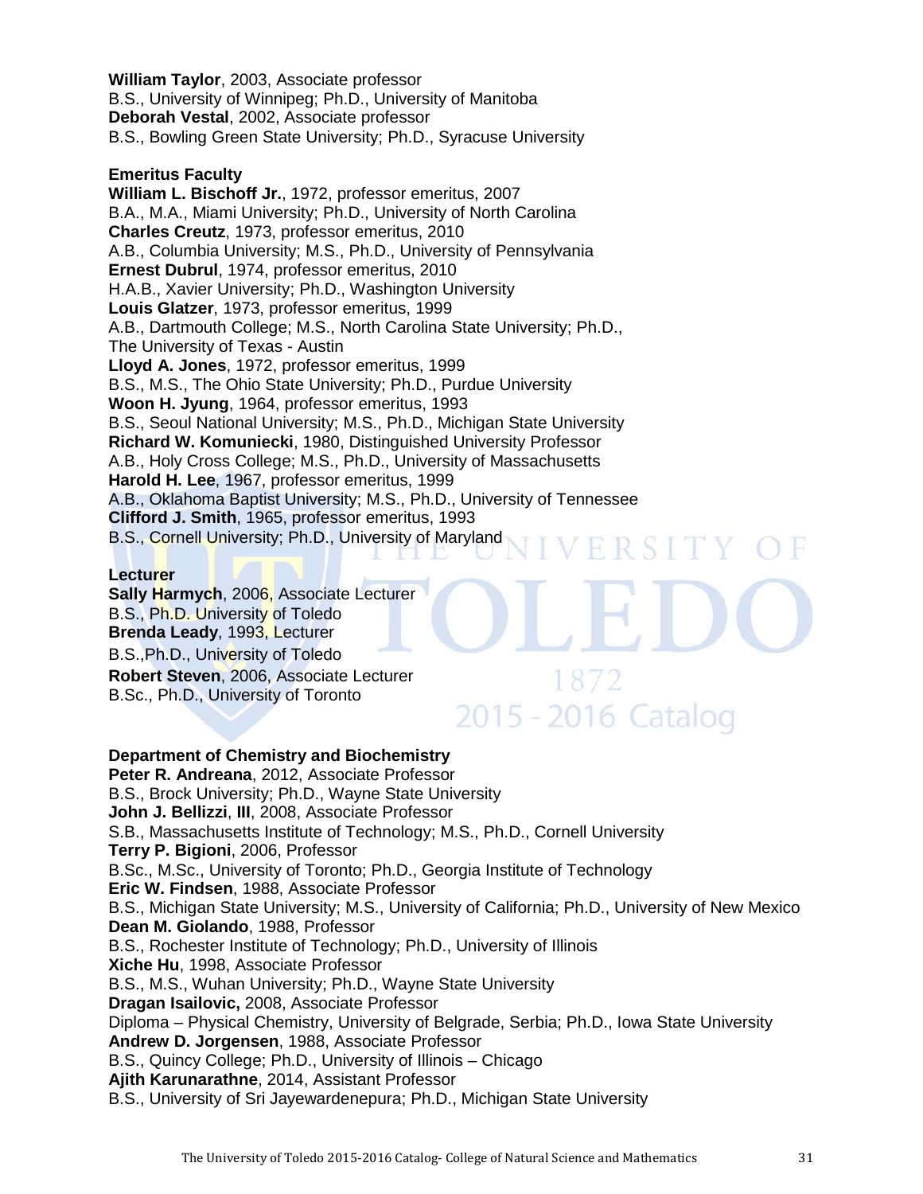**William Taylor**, 2003, Associate professor
B.S., University of Winnipeg; Ph.D., University of Manitoba
**Deborah Vestal**, 2002, Associate professor
B.S., Bowling Green State University; Ph.D., Syracuse University

**Emeritus Faculty**

**William L. Bischoff Jr.**, 1972, professor emeritus, 2007
B.A., M.A., Miami University; Ph.D., University of North Carolina
**Charles Creutz**, 1973, professor emeritus, 2010
A.B., Columbia University; M.S., Ph.D., University of Pennsylvania
**Ernest Dubrul**, 1974, professor emeritus, 2010
H.A.B., Xavier University; Ph.D., Washington University
**Louis Glatzer**, 1973, professor emeritus, 1999
A.B., Dartmouth College; M.S., North Carolina State University; Ph.D., The University of Texas - Austin
**Lloyd A. Jones**, 1972, professor emeritus, 1999
B.S., M.S., The Ohio State University; Ph.D., Purdue University
**Woon H. Jyung**, 1964, professor emeritus, 1993
B.S., Seoul National University; M.S., Ph.D., Michigan State University
**Richard W. Komuniecki**, 1980, Distinguished University Professor
A.B., Holy Cross College; M.S., Ph.D., University of Massachusetts
**Harold H. Lee**, 1967, professor emeritus, 1999
A.B., Oklahoma Baptist University; M.S., Ph.D., University of Tennessee
**Clifford J. Smith**, 1965, professor emeritus, 1993
B.S., Cornell University; Ph.D., University of Maryland

**Lecturer**

**Sally Harmych**, 2006, Associate Lecturer
B.S., Ph.D. University of Toledo
**Brenda Leady**, 1993, Lecturer
B.S.,Ph.D., University of Toledo
**Robert Steven**, 2006, Associate Lecturer
B.Sc., Ph.D., University of Toronto

**Department of Chemistry and Biochemistry**

**Peter R. Andreana**, 2012, Associate Professor
B.S., Brock University; Ph.D., Wayne State University
**John J. Bellizzi**, **III**, 2008, Associate Professor
S.B., Massachusetts Institute of Technology; M.S., Ph.D., Cornell University
**Terry P. Bigioni**, 2006, Professor
B.Sc., M.Sc., University of Toronto; Ph.D., Georgia Institute of Technology
**Eric W. Findsen**, 1988, Associate Professor
B.S., Michigan State University; M.S., University of California; Ph.D., University of New Mexico
**Dean M. Giolando**, 1988, Professor
B.S., Rochester Institute of Technology; Ph.D., University of Illinois
**Xiche Hu**, 1998, Associate Professor
B.S., M.S., Wuhan University; Ph.D., Wayne State University
**Dragan Isailovic,** 2008, Associate Professor
Diploma – Physical Chemistry, University of Belgrade, Serbia; Ph.D., Iowa State University
**Andrew D. Jorgensen**, 1988, Associate Professor
B.S., Quincy College; Ph.D., University of Illinois – Chicago
**Ajith Karunarathne**, 2014, Assistant Professor
B.S., University of Sri Jayewardenepura; Ph.D., Michigan State University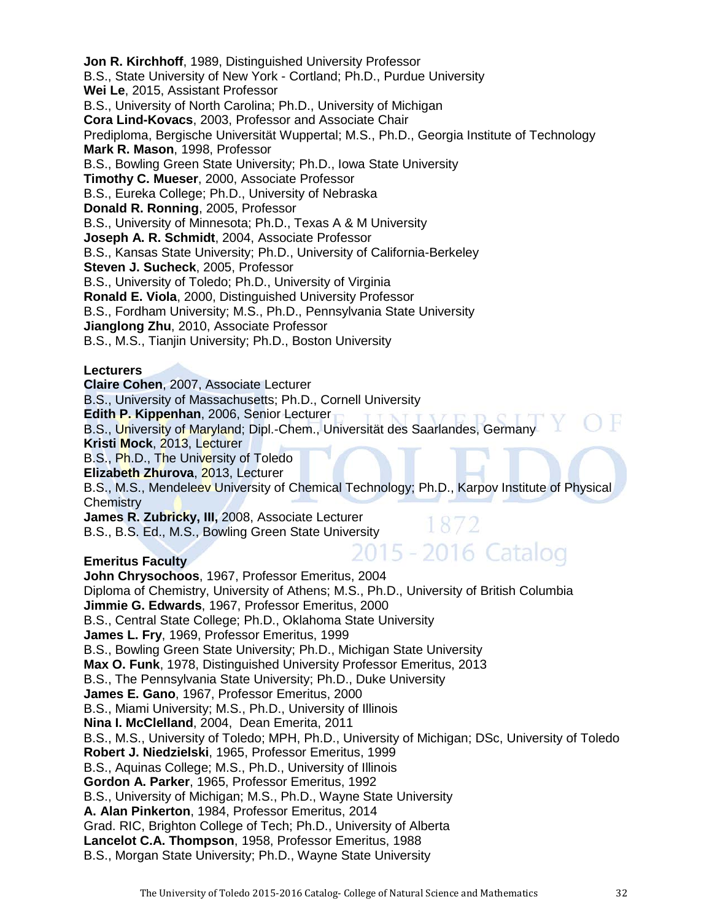**Jon R. Kirchhoff**, 1989, Distinguished University Professor
B.S., State University of New York - Cortland; Ph.D., Purdue University
**Wei Le**, 2015, Assistant Professor
B.S., University of North Carolina; Ph.D., University of Michigan
**Cora Lind-Kovacs**, 2003, Professor and Associate Chair
Prediploma, Bergische Universität Wuppertal; M.S., Ph.D., Georgia Institute of Technology
**Mark R. Mason**, 1998, Professor
B.S., Bowling Green State University; Ph.D., Iowa State University
**Timothy C. Mueser**, 2000, Associate Professor
B.S., Eureka College; Ph.D., University of Nebraska
**Donald R. Ronning**, 2005, Professor
B.S., University of Minnesota; Ph.D., Texas A & M University
**Joseph A. R. Schmidt**, 2004, Associate Professor
B.S., Kansas State University; Ph.D., University of California-Berkeley
**Steven J. Sucheck**, 2005, Professor
B.S., University of Toledo; Ph.D., University of Virginia
**Ronald E. Viola**, 2000, Distinguished University Professor
B.S., Fordham University; M.S., Ph.D., Pennsylvania State University
**Jianglong Zhu**, 2010, Associate Professor
B.S., M.S., Tianjin University; Ph.D., Boston University

**Lecturers**

**Claire Cohen**, 2007, Associate Lecturer
B.S., University of Massachusetts; Ph.D., Cornell University
**Edith P. Kippenhan**, 2006, Senior Lecturer
B.S., University of Maryland; Dipl.-Chem., Universität des Saarlandes, Germany
**Kristi Mock**, 2013, Lecturer
B.S., Ph.D., The University of Toledo
**Elizabeth Zhurova**, 2013, Lecturer
B.S., M.S., Mendeleev University of Chemical Technology; Ph.D., Karpov Institute of Physical Chemistry
**James R. Zubricky, III,** 2008, Associate Lecturer
B.S., B.S. Ed., M.S., Bowling Green State University

**Emeritus Faculty**

**John Chrysochoos**, 1967, Professor Emeritus, 2004
Diploma of Chemistry, University of Athens; M.S., Ph.D., University of British Columbia
**Jimmie G. Edwards**, 1967, Professor Emeritus, 2000
B.S., Central State College; Ph.D., Oklahoma State University
**James L. Fry**, 1969, Professor Emeritus, 1999
B.S., Bowling Green State University; Ph.D., Michigan State University
**Max O. Funk**, 1978, Distinguished University Professor Emeritus, 2013
B.S., The Pennsylvania State University; Ph.D., Duke University
**James E. Gano**, 1967, Professor Emeritus, 2000
B.S., Miami University; M.S., Ph.D., University of Illinois
**Nina I. McClelland**, 2004, Dean Emerita, 2011
B.S., M.S., University of Toledo; MPH, Ph.D., University of Michigan; DSc, University of Toledo
**Robert J. Niedzielski**, 1965, Professor Emeritus, 1999
B.S., Aquinas College; M.S., Ph.D., University of Illinois
**Gordon A. Parker**, 1965, Professor Emeritus, 1992
B.S., University of Michigan; M.S., Ph.D., Wayne State University
**A. Alan Pinkerton**, 1984, Professor Emeritus, 2014
Grad. RIC, Brighton College of Tech; Ph.D., University of Alberta
**Lancelot C.A. Thompson**, 1958, Professor Emeritus, 1988
B.S., Morgan State University; Ph.D., Wayne State University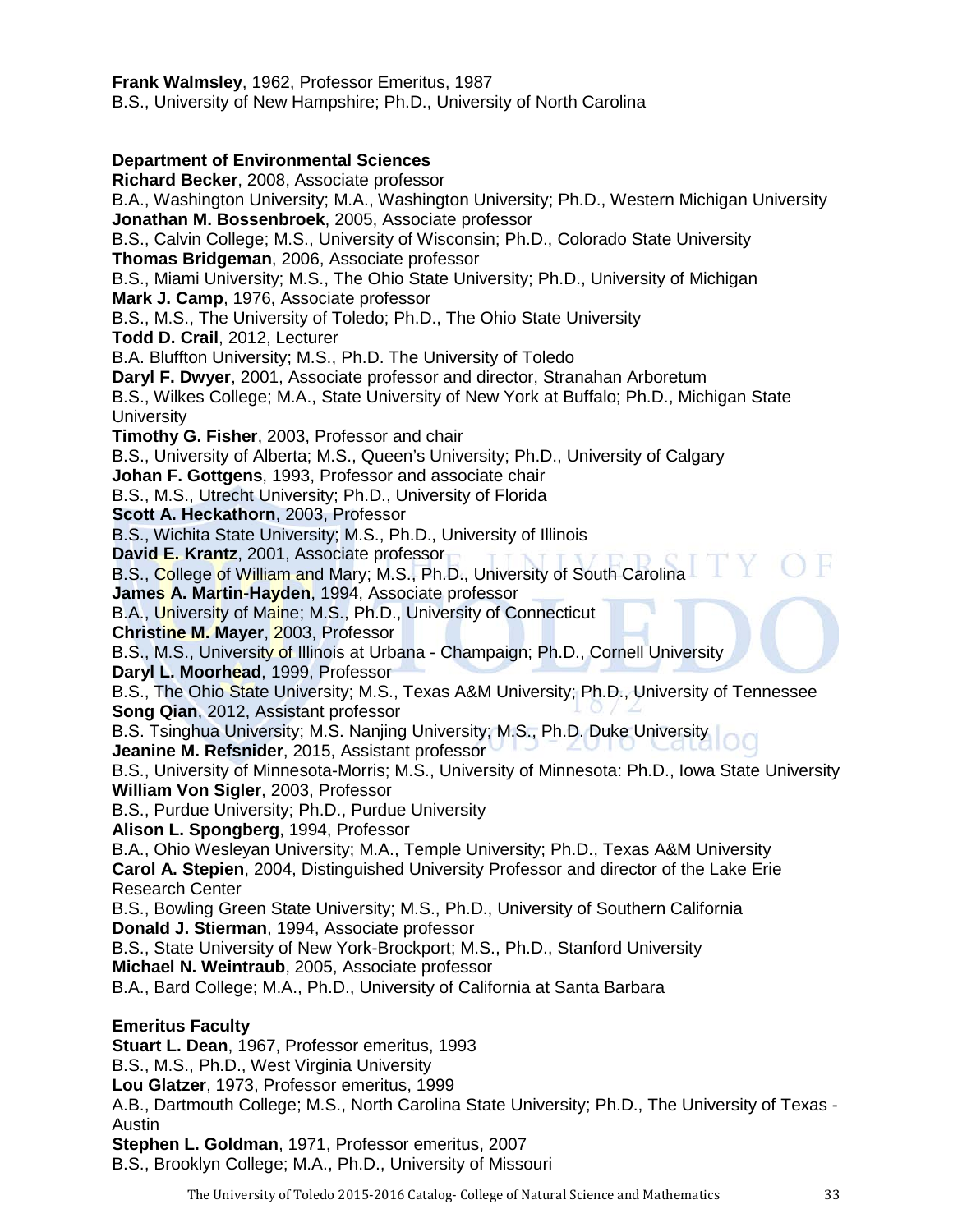**Frank Walmsley**, 1962, Professor Emeritus, 1987
B.S., University of New Hampshire; Ph.D., University of North Carolina

**Department of Environmental Sciences**

**Richard Becker**, 2008, Associate professor
B.A., Washington University; M.A., Washington University; Ph.D., Western Michigan University

**Jonathan M. Bossenbroek**, 2005, Associate professor
B.S., Calvin College; M.S., University of Wisconsin; Ph.D., Colorado State University

**Thomas Bridgeman**, 2006, Associate professor
B.S., Miami University; M.S., The Ohio State University; Ph.D., University of Michigan

**Mark J. Camp**, 1976, Associate professor
B.S., M.S., The University of Toledo; Ph.D., The Ohio State University

**Todd D. Crail**, 2012, Lecturer
B.A. Bluffton University; M.S., Ph.D. The University of Toledo

**Daryl F. Dwyer**, 2001, Associate professor and director, Stranahan Arboretum
B.S., Wilkes College; M.A., State University of New York at Buffalo; Ph.D., Michigan State University

**Timothy G. Fisher**, 2003, Professor and chair
B.S., University of Alberta; M.S., Queen's University; Ph.D., University of Calgary

**Johan F. Gottgens**, 1993, Professor and associate chair
B.S., M.S., Utrecht University; Ph.D., University of Florida

**Scott A. Heckathorn**, 2003, Professor
B.S., Wichita State University; M.S., Ph.D., University of Illinois

**David E. Krantz**, 2001, Associate professor
B.S., College of William and Mary; M.S., Ph.D., University of South Carolina

**James A. Martin-Hayden**, 1994, Associate professor
B.A., University of Maine; M.S., Ph.D., University of Connecticut

**Christine M. Mayer**, 2003, Professor
B.S., M.S., University of Illinois at Urbana - Champaign; Ph.D., Cornell University

**Daryl L. Moorhead**, 1999, Professor
B.S., The Ohio State University; M.S., Texas A&M University; Ph.D., University of Tennessee

**Song Qian**, 2012, Assistant professor
B.S. Tsinghua University; M.S. Nanjing University; M.S., Ph.D. Duke University

**Jeanine M. Refsnider**, 2015, Assistant professor
B.S., University of Minnesota-Morris; M.S., University of Minnesota: Ph.D., Iowa State University

**William Von Sigler**, 2003, Professor
B.S., Purdue University; Ph.D., Purdue University

**Alison L. Spongberg**, 1994, Professor
B.A., Ohio Wesleyan University; M.A., Temple University; Ph.D., Texas A&M University

**Carol A. Stepien**, 2004, Distinguished University Professor and director of the Lake Erie Research Center
B.S., Bowling Green State University; M.S., Ph.D., University of Southern California

**Donald J. Stierman**, 1994, Associate professor
B.S., State University of New York-Brockport; M.S., Ph.D., Stanford University

**Michael N. Weintraub**, 2005, Associate professor
B.A., Bard College; M.A., Ph.D., University of California at Santa Barbara

**Emeritus Faculty**

**Stuart L. Dean**, 1967, Professor emeritus, 1993
B.S., M.S., Ph.D., West Virginia University

**Lou Glatzer**, 1973, Professor emeritus, 1999
A.B., Dartmouth College; M.S., North Carolina State University; Ph.D., The University of Texas - Austin

**Stephen L. Goldman**, 1971, Professor emeritus, 2007
B.S., Brooklyn College; M.A., Ph.D., University of Missouri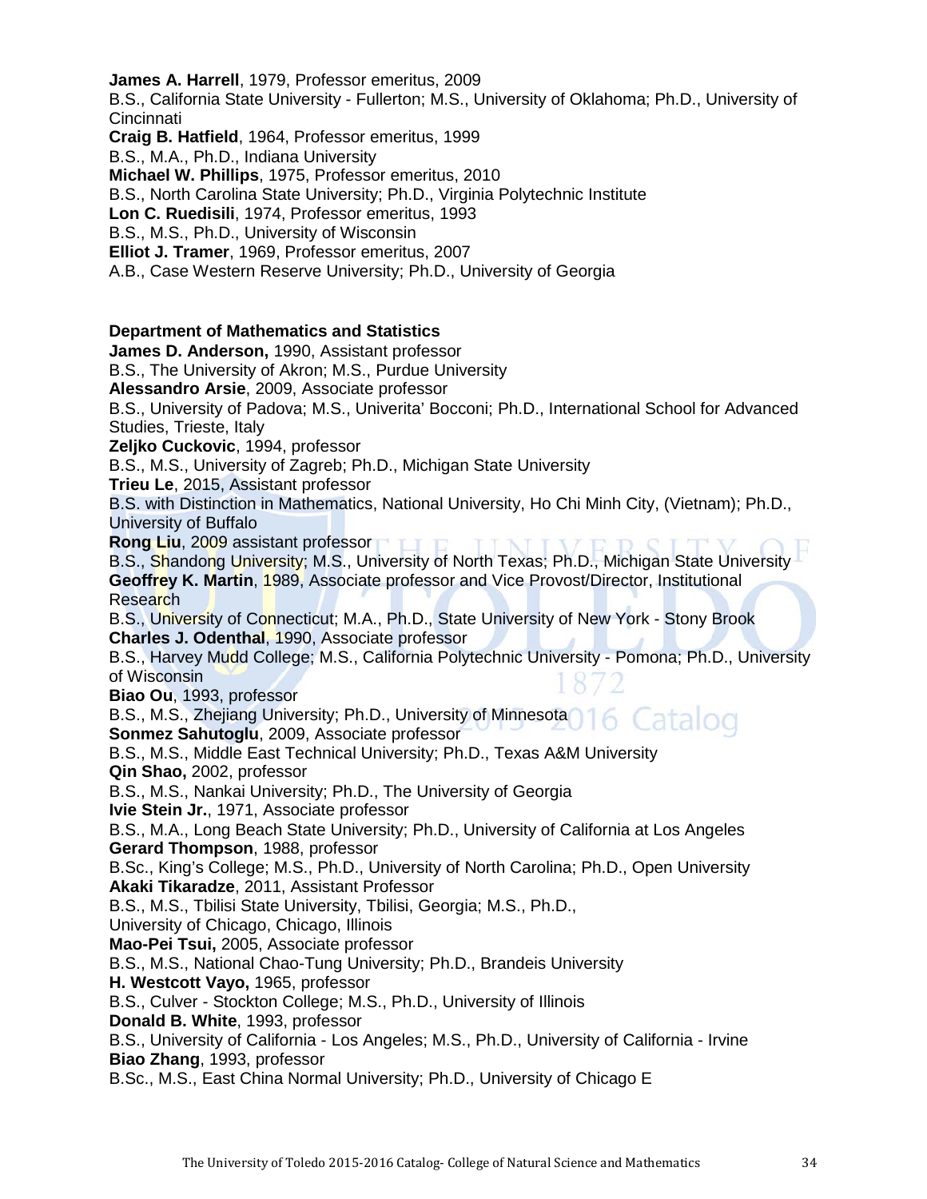**James A. Harrell**, 1979, Professor emeritus, 2009
B.S., California State University - Fullerton; M.S., University of Oklahoma; Ph.D., University of Cincinnati
**Craig B. Hatfield**, 1964, Professor emeritus, 1999
B.S., M.A., Ph.D., Indiana University
**Michael W. Phillips**, 1975, Professor emeritus, 2010
B.S., North Carolina State University; Ph.D., Virginia Polytechnic Institute
**Lon C. Ruedisili**, 1974, Professor emeritus, 1993
B.S., M.S., Ph.D., University of Wisconsin
**Elliot J. Tramer**, 1969, Professor emeritus, 2007
A.B., Case Western Reserve University; Ph.D., University of Georgia

**Department of Mathematics and Statistics**
**James D. Anderson,** 1990, Assistant professor
B.S., The University of Akron; M.S., Purdue University
**Alessandro Arsie**, 2009, Associate professor
B.S., University of Padova; M.S., Univerita' Bocconi; Ph.D., International School for Advanced Studies, Trieste, Italy
**Zeljko Cuckovic**, 1994, professor
B.S., M.S., University of Zagreb; Ph.D., Michigan State University
**Trieu Le**, 2015, Assistant professor
B.S. with Distinction in Mathematics, National University, Ho Chi Minh City, (Vietnam); Ph.D., University of Buffalo
**Rong Liu**, 2009 assistant professor
B.S., Shandong University; M.S., University of North Texas; Ph.D., Michigan State University
**Geoffrey K. Martin**, 1989, Associate professor and Vice Provost/Director, Institutional Research
B.S., University of Connecticut; M.A., Ph.D., State University of New York - Stony Brook
**Charles J. Odenthal**, 1990, Associate professor
B.S., Harvey Mudd College; M.S., California Polytechnic University - Pomona; Ph.D., University of Wisconsin
**Biao Ou**, 1993, professor
B.S., M.S., Zhejiang University; Ph.D., University of Minnesota
**Sonmez Sahutoglu**, 2009, Associate professor
B.S., M.S., Middle East Technical University; Ph.D., Texas A&M University
**Qin Shao,** 2002, professor
B.S., M.S., Nankai University; Ph.D., The University of Georgia
**Ivie Stein Jr.**, 1971, Associate professor
B.S., M.A., Long Beach State University; Ph.D., University of California at Los Angeles
**Gerard Thompson**, 1988, professor
B.Sc., King's College; M.S., Ph.D., University of North Carolina; Ph.D., Open University
**Akaki Tikaradze**, 2011, Assistant Professor
B.S., M.S., Tbilisi State University, Tbilisi, Georgia; M.S., Ph.D.,
University of Chicago, Chicago, Illinois
**Mao-Pei Tsui,** 2005, Associate professor
B.S., M.S., National Chao-Tung University; Ph.D., Brandeis University
**H. Westcott Vayo,** 1965, professor
B.S., Culver - Stockton College; M.S., Ph.D., University of Illinois
**Donald B. White**, 1993, professor
B.S., University of California - Los Angeles; M.S., Ph.D., University of California - Irvine
**Biao Zhang**, 1993, professor
B.Sc., M.S., East China Normal University; Ph.D., University of Chicago E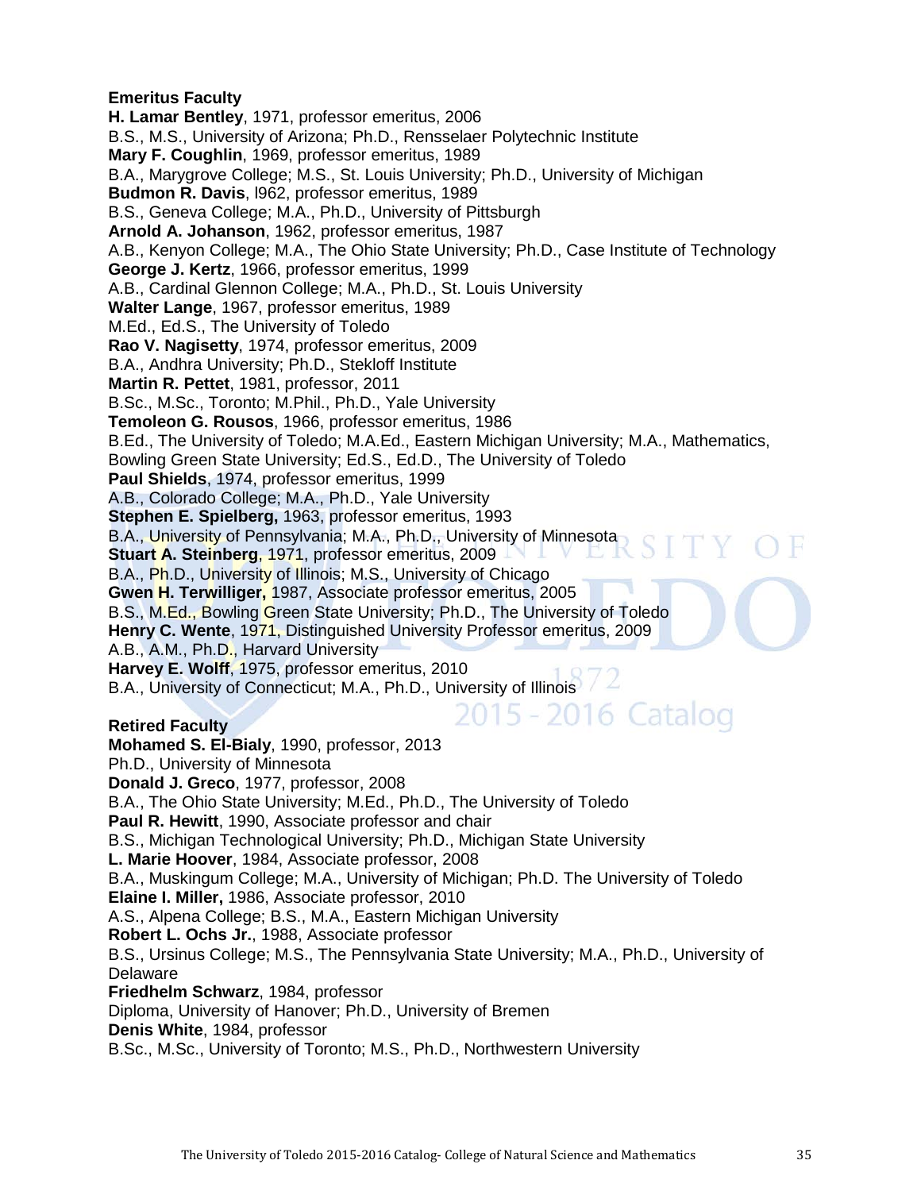**Emeritus Faculty**

**H. Lamar Bentley**, 1971, professor emeritus, 2006
B.S., M.S., University of Arizona; Ph.D., Rensselaer Polytechnic Institute

**Mary F. Coughlin**, 1969, professor emeritus, 1989
B.A., Marygrove College; M.S., St. Louis University; Ph.D., University of Michigan

**Budmon R. Davis**, l962, professor emeritus, 1989
B.S., Geneva College; M.A., Ph.D., University of Pittsburgh

**Arnold A. Johanson**, 1962, professor emeritus, 1987
A.B., Kenyon College; M.A., The Ohio State University; Ph.D., Case Institute of Technology

**George J. Kertz**, 1966, professor emeritus, 1999
A.B., Cardinal Glennon College; M.A., Ph.D., St. Louis University

**Walter Lange**, 1967, professor emeritus, 1989
M.Ed., Ed.S., The University of Toledo

**Rao V. Nagisetty**, 1974, professor emeritus, 2009
B.A., Andhra University; Ph.D., Stekloff Institute

**Martin R. Pettet**, 1981, professor, 2011
B.Sc., M.Sc., Toronto; M.Phil., Ph.D., Yale University

**Temoleon G. Rousos**, 1966, professor emeritus, 1986
B.Ed., The University of Toledo; M.A.Ed., Eastern Michigan University; M.A., Mathematics, Bowling Green State University; Ed.S., Ed.D., The University of Toledo

**Paul Shields**, 1974, professor emeritus, 1999
A.B., Colorado College; M.A., Ph.D., Yale University

**Stephen E. Spielberg,** 1963, professor emeritus, 1993
B.A., University of Pennsylvania; M.A., Ph.D., University of Minnesota

**Stuart A. Steinberg**, 1971, professor emeritus, 2009
B.A., Ph.D., University of Illinois; M.S., University of Chicago

**Gwen H. Terwilliger,** 1987, Associate professor emeritus, 2005
B.S., M.Ed., Bowling Green State University; Ph.D., The University of Toledo

**Henry C. Wente**, 1971, Distinguished University Professor emeritus, 2009
A.B., A.M., Ph.D., Harvard University

**Harvey E. Wolff**, 1975, professor emeritus, 2010
B.A., University of Connecticut; M.A., Ph.D., University of Illinois

**Retired Faculty**

**Mohamed S. El-Bialy**, 1990, professor, 2013
Ph.D., University of Minnesota

**Donald J. Greco**, 1977, professor, 2008
B.A., The Ohio State University; M.Ed., Ph.D., The University of Toledo

**Paul R. Hewitt**, 1990, Associate professor and chair
B.S., Michigan Technological University; Ph.D., Michigan State University

**L. Marie Hoover**, 1984, Associate professor, 2008
B.A., Muskingum College; M.A., University of Michigan; Ph.D. The University of Toledo

**Elaine I. Miller,** 1986, Associate professor, 2010
A.S., Alpena College; B.S., M.A., Eastern Michigan University

**Robert L. Ochs Jr.**, 1988, Associate professor
B.S., Ursinus College; M.S., The Pennsylvania State University; M.A., Ph.D., University of Delaware

**Friedhelm Schwarz**, 1984, professor
Diploma, University of Hanover; Ph.D., University of Bremen

**Denis White**, 1984, professor
B.Sc., M.Sc., University of Toronto; M.S., Ph.D., Northwestern University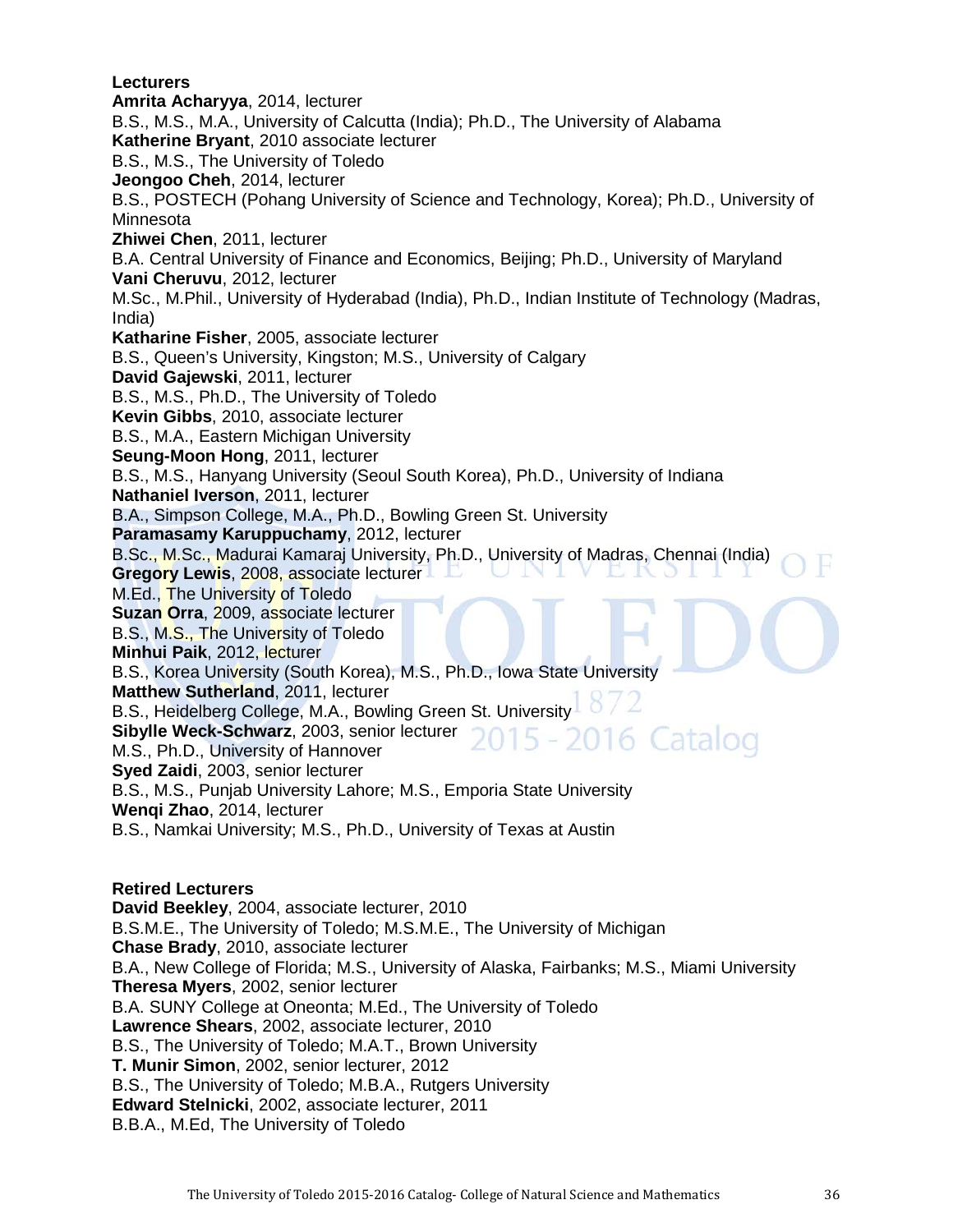**Lecturers**

**Amrita Acharyya**, 2014, lecturer
B.S., M.S., M.A., University of Calcutta (India); Ph.D., The University of Alabama

**Katherine Bryant**, 2010 associate lecturer
B.S., M.S., The University of Toledo

**Jeongoo Cheh**, 2014, lecturer
B.S., POSTECH (Pohang University of Science and Technology, Korea); Ph.D., University of Minnesota

**Zhiwei Chen**, 2011, lecturer
B.A. Central University of Finance and Economics, Beijing; Ph.D., University of Maryland

**Vani Cheruvu**, 2012, lecturer
M.Sc., M.Phil., University of Hyderabad (India), Ph.D., Indian Institute of Technology (Madras, India)

**Katharine Fisher**, 2005, associate lecturer
B.S., Queen's University, Kingston; M.S., University of Calgary

**David Gajewski**, 2011, lecturer
B.S., M.S., Ph.D., The University of Toledo

**Kevin Gibbs**, 2010, associate lecturer
B.S., M.A., Eastern Michigan University

**Seung-Moon Hong**, 2011, lecturer
B.S., M.S., Hanyang University (Seoul South Korea), Ph.D., University of Indiana

**Nathaniel Iverson**, 2011, lecturer
B.A., Simpson College, M.A., Ph.D., Bowling Green St. University

**Paramasamy Karuppuchamy**, 2012, lecturer
B.Sc., M.Sc., Madurai Kamaraj University, Ph.D., University of Madras, Chennai (India)

**Gregory Lewis**, 2008, associate lecturer
M.Ed., The University of Toledo

**Suzan Orra**, 2009, associate lecturer
B.S., M.S., The University of Toledo

**Minhui Paik**, 2012, lecturer
B.S., Korea University (South Korea), M.S., Ph.D., Iowa State University

**Matthew Sutherland**, 2011, lecturer
B.S., Heidelberg College, M.A., Bowling Green St. University

**Sibylle Weck-Schwarz**, 2003, senior lecturer
M.S., Ph.D., University of Hannover

**Syed Zaidi**, 2003, senior lecturer
B.S., M.S., Punjab University Lahore; M.S., Emporia State University

**Wenqi Zhao**, 2014, lecturer
B.S., Namkai University; M.S., Ph.D., University of Texas at Austin

**Retired Lecturers**

**David Beekley**, 2004, associate lecturer, 2010
B.S.M.E., The University of Toledo; M.S.M.E., The University of Michigan

**Chase Brady**, 2010, associate lecturer
B.A., New College of Florida; M.S., University of Alaska, Fairbanks; M.S., Miami University

**Theresa Myers**, 2002, senior lecturer
B.A. SUNY College at Oneonta; M.Ed., The University of Toledo

**Lawrence Shears**, 2002, associate lecturer, 2010
B.S., The University of Toledo; M.A.T., Brown University

**T. Munir Simon**, 2002, senior lecturer, 2012
B.S., The University of Toledo; M.B.A., Rutgers University

**Edward Stelnicki**, 2002, associate lecturer, 2011
B.B.A., M.Ed, The University of Toledo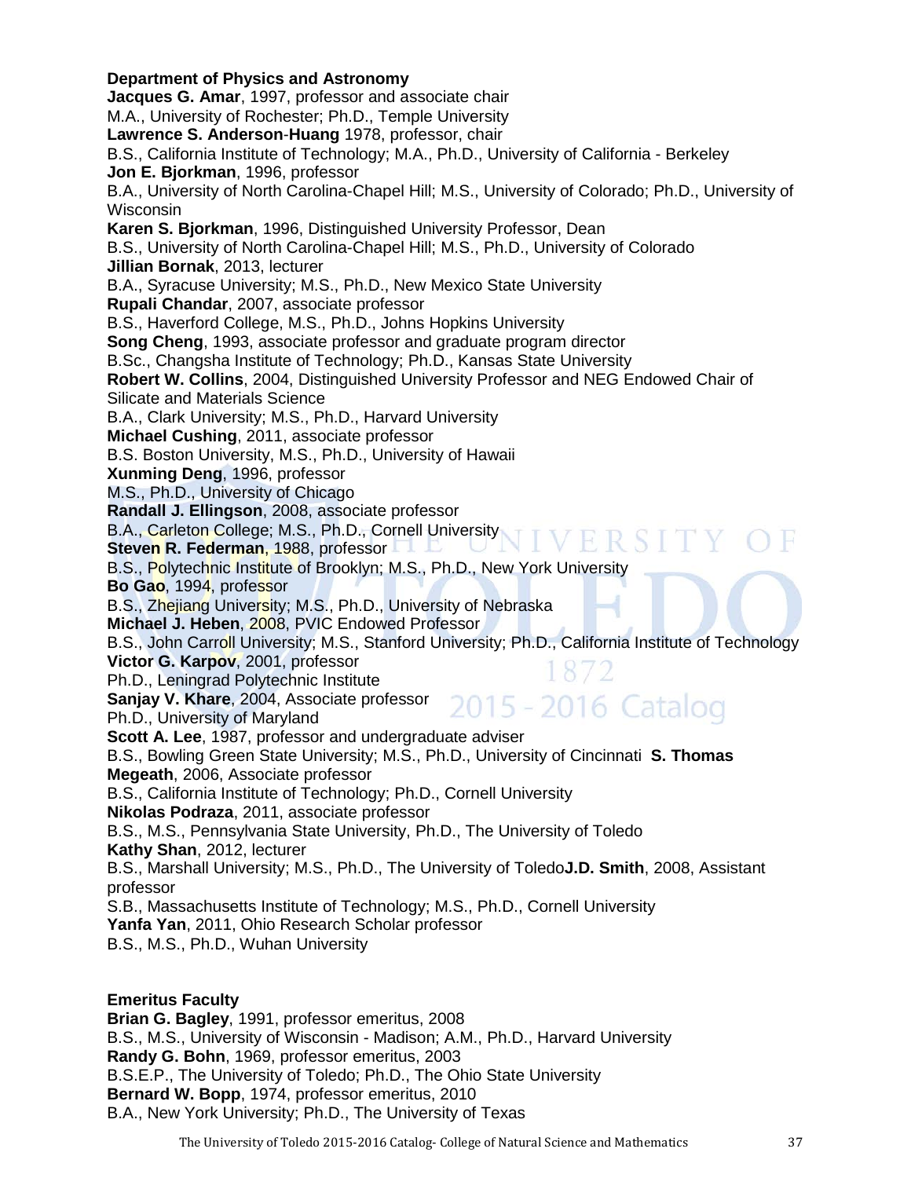**Department of Physics and Astronomy**

**Jacques G. Amar**, 1997, professor and associate chair
M.A., University of Rochester; Ph.D., Temple University

**Lawrence S. Anderson-Huang** 1978, professor, chair
B.S., California Institute of Technology; M.A., Ph.D., University of California - Berkeley

**Jon E. Bjorkman**, 1996, professor
B.A., University of North Carolina-Chapel Hill; M.S., University of Colorado; Ph.D., University of Wisconsin

**Karen S. Bjorkman**, 1996, Distinguished University Professor, Dean
B.S., University of North Carolina-Chapel Hill; M.S., Ph.D., University of Colorado

**Jillian Bornak**, 2013, lecturer
B.A., Syracuse University; M.S., Ph.D., New Mexico State University

**Rupali Chandar**, 2007, associate professor
B.S., Haverford College, M.S., Ph.D., Johns Hopkins University

**Song Cheng**, 1993, associate professor and graduate program director
B.Sc., Changsha Institute of Technology; Ph.D., Kansas State University

**Robert W. Collins**, 2004, Distinguished University Professor and NEG Endowed Chair of Silicate and Materials Science
B.A., Clark University; M.S., Ph.D., Harvard University

**Michael Cushing**, 2011, associate professor
B.S. Boston University, M.S., Ph.D., University of Hawaii

**Xunming Deng**, 1996, professor
M.S., Ph.D., University of Chicago

**Randall J. Ellingson**, 2008, associate professor
B.A., Carleton College; M.S., Ph.D., Cornell University

**Steven R. Federman**, 1988, professor
B.S., Polytechnic Institute of Brooklyn; M.S., Ph.D., New York University

**Bo Gao**, 1994, professor
B.S., Zhejiang University; M.S., Ph.D., University of Nebraska

**Michael J. Heben**, 2008, PVIC Endowed Professor
B.S., John Carroll University; M.S., Stanford University; Ph.D., California Institute of Technology

**Victor G. Karpov**, 2001, professor
Ph.D., Leningrad Polytechnic Institute

**Sanjay V. Khare**, 2004, Associate professor
Ph.D., University of Maryland

**Scott A. Lee**, 1987, professor and undergraduate adviser
B.S., Bowling Green State University; M.S., Ph.D., University of Cincinnati

**S. Thomas Megeath**, 2006, Associate professor
B.S., California Institute of Technology; Ph.D., Cornell University

**Nikolas Podraza**, 2011, associate professor
B.S., M.S., Pennsylvania State University, Ph.D., The University of Toledo

**Kathy Shan**, 2012, lecturer
B.S., Marshall University; M.S., Ph.D., The University of Toledo

**J.D. Smith**, 2008, Assistant professor
S.B., Massachusetts Institute of Technology; M.S., Ph.D., Cornell University

**Yanfa Yan**, 2011, Ohio Research Scholar professor
B.S., M.S., Ph.D., Wuhan University

**Emeritus Faculty**

**Brian G. Bagley**, 1991, professor emeritus, 2008
B.S., M.S., University of Wisconsin - Madison; A.M., Ph.D., Harvard University

**Randy G. Bohn**, 1969, professor emeritus, 2003
B.S.E.P., The University of Toledo; Ph.D., The Ohio State University

**Bernard W. Bopp**, 1974, professor emeritus, 2010
B.A., New York University; Ph.D., The University of Texas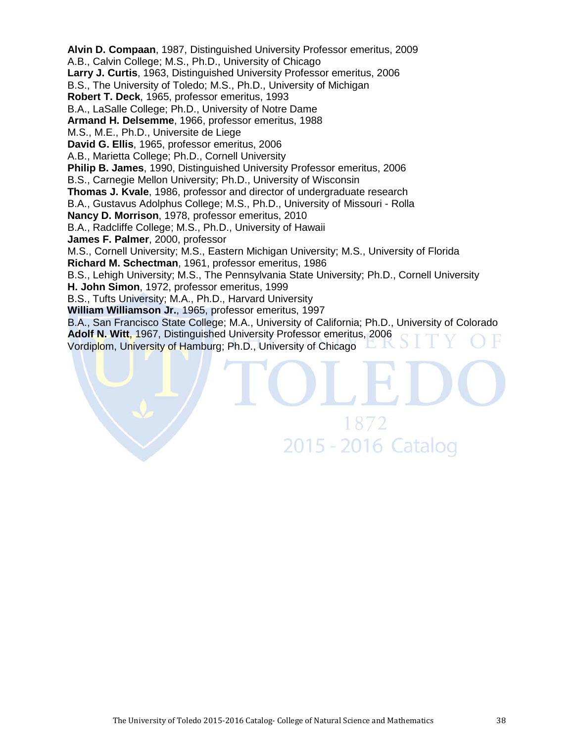**Alvin D. Compaan**, 1987, Distinguished University Professor emeritus, 2009
A.B., Calvin College; M.S., Ph.D., University of Chicago
**Larry J. Curtis**, 1963, Distinguished University Professor emeritus, 2006
B.S., The University of Toledo; M.S., Ph.D., University of Michigan
**Robert T. Deck**, 1965, professor emeritus, 1993
B.A., LaSalle College; Ph.D., University of Notre Dame
**Armand H. Delsemme**, 1966, professor emeritus, 1988
M.S., M.E., Ph.D., Universite de Liege
**David G. Ellis**, 1965, professor emeritus, 2006
A.B., Marietta College; Ph.D., Cornell University
**Philip B. James**, 1990, Distinguished University Professor emeritus, 2006
B.S., Carnegie Mellon University; Ph.D., University of Wisconsin
**Thomas J. Kvale**, 1986, professor and director of undergraduate research
B.A., Gustavus Adolphus College; M.S., Ph.D., University of Missouri - Rolla
**Nancy D. Morrison**, 1978, professor emeritus, 2010
B.A., Radcliffe College; M.S., Ph.D., University of Hawaii
**James F. Palmer**, 2000, professor
M.S., Cornell University; M.S., Eastern Michigan University; M.S., University of Florida
**Richard M. Schectman**, 1961, professor emeritus, 1986
B.S., Lehigh University; M.S., The Pennsylvania State University; Ph.D., Cornell University
**H. John Simon**, 1972, professor emeritus, 1999
B.S., Tufts University; M.A., Ph.D., Harvard University
**William Williamson Jr.**, 1965, professor emeritus, 1997
B.A., San Francisco State College; M.A., University of California; Ph.D., University of Colorado
**Adolf N. Witt**, 1967, Distinguished University Professor emeritus, 2006
Vordiplom, University of Hamburg; Ph.D., University of Chicago